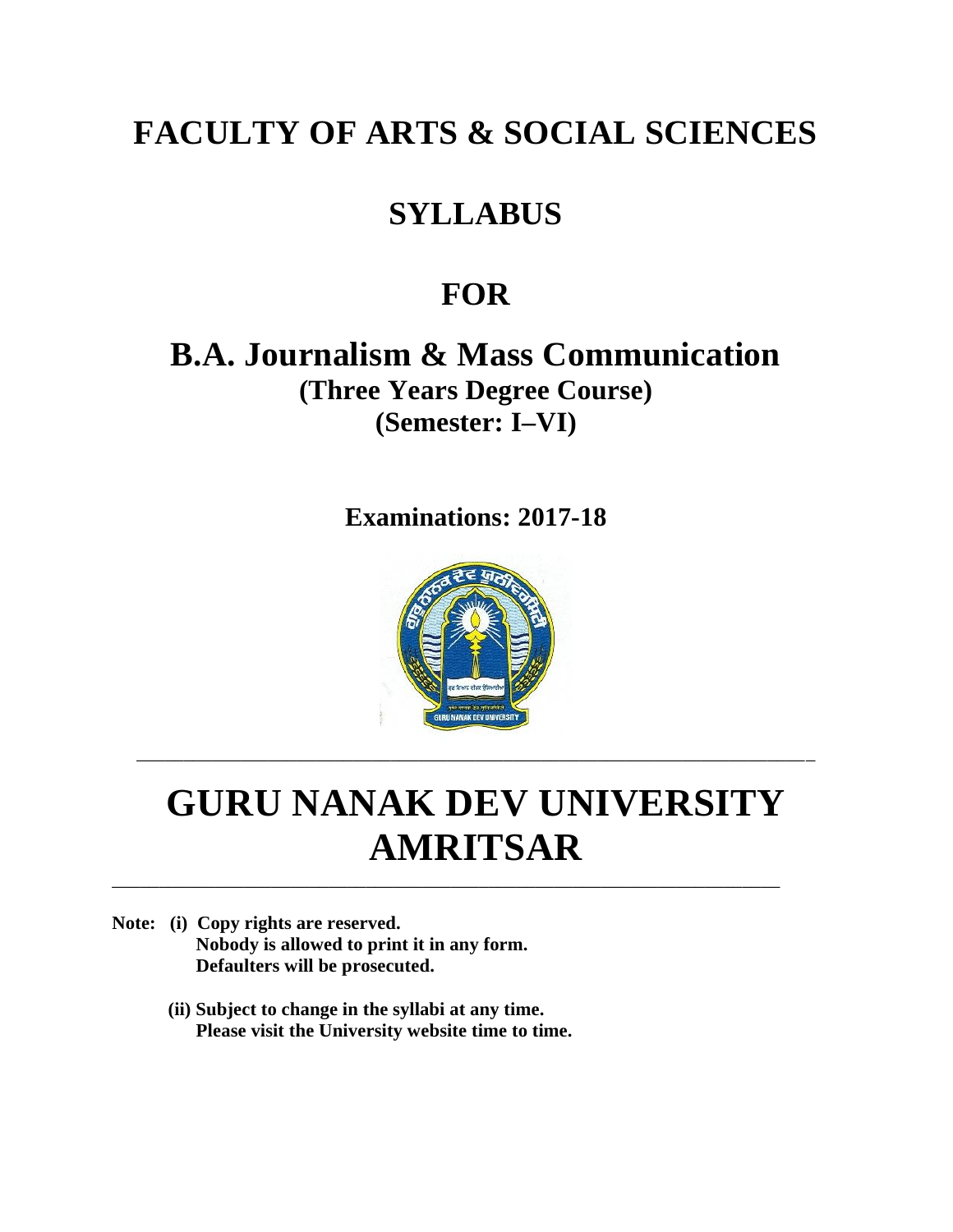# FACULTY OF ARTS & SOCIAL SCIENCES

## SYLLABUS

## FOR

## B.A. Journalism & Mass Communication

**(Three Years Degree Course)**

**(Semester: I–VI)**

**Examinations: 2017-18**

---

# GURU NANAK DEV UNIVERSITY AMRITSAR

---

**Note: (i) Copy rights are reserved.**
**Nobody is allowed to print it in any form.**
**Defaulters will be prosecuted.**

**(ii) Subject to change in the syllabi at any time.**
**Please visit the University website time to time.**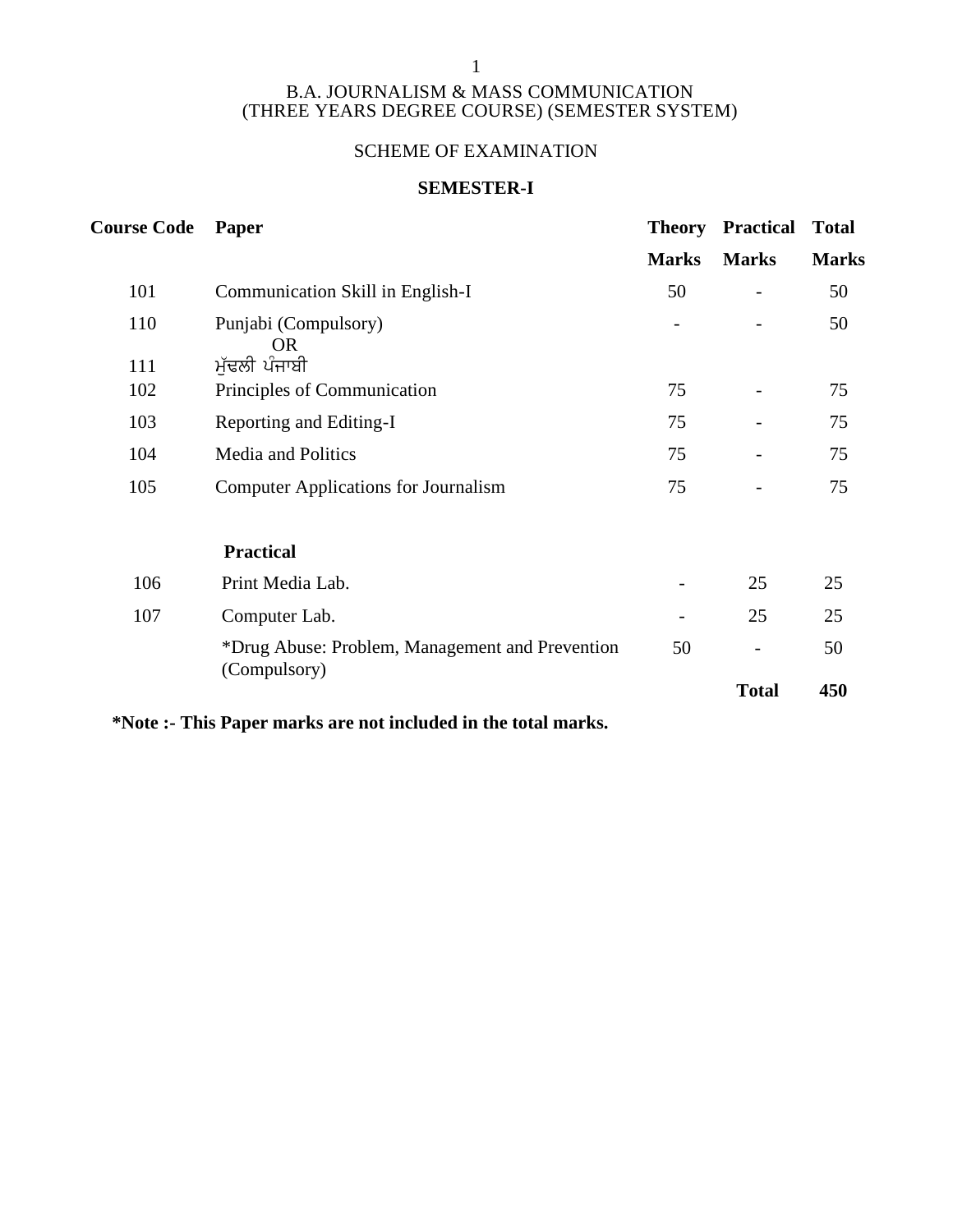B.A. JOURNALISM & MASS COMMUNICATION
(THREE YEARS DEGREE COURSE) (SEMESTER SYSTEM)

SCHEME OF EXAMINATION

**SEMESTER-I**

| Course Code | Paper | Theory Marks | Practical Marks | Total Marks |
|---|---|---|---|---|
| 101 | Communication Skill in English-I | 50 | - | 50 |
| 110<br>111 | Punjabi (Compulsory)<br>OR<br>ਮੁੱਢਲੀ ਪੰਜਾਬੀ | - | - | 50 |
| 102 | Principles of Communication | 75 | - | 75 |
| 103 | Reporting and Editing-I | 75 | - | 75 |
| 104 | Media and Politics | 75 | - | 75 |
| 105 | Computer Applications for Journalism | 75 | - | 75 |
| | **Practical** | | | |
| 106 | Print Media Lab. | - | 25 | 25 |
| 107 | Computer Lab. | - | 25 | 25 |
| | *Drug Abuse: Problem, Management and Prevention (Compulsory) | 50 | - | 50 |
| | | | **Total** | **450** |

***Note :- This Paper marks are not included in the total marks.**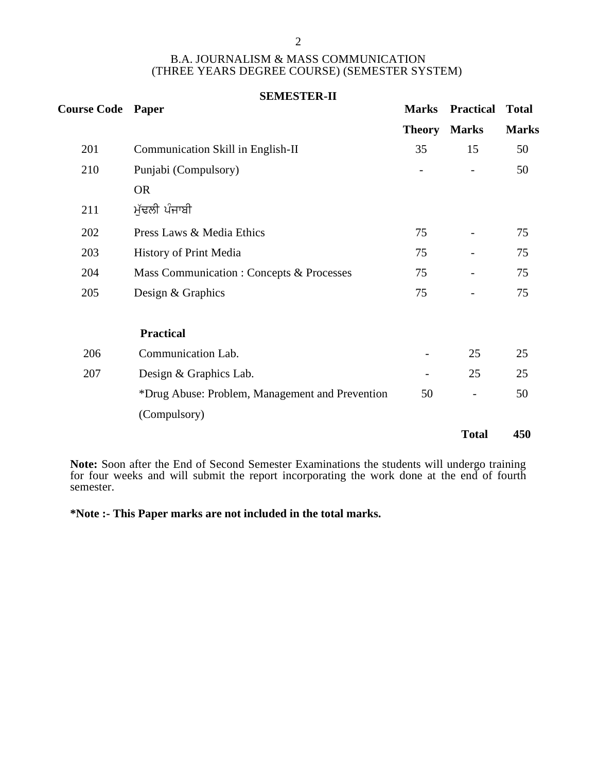B.A. JOURNALISM & MASS COMMUNICATION
(THREE YEARS DEGREE COURSE) (SEMESTER SYSTEM)

## SEMESTER-II

| Course Code | Paper | Marks Theory | Practical Marks | Total Marks |
|---|---|---|---|---|
| 201 | Communication Skill in English-II | 35 | 15 | 50 |
| 210 | Punjabi (Compulsory) | - | - | 50 |
| | OR | | | |
| 211 | ਮੁੱਢਲੀ ਪੰਜਾਬੀ | | | |
| 202 | Press Laws & Media Ethics | 75 | - | 75 |
| 203 | History of Print Media | 75 | - | 75 |
| 204 | Mass Communication : Concepts & Processes | 75 | - | 75 |
| 205 | Design & Graphics | 75 | - | 75 |
| | **Practical** | | | |
| 206 | Communication Lab. | - | 25 | 25 |
| 207 | Design & Graphics Lab. | - | 25 | 25 |
| | *Drug Abuse: Problem, Management and Prevention (Compulsory) | 50 | - | 50 |
| | | | **Total** | **450** |

**Note:** Soon after the End of Second Semester Examinations the students will undergo training for four weeks and will submit the report incorporating the work done at the end of fourth semester.

***Note :- This Paper marks are not included in the total marks.**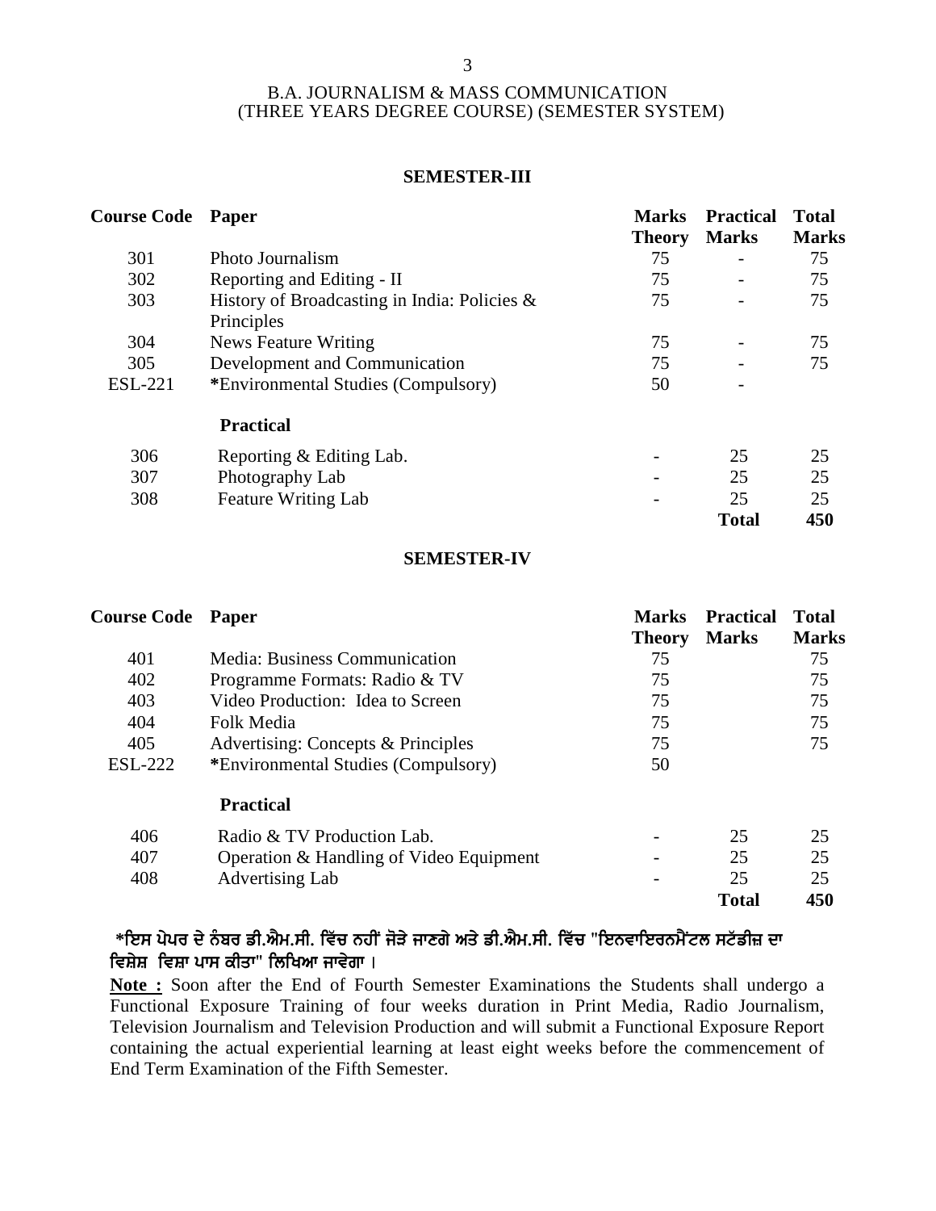# B.A. JOURNALISM & MASS COMMUNICATION
## (THREE YEARS DEGREE COURSE) (SEMESTER SYSTEM)

### SEMESTER-III

| Course Code | Paper | Marks Theory | Practical Marks | Total Marks |
|---|---|---|---|---|
| 301 | Photo Journalism | 75 | - | 75 |
| 302 | Reporting and Editing - II | 75 | - | 75 |
| 303 | History of Broadcasting in India: Policies & Principles | 75 | - | 75 |
| 304 | News Feature Writing | 75 | - | 75 |
| 305 | Development and Communication | 75 | - | 75 |
| ESL-221 | *Environmental Studies (Compulsory) | 50 | - | |
| | **Practical** | | | |
| 306 | Reporting & Editing Lab. | - | 25 | 25 |
| 307 | Photography Lab | - | 25 | 25 |
| 308 | Feature Writing Lab | - | 25 | 25 |
| | | | **Total** | **450** |

### SEMESTER-IV

| Course Code | Paper | Marks Theory | Practical Marks | Total Marks |
|---|---|---|---|---|
| 401 | Media: Business Communication | 75 | | 75 |
| 402 | Programme Formats: Radio & TV | 75 | | 75 |
| 403 | Video Production: Idea to Screen | 75 | | 75 |
| 404 | Folk Media | 75 | | 75 |
| 405 | Advertising: Concepts & Principles | 75 | | 75 |
| ESL-222 | *Environmental Studies (Compulsory) | 50 | | |
| | **Practical** | | | |
| 406 | Radio & TV Production Lab. | - | 25 | 25 |
| 407 | Operation & Handling of Video Equipment | - | 25 | 25 |
| 408 | Advertising Lab | - | 25 | 25 |
| | | | **Total** | **450** |

**\*ਇਸ ਪੇਪਰ ਦੇ ਨੰਬਰ ਡੀ.ਐਮ.ਸੀ. ਵਿੱਚ ਨਹੀਂ ਜੋੜੇ ਜਾਣਗੇ ਅਤੇ ਡੀ.ਐਮ.ਸੀ. ਵਿੱਚ "ਇਨਵਾਇਰਨਮੈਂਟਲ ਸਟੱਡੀਜ਼ ਦਾ ਵਿਸ਼ੇਸ਼ ਵਿਸ਼ਾ ਪਾਸ ਕੀਤਾ" ਲਿਖਿਆ ਜਾਵੇਗਾ ।**

**Note :** Soon after the End of Fourth Semester Examinations the Students shall undergo a Functional Exposure Training of four weeks duration in Print Media, Radio Journalism, Television Journalism and Television Production and will submit a Functional Exposure Report containing the actual experiential learning at least eight weeks before the commencement of End Term Examination of the Fifth Semester.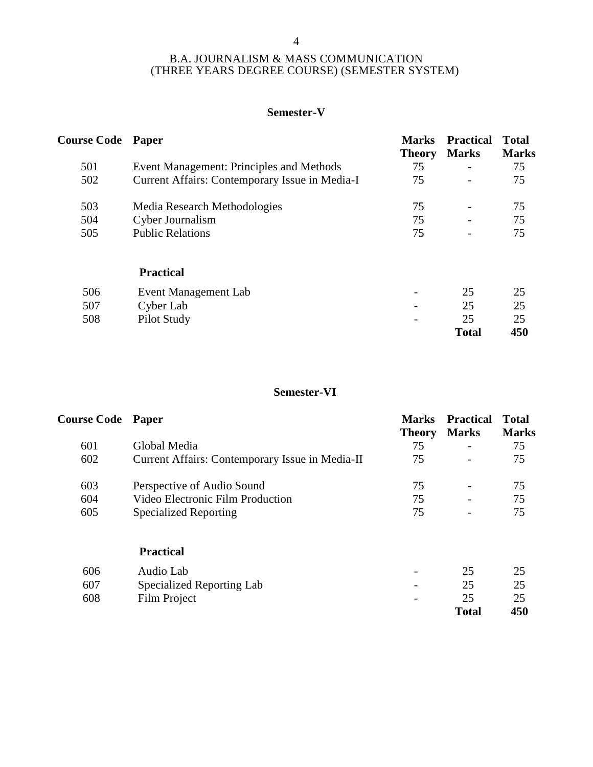B.A. JOURNALISM & MASS COMMUNICATION
(THREE YEARS DEGREE COURSE) (SEMESTER SYSTEM)

## Semester-V

| Course Code | Paper | Marks Theory | Practical Marks | Total Marks |
|---|---|---|---|---|
| 501 | Event Management: Principles and Methods | 75 | - | 75 |
| 502 | Current Affairs: Contemporary Issue in Media-I | 75 | - | 75 |
| 503 | Media Research Methodologies | 75 | - | 75 |
| 504 | Cyber Journalism | 75 | - | 75 |
| 505 | Public Relations | 75 | - | 75 |
| | **Practical** | | | |
| 506 | Event Management Lab | - | 25 | 25 |
| 507 | Cyber Lab | - | 25 | 25 |
| 508 | Pilot Study | - | 25 | 25 |
| | | | **Total** | **450** |

## Semester-VI

| Course Code | Paper | Marks Theory | Practical Marks | Total Marks |
|---|---|---|---|---|
| 601 | Global Media | 75 | - | 75 |
| 602 | Current Affairs: Contemporary Issue in Media-II | 75 | - | 75 |
| 603 | Perspective of Audio Sound | 75 | - | 75 |
| 604 | Video Electronic Film Production | 75 | - | 75 |
| 605 | Specialized Reporting | 75 | - | 75 |
| | **Practical** | | | |
| 606 | Audio Lab | - | 25 | 25 |
| 607 | Specialized Reporting Lab | - | 25 | 25 |
| 608 | Film Project | - | 25 | 25 |
| | | | **Total** | **450** |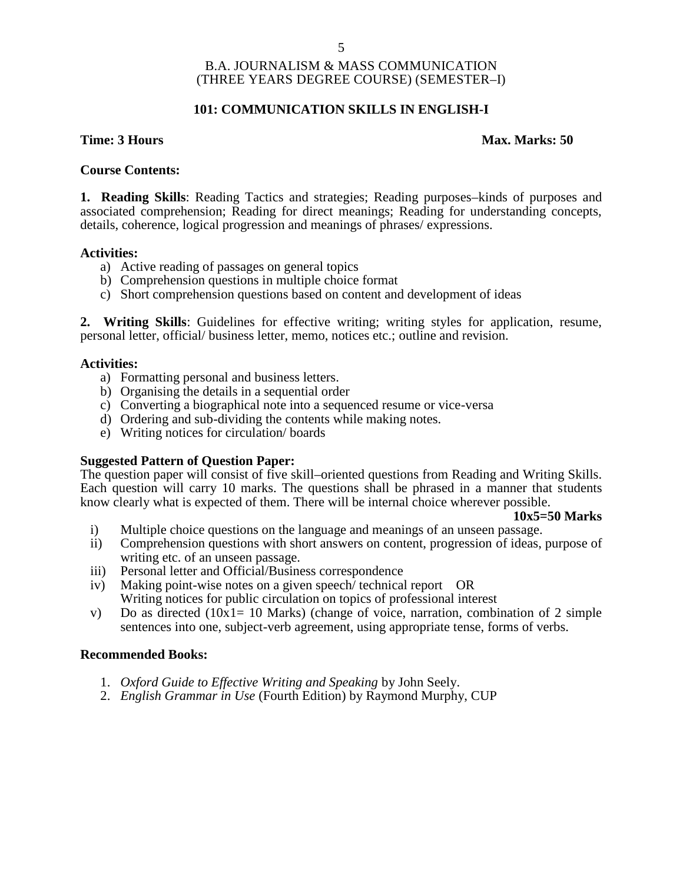B.A. JOURNALISM & MASS COMMUNICATION
(THREE YEARS DEGREE COURSE) (SEMESTER–I)

## 101: COMMUNICATION SKILLS IN ENGLISH-I

**Time: 3 Hours** **Max. Marks: 50**

**Course Contents:**

**1. Reading Skills**: Reading Tactics and strategies; Reading purposes–kinds of purposes and associated comprehension; Reading for direct meanings; Reading for understanding concepts, details, coherence, logical progression and meanings of phrases/ expressions.

**Activities:**

a) Active reading of passages on general topics
b) Comprehension questions in multiple choice format
c) Short comprehension questions based on content and development of ideas

**2. Writing Skills**: Guidelines for effective writing; writing styles for application, resume, personal letter, official/ business letter, memo, notices etc.; outline and revision.

**Activities:**

a) Formatting personal and business letters.
b) Organising the details in a sequential order
c) Converting a biographical note into a sequenced resume or vice-versa
d) Ordering and sub-dividing the contents while making notes.
e) Writing notices for circulation/ boards

**Suggested Pattern of Question Paper:**
The question paper will consist of five skill–oriented questions from Reading and Writing Skills. Each question will carry 10 marks. The questions shall be phrased in a manner that students know clearly what is expected of them. There will be internal choice wherever possible.

**10x5=50 Marks**

i) Multiple choice questions on the language and meanings of an unseen passage.
ii) Comprehension questions with short answers on content, progression of ideas, purpose of writing etc. of an unseen passage.
iii) Personal letter and Official/Business correspondence
iv) Making point-wise notes on a given speech/ technical report OR
Writing notices for public circulation on topics of professional interest
v) Do as directed (10x1= 10 Marks) (change of voice, narration, combination of 2 simple sentences into one, subject-verb agreement, using appropriate tense, forms of verbs.

**Recommended Books:**

1. *Oxford Guide to Effective Writing and Speaking* by John Seely.
2. *English Grammar in Use* (Fourth Edition) by Raymond Murphy, CUP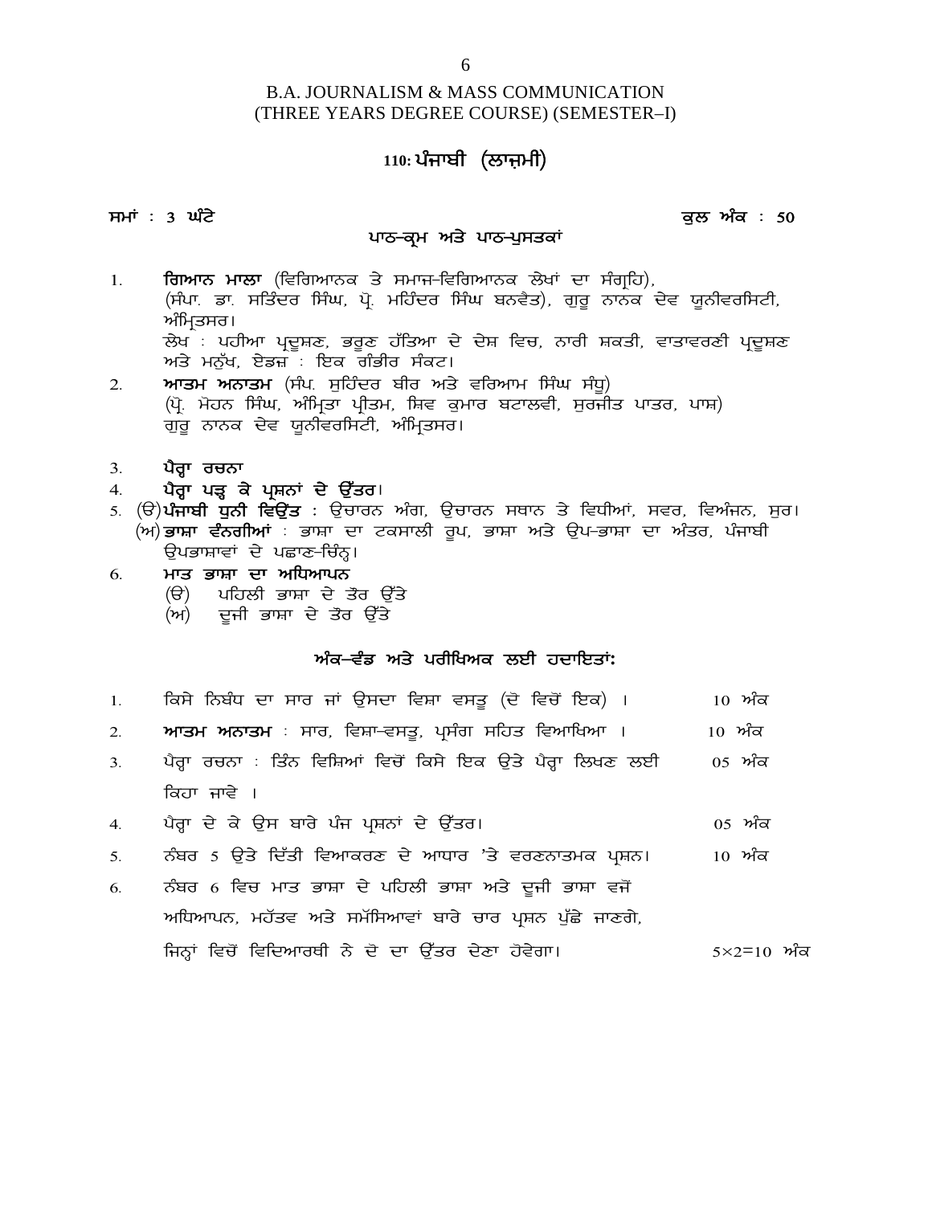## B.A. JOURNALISM & MASS COMMUNICATION
## (THREE YEARS DEGREE COURSE) (SEMESTER–I)

## 110: ਪੰਜਾਬੀ (ਲਾਜ਼ਮੀ)

**ਸਮਾਂ : 3 ਘੰਟੇ** **ਕੁਲ ਅੰਕ : 50**

### ਪਾਠ-ਕ੍ਰਮ ਅਤੇ ਪਾਠ-ਪੁਸਤਕਾਂ

1. **ਗਿਆਨ ਮਾਲਾ** (ਵਿਗਿਆਨਕ ਤੇ ਸਮਾਜ-ਵਿਗਿਆਨਕ ਲੇਖਾਂ ਦਾ ਸੰਗ੍ਰਹਿ), (ਸੰਪਾ. ਡਾ. ਸਤਿੰਦਰ ਸਿੰਘ, ਪ੍ਰੋ. ਮਹਿੰਦਰ ਸਿੰਘ ਬਨਵੈਤ), ਗੁਰੂ ਨਾਨਕ ਦੇਵ ਯੂਨੀਵਰਸਿਟੀ, ਅੰਮ੍ਰਿਤਸਰ।
   ਲੇਖ : ਪਹੀਆ ਪ੍ਰਦੂਸ਼ਣ, ਭਰੂਣ ਹੱਤਿਆ ਦੇ ਦੇਸ਼ ਵਿਚ, ਨਾਰੀ ਸ਼ਕਤੀ, ਵਾਤਾਵਰਣੀ ਪ੍ਰਦੂਸ਼ਣ ਅਤੇ ਮਨੁੱਖ, ਏਡਜ਼ : ਇਕ ਗੰਭੀਰ ਸੰਕਟ।
2. **ਆਤਮ ਅਨਾਤਮ** (ਸੰਪ. ਸੁਹਿੰਦਰ ਬੀਰ ਅਤੇ ਵਰਿਆਮ ਸਿੰਘ ਸੰਧੂ) (ਪ੍ਰੋ. ਮੋਹਨ ਸਿੰਘ, ਅੰਮ੍ਰਿਤਾ ਪ੍ਰੀਤਮ, ਸ਼ਿਵ ਕੁਮਾਰ ਬਟਾਲਵੀ, ਸੁਰਜੀਤ ਪਾਤਰ, ਪਾਸ਼) ਗੁਰੂ ਨਾਨਕ ਦੇਵ ਯੂਨੀਵਰਸਿਟੀ, ਅੰਮ੍ਰਿਤਸਰ।
3. **ਪੈਰ੍ਹਾ ਰਚਨਾ**
4. **ਪੈਰ੍ਹਾ ਪੜ੍ਹ ਕੇ ਪ੍ਰਸ਼ਨਾਂ ਦੇ ਉੱਤਰ**।
5. (ੳ) **ਪੰਜਾਬੀ ਧੁਨੀ ਵਿਉਂਤ** : ਉਚਾਰਨ ਅੰਗ, ਉਚਾਰਨ ਸਥਾਨ ਤੇ ਵਿਧੀਆਂ, ਸਵਰ, ਵਿਅੰਜਨ, ਸੁਰ।
   (ਅ) **ਭਾਸ਼ਾ ਵੰਨਗੀਆਂ** : ਭਾਸ਼ਾ ਦਾ ਟਕਸਾਲੀ ਰੂਪ, ਭਾਸ਼ਾ ਅਤੇ ਉਪ-ਭਾਸ਼ਾ ਦਾ ਅੰਤਰ, ਪੰਜਾਬੀ ਉਪਭਾਸ਼ਾਵਾਂ ਦੇ ਪਛਾਣ-ਚਿੰਨ੍ਹ।
6. **ਮਾਤ ਭਾਸ਼ਾ ਦਾ ਅਧਿਆਪਨ**
   (ੳ) ਪਹਿਲੀ ਭਾਸ਼ਾ ਦੇ ਤੌਰ ਉੱਤੇ
   (ਅ) ਦੂਜੀ ਭਾਸ਼ਾ ਦੇ ਤੌਰ ਉੱਤੇ

### ਅੰਕ-ਵੰਡ ਅਤੇ ਪਰੀਖਿਅਕ ਲਈ ਹਦਾਇਤਾਂ:

1. ਕਿਸੇ ਨਿਬੰਧ ਦਾ ਸਾਰ ਜਾਂ ਉਸਦਾ ਵਿਸ਼ਾ ਵਸਤੂ (ਦੋ ਵਿਚੋਂ ਇਕ) । — 10 ਅੰਕ
2. **ਆਤਮ ਅਨਾਤਮ** : ਸਾਰ, ਵਿਸ਼ਾ-ਵਸਤੂ, ਪ੍ਰਸੰਗ ਸਹਿਤ ਵਿਆਖਿਆ । — 10 ਅੰਕ
3. ਪੈਰ੍ਹਾ ਰਚਨਾ : ਤਿੰਨ ਵਿਸ਼ਿਆਂ ਵਿਚੋਂ ਕਿਸੇ ਇਕ ਉਤੇ ਪੈਰ੍ਹਾ ਲਿਖਣ ਲਈ ਕਿਹਾ ਜਾਵੇ । — 05 ਅੰਕ
4. ਪੈਰ੍ਹਾ ਦੇ ਕੇ ਉਸ ਬਾਰੇ ਪੰਜ ਪ੍ਰਸ਼ਨਾਂ ਦੇ ਉੱਤਰ। — 05 ਅੰਕ
5. ਨੰਬਰ 5 ਉਤੇ ਦਿੱਤੀ ਵਿਆਕਰਣ ਦੇ ਆਧਾਰ 'ਤੇ ਵਰਣਨਾਤਮਕ ਪ੍ਰਸ਼ਨ। — 10 ਅੰਕ
6. ਨੰਬਰ 6 ਵਿਚ ਮਾਤ ਭਾਸ਼ਾ ਦੇ ਪਹਿਲੀ ਭਾਸ਼ਾ ਅਤੇ ਦੂਜੀ ਭਾਸ਼ਾ ਵਜੋਂ ਅਧਿਆਪਨ, ਮਹੱਤਵ ਅਤੇ ਸਮੱਸਿਆਵਾਂ ਬਾਰੇ ਚਾਰ ਪ੍ਰਸ਼ਨ ਪੁੱਛੇ ਜਾਣਗੇ, ਜਿਨ੍ਹਾਂ ਵਿਚੋਂ ਵਿਦਿਆਰਥੀ ਨੇ ਦੋ ਦਾ ਉੱਤਰ ਦੇਣਾ ਹੋਵੇਗਾ। — $5 \times 2 = 10$ ਅੰਕ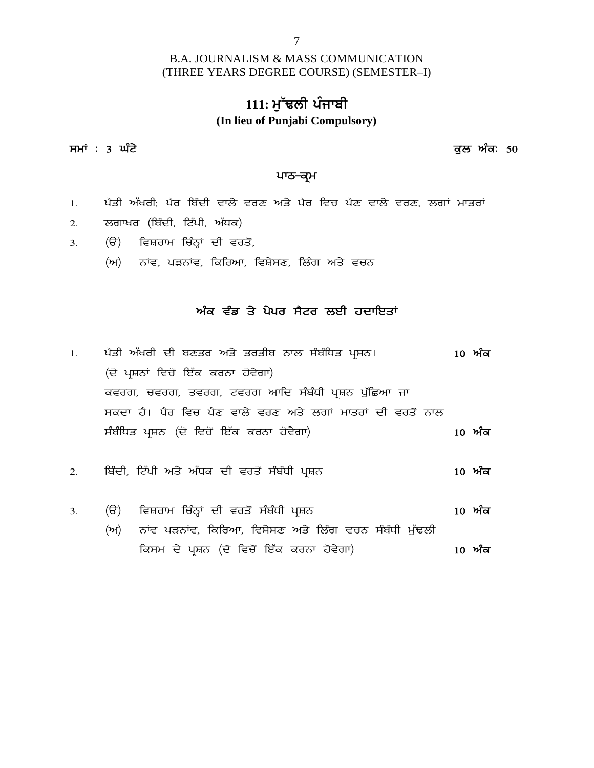B.A. JOURNALISM & MASS COMMUNICATION
(THREE YEARS DEGREE COURSE) (SEMESTER–I)

## 111: ਮੁੱਢਲੀ ਪੰਜਾਬੀ

**(In lieu of Punjabi Compulsory)**

**ਸਮਾਂ : 3 ਘੰਟੇ** **ਕੁਲ ਅੰਕ: 50**

### ਪਾਠ-ਕ੍ਰਮ

1. ਪੈਂਤੀ ਅੱਖਰੀ; ਪੈਰ ਬਿੰਦੀ ਵਾਲੇ ਵਰਣ ਅਤੇ ਪੈਰ ਵਿਚ ਪੈਣ ਵਾਲੇ ਵਰਣ, ਲਗਾਂ ਮਾਤਰਾਂ
2. ਲਗਾਖਰ (ਬਿੰਦੀ, ਟਿੱਪੀ, ਅੱਧਕ)
3. (ੳ) ਵਿਸ਼ਰਾਮ ਚਿੰਨ੍ਹਾਂ ਦੀ ਵਰਤੋਂ,
   (ਅ) ਨਾਂਵ, ਪੜਨਾਂਵ, ਕਿਰਿਆ, ਵਿਸ਼ੇਸਣ, ਲਿੰਗ ਅਤੇ ਵਚਨ

### ਅੰਕ ਵੰਡ ਤੇ ਪੇਪਰ ਸੈਟਰ ਲਈ ਹਦਾਇਤਾਂ

1. ਪੈਂਤੀ ਅੱਖਰੀ ਦੀ ਬਣਤਰ ਅਤੇ ਤਰਤੀਬ ਨਾਲ ਸੰਬੰਧਿਤ ਪ੍ਰਸ਼ਨ। **10 ਅੰਕ**
   (ਦੋ ਪ੍ਰਸ਼ਨਾਂ ਵਿਚੋਂ ਇੱਕ ਕਰਨਾ ਹੋਵੇਗਾ)
   ਕਵਰਗ, ਚਵਰਗ, ਤਵਰਗ, ਟਵਰਗ ਆਦਿ ਸੰਬੰਧੀ ਪ੍ਰਸ਼ਨ ਪੁੱਛਿਆ ਜਾ ਸਕਦਾ ਹੈ। ਪੈਰ ਵਿਚ ਪੈਣ ਵਾਲੇ ਵਰਣ ਅਤੇ ਲਗਾਂ ਮਾਤਰਾਂ ਦੀ ਵਰਤੋਂ ਨਾਲ ਸੰਬੰਧਿਤ ਪ੍ਰਸ਼ਨ (ਦੋ ਵਿਚੋਂ ਇੱਕ ਕਰਨਾ ਹੋਵੇਗਾ) **10 ਅੰਕ**

2. ਬਿੰਦੀ, ਟਿੱਪੀ ਅਤੇ ਅੱਧਕ ਦੀ ਵਰਤੋਂ ਸੰਬੰਧੀ ਪ੍ਰਸ਼ਨ **10 ਅੰਕ**

3. (ੳ) ਵਿਸ਼ਰਾਮ ਚਿੰਨ੍ਹਾਂ ਦੀ ਵਰਤੋਂ ਸੰਬੰਧੀ ਪ੍ਰਸ਼ਨ **10 ਅੰਕ**
   (ਅ) ਨਾਂਵ ਪੜਨਾਂਵ, ਕਿਰਿਆ, ਵਿਸ਼ੇਸ਼ਣ ਅਤੇ ਲਿੰਗ ਵਚਨ ਸੰਬੰਧੀ ਮੁੱਢਲੀ ਕਿਸਮ ਦੇ ਪ੍ਰਸ਼ਨ (ਦੋ ਵਿਚੋਂ ਇੱਕ ਕਰਨਾ ਹੋਵੇਗਾ) **10 ਅੰਕ**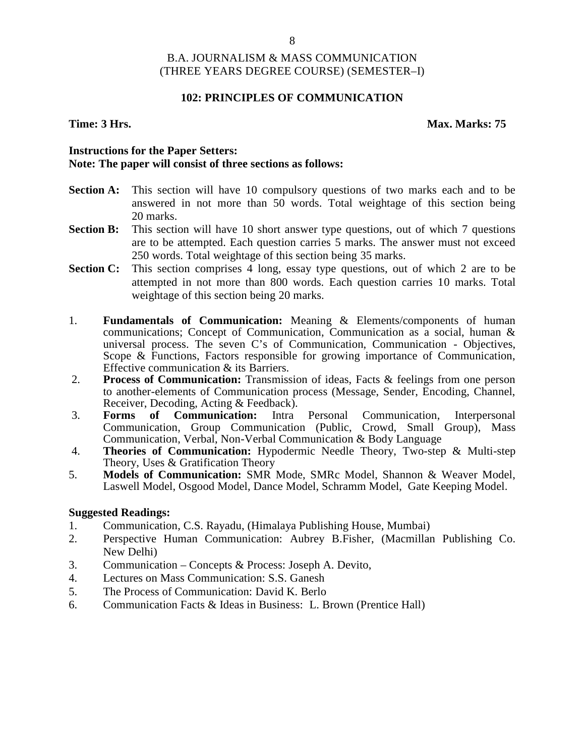B.A. JOURNALISM & MASS COMMUNICATION
(THREE YEARS DEGREE COURSE) (SEMESTER–I)

## 102: PRINCIPLES OF COMMUNICATION

**Time: 3 Hrs.** **Max. Marks: 75**

**Instructions for the Paper Setters:**
**Note: The paper will consist of three sections as follows:**

**Section A:** This section will have 10 compulsory questions of two marks each and to be answered in not more than 50 words. Total weightage of this section being 20 marks.

**Section B:** This section will have 10 short answer type questions, out of which 7 questions are to be attempted. Each question carries 5 marks. The answer must not exceed 250 words. Total weightage of this section being 35 marks.

**Section C:** This section comprises 4 long, essay type questions, out of which 2 are to be attempted in not more than 800 words. Each question carries 10 marks. Total weightage of this section being 20 marks.

1. **Fundamentals of Communication:** Meaning & Elements/components of human communications; Concept of Communication, Communication as a social, human & universal process. The seven C's of Communication, Communication - Objectives, Scope & Functions, Factors responsible for growing importance of Communication, Effective communication & its Barriers.
2. **Process of Communication:** Transmission of ideas, Facts & feelings from one person to another-elements of Communication process (Message, Sender, Encoding, Channel, Receiver, Decoding, Acting & Feedback).
3. **Forms of Communication:** Intra Personal Communication, Interpersonal Communication, Group Communication (Public, Crowd, Small Group), Mass Communication, Verbal, Non-Verbal Communication & Body Language
4. **Theories of Communication:** Hypodermic Needle Theory, Two-step & Multi-step Theory, Uses & Gratification Theory
5. **Models of Communication:** SMR Mode, SMRc Model, Shannon & Weaver Model, Laswell Model, Osgood Model, Dance Model, Schramm Model, Gate Keeping Model.

**Suggested Readings:**

1. Communication, C.S. Rayadu, (Himalaya Publishing House, Mumbai)
2. Perspective Human Communication: Aubrey B.Fisher, (Macmillan Publishing Co. New Delhi)
3. Communication – Concepts & Process: Joseph A. Devito,
4. Lectures on Mass Communication: S.S. Ganesh
5. The Process of Communication: David K. Berlo
6. Communication Facts & Ideas in Business: L. Brown (Prentice Hall)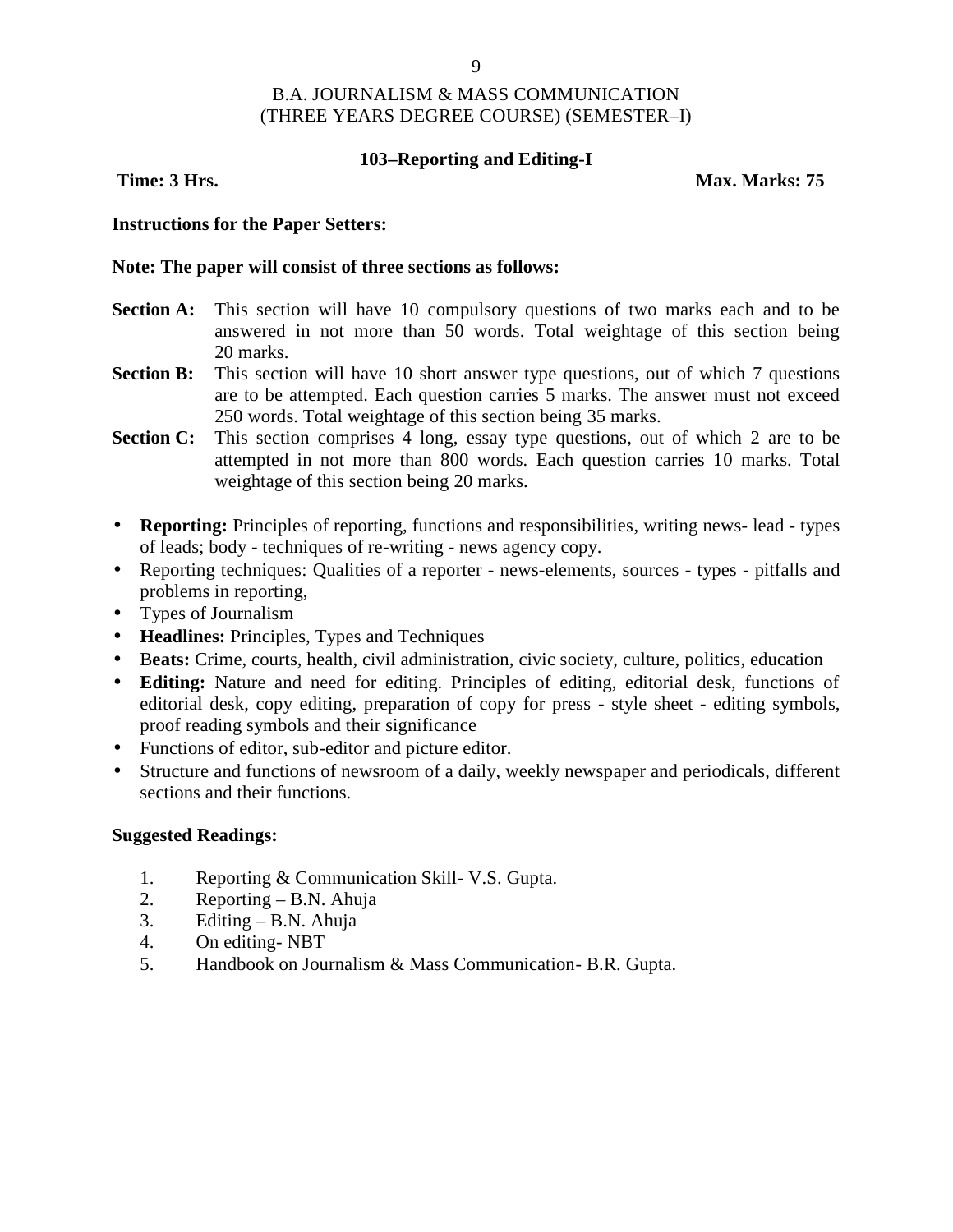# B.A. JOURNALISM & MASS COMMUNICATION
## (THREE YEARS DEGREE COURSE) (SEMESTER–I)

### 103–Reporting and Editing-I

**Time: 3 Hrs.** **Max. Marks: 75**

**Instructions for the Paper Setters:**

**Note: The paper will consist of three sections as follows:**

**Section A:** This section will have 10 compulsory questions of two marks each and to be answered in not more than 50 words. Total weightage of this section being 20 marks.

**Section B:** This section will have 10 short answer type questions, out of which 7 questions are to be attempted. Each question carries 5 marks. The answer must not exceed 250 words. Total weightage of this section being 35 marks.

**Section C:** This section comprises 4 long, essay type questions, out of which 2 are to be attempted in not more than 800 words. Each question carries 10 marks. Total weightage of this section being 20 marks.

- **Reporting:** Principles of reporting, functions and responsibilities, writing news- lead - types of leads; body - techniques of re-writing - news agency copy.
- Reporting techniques: Qualities of a reporter - news-elements, sources - types - pitfalls and problems in reporting,
- Types of Journalism
- **Headlines:** Principles, Types and Techniques
- **Beats:** Crime, courts, health, civil administration, civic society, culture, politics, education
- **Editing:** Nature and need for editing. Principles of editing, editorial desk, functions of editorial desk, copy editing, preparation of copy for press - style sheet - editing symbols, proof reading symbols and their significance
- Functions of editor, sub-editor and picture editor.
- Structure and functions of newsroom of a daily, weekly newspaper and periodicals, different sections and their functions.

**Suggested Readings:**

1. Reporting & Communication Skill- V.S. Gupta.
2. Reporting – B.N. Ahuja
3. Editing – B.N. Ahuja
4. On editing- NBT
5. Handbook on Journalism & Mass Communication- B.R. Gupta.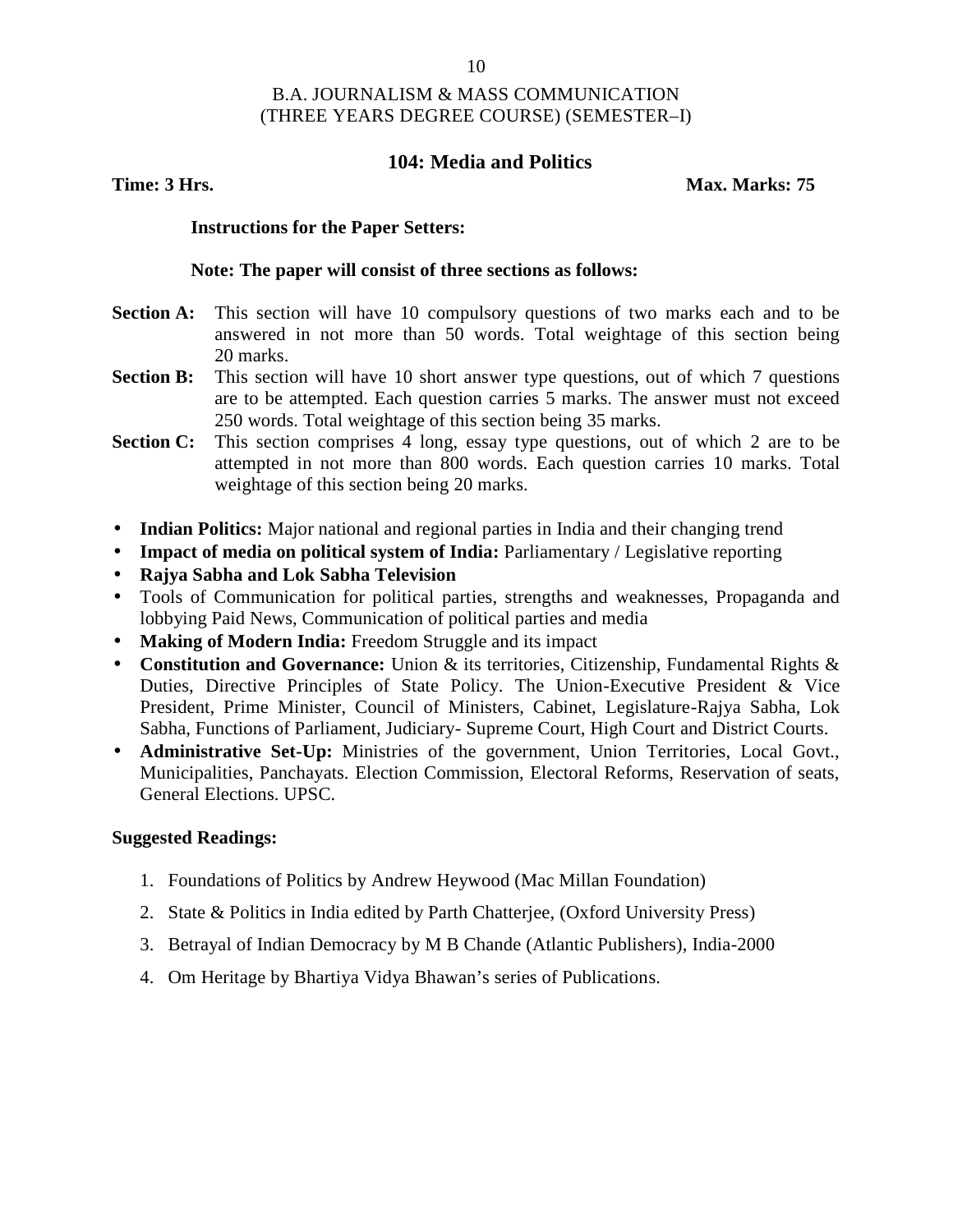B.A. JOURNALISM & MASS COMMUNICATION
(THREE YEARS DEGREE COURSE) (SEMESTER–I)

## 104: Media and Politics

**Time: 3 Hrs.** **Max. Marks: 75**

**Instructions for the Paper Setters:**

**Note: The paper will consist of three sections as follows:**

**Section A:** This section will have 10 compulsory questions of two marks each and to be answered in not more than 50 words. Total weightage of this section being 20 marks.

**Section B:** This section will have 10 short answer type questions, out of which 7 questions are to be attempted. Each question carries 5 marks. The answer must not exceed 250 words. Total weightage of this section being 35 marks.

**Section C:** This section comprises 4 long, essay type questions, out of which 2 are to be attempted in not more than 800 words. Each question carries 10 marks. Total weightage of this section being 20 marks.

- **Indian Politics:** Major national and regional parties in India and their changing trend
- **Impact of media on political system of India:** Parliamentary / Legislative reporting
- **Rajya Sabha and Lok Sabha Television**
- Tools of Communication for political parties, strengths and weaknesses, Propaganda and lobbying Paid News, Communication of political parties and media
- **Making of Modern India:** Freedom Struggle and its impact
- **Constitution and Governance:** Union & its territories, Citizenship, Fundamental Rights & Duties, Directive Principles of State Policy. The Union-Executive President & Vice President, Prime Minister, Council of Ministers, Cabinet, Legislature-Rajya Sabha, Lok Sabha, Functions of Parliament, Judiciary- Supreme Court, High Court and District Courts.
- **Administrative Set-Up:** Ministries of the government, Union Territories, Local Govt., Municipalities, Panchayats. Election Commission, Electoral Reforms, Reservation of seats, General Elections. UPSC.

**Suggested Readings:**

1. Foundations of Politics by Andrew Heywood (Mac Millan Foundation)
2. State & Politics in India edited by Parth Chatterjee, (Oxford University Press)
3. Betrayal of Indian Democracy by M B Chande (Atlantic Publishers), India-2000
4. Om Heritage by Bhartiya Vidya Bhawan's series of Publications.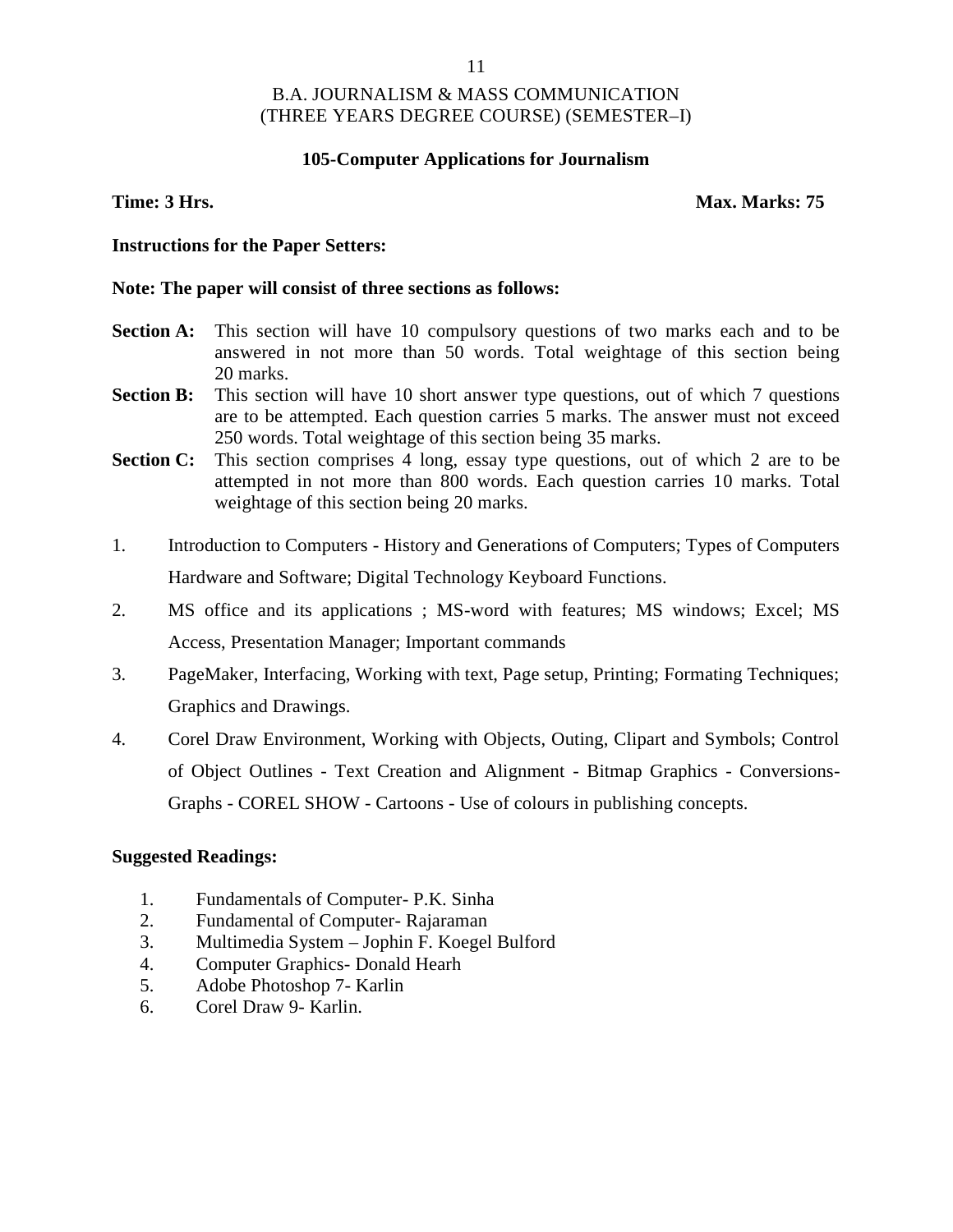B.A. JOURNALISM & MASS COMMUNICATION
(THREE YEARS DEGREE COURSE) (SEMESTER–I)

**105-Computer Applications for Journalism**

**Time: 3 Hrs.** **Max. Marks: 75**

**Instructions for the Paper Setters:**

**Note: The paper will consist of three sections as follows:**

**Section A:** This section will have 10 compulsory questions of two marks each and to be answered in not more than 50 words. Total weightage of this section being 20 marks.

**Section B:** This section will have 10 short answer type questions, out of which 7 questions are to be attempted. Each question carries 5 marks. The answer must not exceed 250 words. Total weightage of this section being 35 marks.

**Section C:** This section comprises 4 long, essay type questions, out of which 2 are to be attempted in not more than 800 words. Each question carries 10 marks. Total weightage of this section being 20 marks.

1. Introduction to Computers - History and Generations of Computers; Types of Computers Hardware and Software; Digital Technology Keyboard Functions.
2. MS office and its applications ; MS-word with features; MS windows; Excel; MS Access, Presentation Manager; Important commands
3. PageMaker, Interfacing, Working with text, Page setup, Printing; Formating Techniques; Graphics and Drawings.
4. Corel Draw Environment, Working with Objects, Outing, Clipart and Symbols; Control of Object Outlines - Text Creation and Alignment - Bitmap Graphics - Conversions- Graphs - COREL SHOW - Cartoons - Use of colours in publishing concepts.

**Suggested Readings:**

1. Fundamentals of Computer- P.K. Sinha
2. Fundamental of Computer- Rajaraman
3. Multimedia System – Jophin F. Koegel Bulford
4. Computer Graphics- Donald Hearh
5. Adobe Photoshop 7- Karlin
6. Corel Draw 9- Karlin.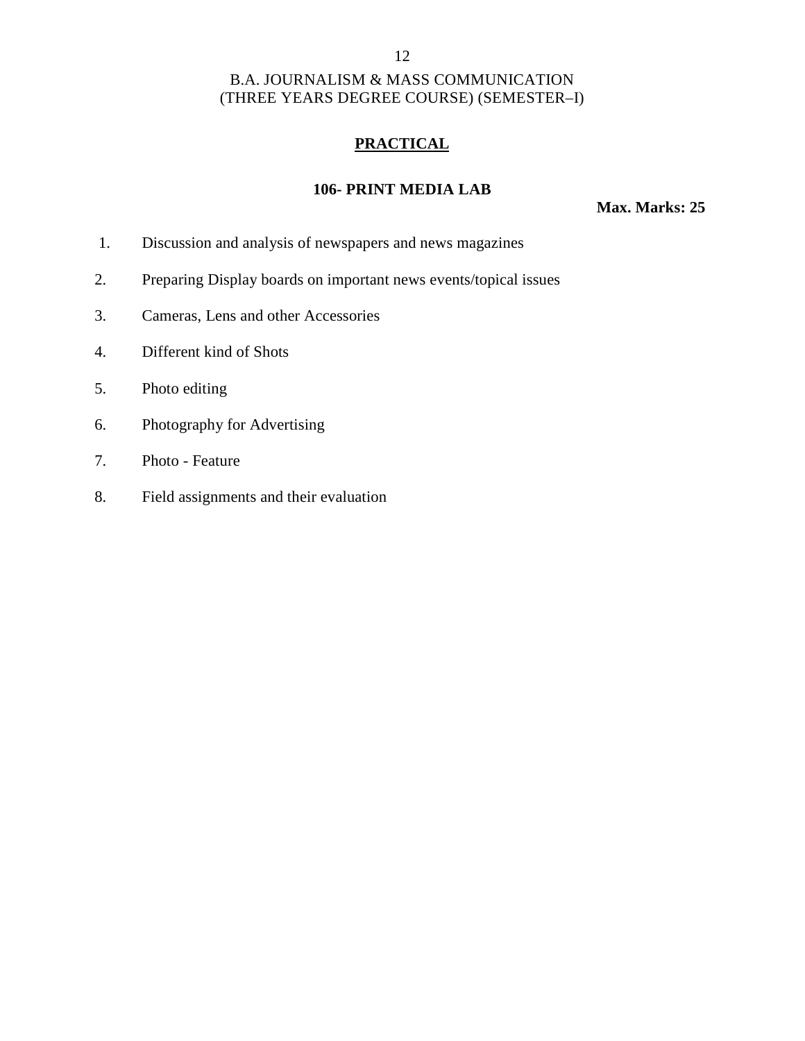B.A. JOURNALISM & MASS COMMUNICATION
(THREE YEARS DEGREE COURSE) (SEMESTER–I)

## PRACTICAL

### 106- PRINT MEDIA LAB

**Max. Marks: 25**

1. Discussion and analysis of newspapers and news magazines
2. Preparing Display boards on important news events/topical issues
3. Cameras, Lens and other Accessories
4. Different kind of Shots
5. Photo editing
6. Photography for Advertising
7. Photo - Feature
8. Field assignments and their evaluation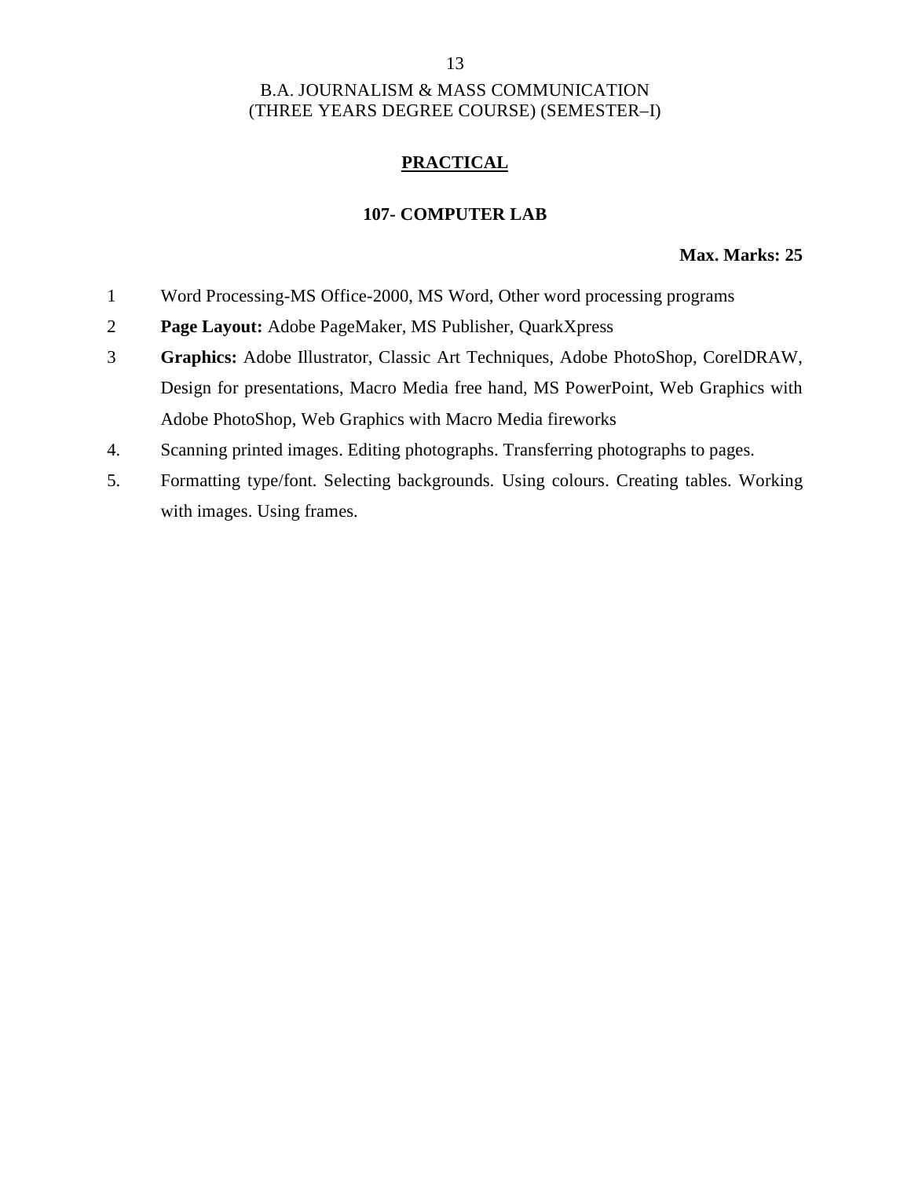B.A. JOURNALISM & MASS COMMUNICATION
(THREE YEARS DEGREE COURSE) (SEMESTER–I)

## PRACTICAL

### 107- COMPUTER LAB

**Max. Marks: 25**

1. Word Processing-MS Office-2000, MS Word, Other word processing programs
2. **Page Layout:** Adobe PageMaker, MS Publisher, QuarkXpress
3. **Graphics:** Adobe Illustrator, Classic Art Techniques, Adobe PhotoShop, CorelDRAW, Design for presentations, Macro Media free hand, MS PowerPoint, Web Graphics with Adobe PhotoShop, Web Graphics with Macro Media fireworks
4. Scanning printed images. Editing photographs. Transferring photographs to pages.
5. Formatting type/font. Selecting backgrounds. Using colours. Creating tables. Working with images. Using frames.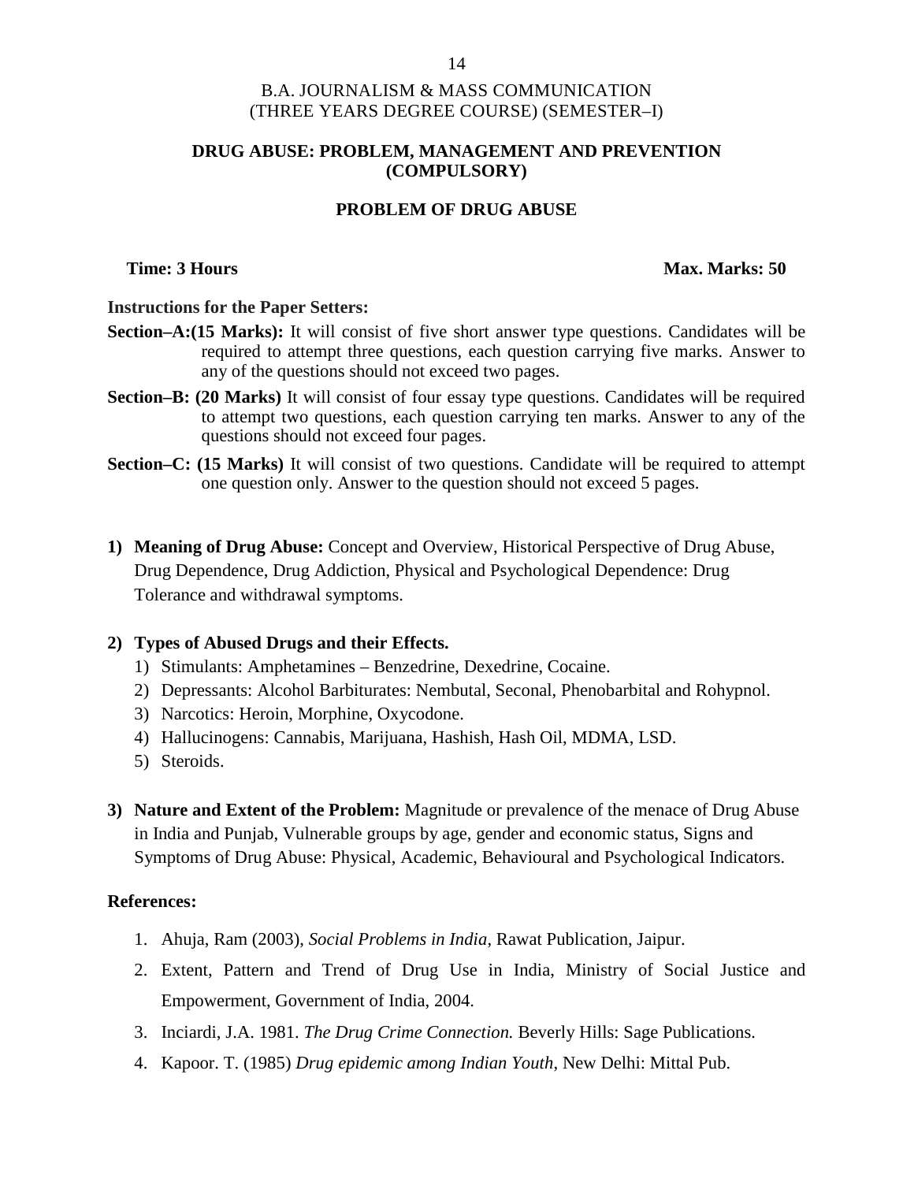B.A. JOURNALISM & MASS COMMUNICATION
(THREE YEARS DEGREE COURSE) (SEMESTER–I)

## DRUG ABUSE: PROBLEM, MANAGEMENT AND PREVENTION (COMPULSORY)

### PROBLEM OF DRUG ABUSE

**Time: 3 Hours** **Max. Marks: 50**

**Instructions for the Paper Setters:**

**Section–A:(15 Marks):** It will consist of five short answer type questions. Candidates will be required to attempt three questions, each question carrying five marks. Answer to any of the questions should not exceed two pages.

**Section–B: (20 Marks)** It will consist of four essay type questions. Candidates will be required to attempt two questions, each question carrying ten marks. Answer to any of the questions should not exceed four pages.

**Section–C: (15 Marks)** It will consist of two questions. Candidate will be required to attempt one question only. Answer to the question should not exceed 5 pages.

1) **Meaning of Drug Abuse:** Concept and Overview, Historical Perspective of Drug Abuse, Drug Dependence, Drug Addiction, Physical and Psychological Dependence: Drug Tolerance and withdrawal symptoms.

2) **Types of Abused Drugs and their Effects.**
   1) Stimulants: Amphetamines – Benzedrine, Dexedrine, Cocaine.
   2) Depressants: Alcohol Barbiturates: Nembutal, Seconal, Phenobarbital and Rohypnol.
   3) Narcotics: Heroin, Morphine, Oxycodone.
   4) Hallucinogens: Cannabis, Marijuana, Hashish, Hash Oil, MDMA, LSD.
   5) Steroids.

3) **Nature and Extent of the Problem:** Magnitude or prevalence of the menace of Drug Abuse in India and Punjab, Vulnerable groups by age, gender and economic status, Signs and Symptoms of Drug Abuse: Physical, Academic, Behavioural and Psychological Indicators.

**References:**

1. Ahuja, Ram (2003), *Social Problems in India*, Rawat Publication, Jaipur.
2. Extent, Pattern and Trend of Drug Use in India, Ministry of Social Justice and Empowerment, Government of India, 2004.
3. Inciardi, J.A. 1981. *The Drug Crime Connection.* Beverly Hills: Sage Publications.
4. Kapoor. T. (1985) *Drug epidemic among Indian Youth*, New Delhi: Mittal Pub.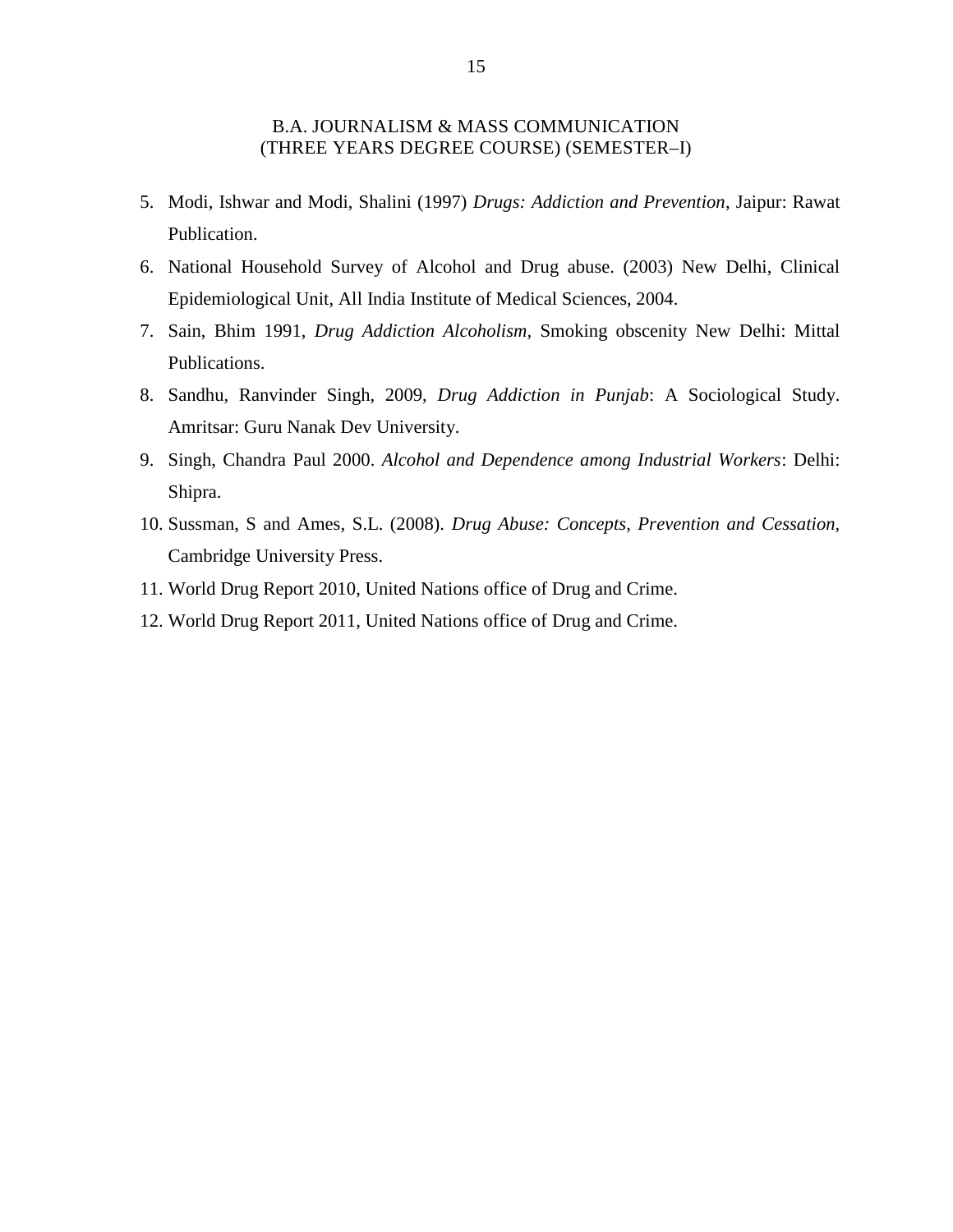5. Modi, Ishwar and Modi, Shalini (1997) *Drugs: Addiction and Prevention*, Jaipur: Rawat Publication.
6. National Household Survey of Alcohol and Drug abuse. (2003) New Delhi, Clinical Epidemiological Unit, All India Institute of Medical Sciences, 2004.
7. Sain, Bhim 1991, *Drug Addiction Alcoholism,* Smoking obscenity New Delhi: Mittal Publications.
8. Sandhu, Ranvinder Singh, 2009, *Drug Addiction in Punjab*: A Sociological Study. Amritsar: Guru Nanak Dev University.
9. Singh, Chandra Paul 2000. *Alcohol and Dependence among Industrial Workers*: Delhi: Shipra.
10. Sussman, S and Ames, S.L. (2008). *Drug Abuse: Concepts, Prevention and Cessation,* Cambridge University Press.
11. World Drug Report 2010, United Nations office of Drug and Crime.
12. World Drug Report 2011, United Nations office of Drug and Crime.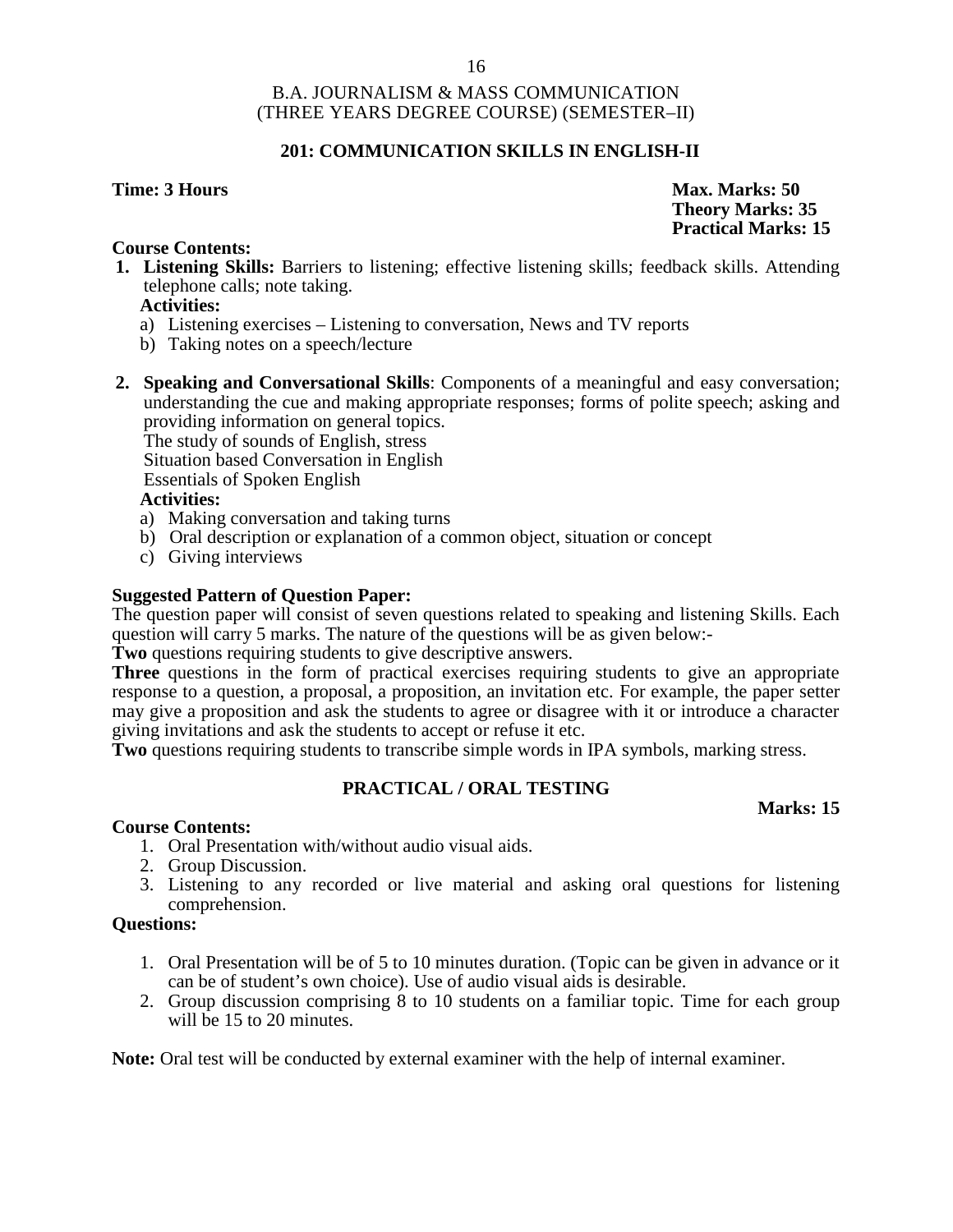B.A. JOURNALISM & MASS COMMUNICATION
(THREE YEARS DEGREE COURSE) (SEMESTER–II)

## 201: COMMUNICATION SKILLS IN ENGLISH-II

**Time: 3 Hours** | **Max. Marks: 50**
**Theory Marks: 35**
**Practical Marks: 15**

**Course Contents:**

1. **Listening Skills:** Barriers to listening; effective listening skills; feedback skills. Attending telephone calls; note taking.

   **Activities:**

   a) Listening exercises – Listening to conversation, News and TV reports

   b) Taking notes on a speech/lecture

2. **Speaking and Conversational Skills**: Components of a meaningful and easy conversation; understanding the cue and making appropriate responses; forms of polite speech; asking and providing information on general topics.

   The study of sounds of English, stress

   Situation based Conversation in English

   Essentials of Spoken English

   **Activities:**

   a) Making conversation and taking turns

   b) Oral description or explanation of a common object, situation or concept

   c) Giving interviews

**Suggested Pattern of Question Paper:**

The question paper will consist of seven questions related to speaking and listening Skills. Each question will carry 5 marks. The nature of the questions will be as given below:-

**Two** questions requiring students to give descriptive answers.

**Three** questions in the form of practical exercises requiring students to give an appropriate response to a question, a proposal, a proposition, an invitation etc. For example, the paper setter may give a proposition and ask the students to agree or disagree with it or introduce a character giving invitations and ask the students to accept or refuse it etc.

**Two** questions requiring students to transcribe simple words in IPA symbols, marking stress.

### PRACTICAL / ORAL TESTING

**Marks: 15**

**Course Contents:**

1. Oral Presentation with/without audio visual aids.
2. Group Discussion.
3. Listening to any recorded or live material and asking oral questions for listening comprehension.

**Questions:**

1. Oral Presentation will be of 5 to 10 minutes duration. (Topic can be given in advance or it can be of student's own choice). Use of audio visual aids is desirable.
2. Group discussion comprising 8 to 10 students on a familiar topic. Time for each group will be 15 to 20 minutes.

**Note:** Oral test will be conducted by external examiner with the help of internal examiner.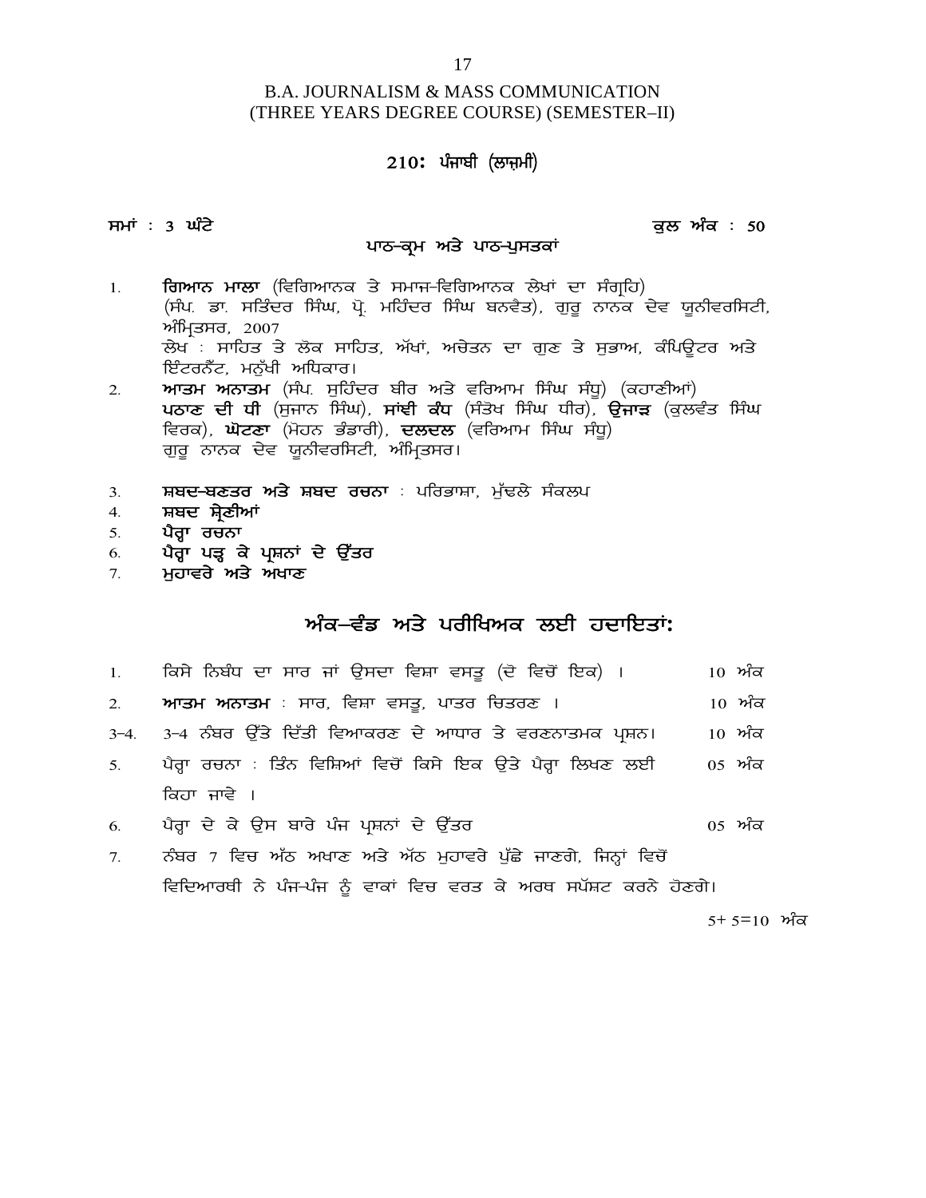# B.A. JOURNALISM & MASS COMMUNICATION
## (THREE YEARS DEGREE COURSE) (SEMESTER–II)

## 210: ਪੰਜਾਬੀ (ਲਾਜ਼ਮੀ)

**ਸਮਾਂ : 3 ਘੰਟੇ** **ਕੁਲ ਅੰਕ : 50**

### ਪਾਠ-ਕ੍ਰਮ ਅਤੇ ਪਾਠ-ਪੁਸਤਕਾਂ

1. **ਗਿਆਨ ਮਾਲਾ** (ਵਿਗਿਆਨਕ ਤੇ ਸਮਾਜ-ਵਿਗਿਆਨਕ ਲੇਖਾਂ ਦਾ ਸੰਗ੍ਰਹਿ) (ਸੰਪ. ਡਾ. ਸਤਿੰਦਰ ਸਿੰਘ, ਪ੍ਰੋ. ਮਹਿੰਦਰ ਸਿੰਘ ਬਨਵੈਤ), ਗੁਰੂ ਨਾਨਕ ਦੇਵ ਯੂਨੀਵਰਸਿਟੀ, ਅੰਮ੍ਰਿਤਸਰ, 2007
   ਲੇਖ : ਸਾਹਿਤ ਤੇ ਲੋਕ ਸਾਹਿਤ, ਅੱਖਾਂ, ਅਚੇਤਨ ਦਾ ਗੁਣ ਤੇ ਸੁਭਾਅ, ਕੰਪਿਊਟਰ ਅਤੇ ਇੰਟਰਨੈੱਟ, ਮਨੁੱਖੀ ਅਧਿਕਾਰ।
2. **ਆਤਮ ਅਨਾਤਮ** (ਸੰਪ. ਸੁਹਿੰਦਰ ਬੀਰ ਅਤੇ ਵਰਿਆਮ ਸਿੰਘ ਸੰਧੂ) (ਕਹਾਣੀਆਂ)
   **ਪਠਾਣ ਦੀ ਧੀ** (ਸੁਜਾਨ ਸਿੰਘ), **ਸਾਂਵੀ ਕੰਧ** (ਸੰਤੋਖ ਸਿੰਘ ਧੀਰ), **ਉਜਾੜ** (ਕੁਲਵੰਤ ਸਿੰਘ ਵਿਰਕ), **ਘੋਟਣਾ** (ਮੋਹਨ ਭੰਡਾਰੀ), **ਦਲਦਲ** (ਵਰਿਆਮ ਸਿੰਘ ਸੰਧੂ)
   ਗੁਰੂ ਨਾਨਕ ਦੇਵ ਯੂਨੀਵਰਸਿਟੀ, ਅੰਮ੍ਰਿਤਸਰ।
3. **ਸ਼ਬਦ-ਬਣਤਰ ਅਤੇ ਸ਼ਬਦ ਰਚਨਾ** : ਪਰਿਭਾਸ਼ਾ, ਮੁੱਢਲੇ ਸੰਕਲਪ
4. **ਸ਼ਬਦ ਸ਼੍ਰੇਣੀਆਂ**
5. **ਪੈਰ੍ਹਾ ਰਚਨਾ**
6. **ਪੈਰ੍ਹਾ ਪੜ੍ਹ ਕੇ ਪ੍ਰਸ਼ਨਾਂ ਦੇ ਉੱਤਰ**
7. **ਮੁਹਾਵਰੇ ਅਤੇ ਅਖਾਣ**

## ਅੰਕ–ਵੰਡ ਅਤੇ ਪਰੀਖਿਅਕ ਲਈ ਹਦਾਇਤਾਂ:

1. ਕਿਸੇ ਨਿਬੰਧ ਦਾ ਸਾਰ ਜਾਂ ਉਸਦਾ ਵਿਸ਼ਾ ਵਸਤੂ (ਦੋ ਵਿਚੋਂ ਇਕ) । — 10 ਅੰਕ
2. **ਆਤਮ ਅਨਾਤਮ** : ਸਾਰ, ਵਿਸ਼ਾ ਵਸਤੂ, ਪਾਤਰ ਚਿਤਰਣ । — 10 ਅੰਕ

3–4. 3–4 ਨੰਬਰ ਉੱਤੇ ਦਿੱਤੀ ਵਿਆਕਰਣ ਦੇ ਆਧਾਰ ਤੇ ਵਰਣਨਾਤਮਕ ਪ੍ਰਸ਼ਨ। — 10 ਅੰਕ

5. ਪੈਰ੍ਹਾ ਰਚਨਾ : ਤਿੰਨ ਵਿਸ਼ਿਆਂ ਵਿਚੋਂ ਕਿਸੇ ਇਕ ਉਤੇ ਪੈਰ੍ਹਾ ਲਿਖਣ ਲਈ ਕਿਹਾ ਜਾਵੇ । — 05 ਅੰਕ
6. ਪੈਰ੍ਹਾ ਦੇ ਕੇ ਉਸ ਬਾਰੇ ਪੰਜ ਪ੍ਰਸ਼ਨਾਂ ਦੇ ਉੱਤਰ — 05 ਅੰਕ
7. ਨੰਬਰ 7 ਵਿਚ ਅੱਠ ਅਖਾਣ ਅਤੇ ਅੱਠ ਮੁਹਾਵਰੇ ਪੁੱਛੇ ਜਾਣਗੇ, ਜਿਨ੍ਹਾਂ ਵਿਚੋਂ ਵਿਦਿਆਰਥੀ ਨੇ ਪੰਜ-ਪੰਜ ਨੂੰ ਵਾਕਾਂ ਵਿਚ ਵਰਤ ਕੇ ਅਰਥ ਸਪੱਸ਼ਟ ਕਰਨੇ ਹੋਣਗੇ। — 5+ 5=10 ਅੰਕ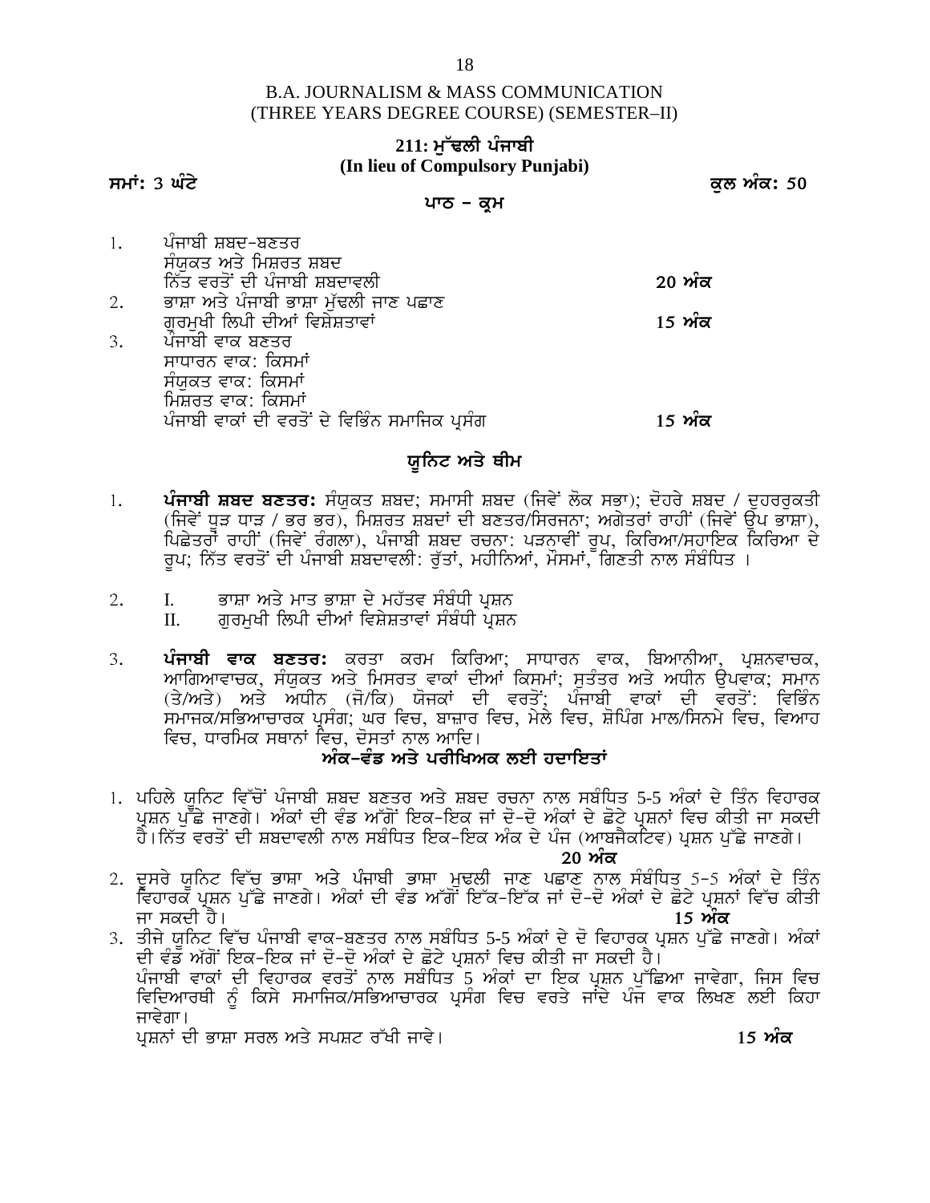B.A. JOURNALISM & MASS COMMUNICATION
(THREE YEARS DEGREE COURSE) (SEMESTER–II)

## 211: ਮੁੱਢਲੀ ਪੰਜਾਬੀ
**(In lieu of Compulsory Punjabi)**

**ਸਮਾਂ: 3 ਘੰਟੇ** **ਕੁਲ ਅੰਕ: 50**

### ਪਾਠ – ਕ੍ਰਮ

1. ਪੰਜਾਬੀ ਸ਼ਬਦ-ਬਣਤਰ
   ਸੰਯੁਕਤ ਅਤੇ ਮਿਸ਼ਰਤ ਸ਼ਬਦ
   ਨਿੱਤ ਵਰਤੋਂ ਦੀ ਪੰਜਾਬੀ ਸ਼ਬਦਾਵਲੀ **20 ਅੰਕ**
2. ਭਾਸ਼ਾ ਅਤੇ ਪੰਜਾਬੀ ਭਾਸ਼ਾ ਮੁੱਢਲੀ ਜਾਣ ਪਛਾਣ
   ਗੁਰਮੁਖੀ ਲਿਪੀ ਦੀਆਂ ਵਿਸ਼ੇਸ਼ਤਾਵਾਂ **15 ਅੰਕ**
3. ਪੰਜਾਬੀ ਵਾਕ ਬਣਤਰ
   ਸਾਧਾਰਨ ਵਾਕ: ਕਿਸਮਾਂ
   ਸੰਯੁਕਤ ਵਾਕ: ਕਿਸਮਾਂ
   ਮਿਸ਼ਰਤ ਵਾਕ: ਕਿਸਮਾਂ
   ਪੰਜਾਬੀ ਵਾਕਾਂ ਦੀ ਵਰਤੋਂ ਦੇ ਵਿਭਿੰਨ ਸਮਾਜਿਕ ਪ੍ਰਸੰਗ **15 ਅੰਕ**

### ਯੂਨਿਟ ਅਤੇ ਥੀਮ

1. **ਪੰਜਾਬੀ ਸ਼ਬਦ ਬਣਤਰ:** ਸੰਯੁਕਤ ਸ਼ਬਦ; ਸਮਾਸੀ ਸ਼ਬਦ (ਜਿਵੇਂ ਲੋਕ ਸਭਾ); ਦੋਹਰੇ ਸ਼ਬਦ / ਦੁਹਰਰੁਕਤੀ (ਜਿਵੇਂ ਧੂੜ ਧਾੜ / ਭਰ ਭਰ), ਮਿਸ਼ਰਤ ਸ਼ਬਦਾਂ ਦੀ ਬਣਤਰ/ਸਿਰਜਨਾ; ਅਗੇਤਰਾਂ ਰਾਹੀਂ (ਜਿਵੇਂ ਉਪ ਭਾਸ਼ਾ), ਪਿਛੇਤਰਾਂ ਰਾਹੀਂ (ਜਿਵੇਂ ਰੰਗਲਾ), ਪੰਜਾਬੀ ਸ਼ਬਦ ਰਚਨਾ: ਪੜਨਾਵੀਂ ਰੂਪ, ਕਿਰਿਆ/ਸਹਾਇਕ ਕਿਰਿਆ ਦੇ ਰੂਪ; ਨਿੱਤ ਵਰਤੋਂ ਦੀ ਪੰਜਾਬੀ ਸ਼ਬਦਾਵਲੀ: ਰੁੱਤਾਂ, ਮਹੀਨਿਆਂ, ਮੌਸਮਾਂ, ਗਿਣਤੀ ਨਾਲ ਸੰਬੰਧਿਤ ।
2. I. ਭਾਸ਼ਾ ਅਤੇ ਮਾਤ ਭਾਸ਼ਾ ਦੇ ਮਹੱਤਵ ਸੰਬੰਧੀ ਪ੍ਰਸ਼ਨ
   II. ਗੁਰਮੁਖੀ ਲਿਪੀ ਦੀਆਂ ਵਿਸ਼ੇਸ਼ਤਾਵਾਂ ਸੰਬੰਧੀ ਪ੍ਰਸ਼ਨ
3. **ਪੰਜਾਬੀ ਵਾਕ ਬਣਤਰ:** ਕਰਤਾ ਕਰਮ ਕਿਰਿਆ; ਸਾਧਾਰਨ ਵਾਕ, ਬਿਆਨੀਆ, ਪ੍ਰਸ਼ਨਵਾਚਕ, ਆਗਿਆਵਾਚਕ, ਸੰਯੁਕਤ ਅਤੇ ਮਿਸਰਤ ਵਾਕਾਂ ਦੀਆਂ ਕਿਸਮਾਂ; ਸੁਤੰਤਰ ਅਤੇ ਅਧੀਨ ਉਪਵਾਕ; ਸਮਾਨ (ਤੇ/ਅਤੇ) ਅਤੇ ਅਧੀਨ (ਜੋ/ਕਿ) ਯੋਜਕਾਂ ਦੀ ਵਰਤੋਂ; ਪੰਜਾਬੀ ਵਾਕਾਂ ਦੀ ਵਰਤੋਂ: ਵਿਭਿੰਨ ਸਮਾਜਕ/ਸਭਿਆਚਾਰਕ ਪ੍ਰਸੰਗ; ਘਰ ਵਿਚ, ਬਾਜ਼ਾਰ ਵਿਚ, ਮੇਲੇ ਵਿਚ, ਸ਼ੋਪਿੰਗ ਮਾਲ/ਸਿਨਮੇ ਵਿਚ, ਵਿਆਹ ਵਿਚ, ਧਾਰਮਿਕ ਸਥਾਨਾਂ ਵਿਚ, ਦੋਸਤਾਂ ਨਾਲ ਆਦਿ।

### ਅੰਕ-ਵੰਡ ਅਤੇ ਪਰੀਖਿਅਕ ਲਈ ਹਦਾਇਤਾਂ

1. ਪਹਿਲੇ ਯੂਨਿਟ ਵਿੱਚੋਂ ਪੰਜਾਬੀ ਸ਼ਬਦ ਬਣਤਰ ਅਤੇ ਸ਼ਬਦ ਰਚਨਾ ਨਾਲ ਸਬੰਧਿਤ 5-5 ਅੰਕਾਂ ਦੇ ਤਿੰਨ ਵਿਹਾਰਕ ਪ੍ਰਸ਼ਨ ਪੁੱਛੇ ਜਾਣਗੇ। ਅੰਕਾਂ ਦੀ ਵੰਡ ਅੱਗੋਂ ਇਕ-ਇਕ ਜਾਂ ਦੋ-ਦੋ ਅੰਕਾਂ ਦੇ ਛੋਟੇ ਪ੍ਰਸ਼ਨਾਂ ਵਿਚ ਕੀਤੀ ਜਾ ਸਕਦੀ ਹੈ।ਨਿੱਤ ਵਰਤੋਂ ਦੀ ਸ਼ਬਦਾਵਲੀ ਨਾਲ ਸਬੰਧਿਤ ਇਕ-ਇਕ ਅੰਕ ਦੇ ਪੰਜ (ਆਬਜੈਕਟਿਵ) ਪ੍ਰਸ਼ਨ ਪੁੱਛੇ ਜਾਣਗੇ। **20 ਅੰਕ**
2. ਦੂਸਰੇ ਯੂਨਿਟ ਵਿੱਚ ਭਾਸ਼ਾ ਅਤੇ ਪੰਜਾਬੀ ਭਾਸ਼ਾ ਮੁਢਲੀ ਜਾਣ ਪਛਾਣ ਨਾਲ ਸੰਬੰਧਿਤ 5-5 ਅੰਕਾਂ ਦੇ ਤਿੰਨ ਵਿਹਾਰਕ ਪ੍ਰਸ਼ਨ ਪੁੱਛੇ ਜਾਣਗੇ। ਅੰਕਾਂ ਦੀ ਵੰਡ ਅੱਗੋਂ ਇੱਕ-ਇੱਕ ਜਾਂ ਦੋ-ਦੋ ਅੰਕਾਂ ਦੇ ਛੋਟੇ ਪ੍ਰਸ਼ਨਾਂ ਵਿੱਚ ਕੀਤੀ ਜਾ ਸਕਦੀ ਹੈ। **15 ਅੰਕ**
3. ਤੀਜੇ ਯੂਨਿਟ ਵਿੱਚ ਪੰਜਾਬੀ ਵਾਕ-ਬਣਤਰ ਨਾਲ ਸਬੰਧਿਤ 5-5 ਅੰਕਾਂ ਦੇ ਦੋ ਵਿਹਾਰਕ ਪ੍ਰਸ਼ਨ ਪੁੱਛੇ ਜਾਣਗੇ। ਅੰਕਾਂ ਦੀ ਵੰਡ ਅੱਗੋਂ ਇਕ-ਇਕ ਜਾਂ ਦੋ-ਦੋ ਅੰਕਾਂ ਦੇ ਛੋਟੇ ਪ੍ਰਸ਼ਨਾਂ ਵਿਚ ਕੀਤੀ ਜਾ ਸਕਦੀ ਹੈ।
   ਪੰਜਾਬੀ ਵਾਕਾਂ ਦੀ ਵਿਹਾਰਕ ਵਰਤੋਂ ਨਾਲ ਸਬੰਧਿਤ 5 ਅੰਕਾਂ ਦਾ ਇਕ ਪ੍ਰਸ਼ਨ ਪੁੱਛਿਆ ਜਾਵੇਗਾ, ਜਿਸ ਵਿਚ ਵਿਦਿਆਰਥੀ ਨੂੰ ਕਿਸੇ ਸਮਾਜਿਕ/ਸਭਿਆਚਾਰਕ ਪ੍ਰਸੰਗ ਵਿਚ ਵਰਤੇ ਜਾਂਦੇ ਪੰਜ ਵਾਕ ਲਿਖਣ ਲਈ ਕਿਹਾ ਜਾਵੇਗਾ।
   ਪ੍ਰਸ਼ਨਾਂ ਦੀ ਭਾਸ਼ਾ ਸਰਲ ਅਤੇ ਸਪਸ਼ਟ ਰੱਖੀ ਜਾਵੇ। **15 ਅੰਕ**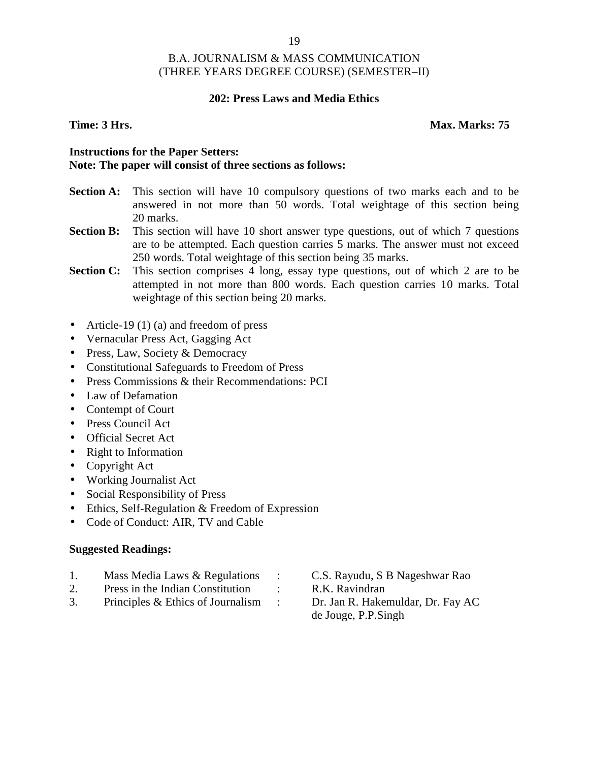B.A. JOURNALISM & MASS COMMUNICATION
(THREE YEARS DEGREE COURSE) (SEMESTER–II)

## 202: Press Laws and Media Ethics

**Time: 3 Hrs.** **Max. Marks: 75**

**Instructions for the Paper Setters:**
**Note: The paper will consist of three sections as follows:**

**Section A:** This section will have 10 compulsory questions of two marks each and to be answered in not more than 50 words. Total weightage of this section being 20 marks.

**Section B:** This section will have 10 short answer type questions, out of which 7 questions are to be attempted. Each question carries 5 marks. The answer must not exceed 250 words. Total weightage of this section being 35 marks.

**Section C:** This section comprises 4 long, essay type questions, out of which 2 are to be attempted in not more than 800 words. Each question carries 10 marks. Total weightage of this section being 20 marks.

- Article-19 (1) (a) and freedom of press
- Vernacular Press Act, Gagging Act
- Press, Law, Society & Democracy
- Constitutional Safeguards to Freedom of Press
- Press Commissions & their Recommendations: PCI
- Law of Defamation
- Contempt of Court
- Press Council Act
- Official Secret Act
- Right to Information
- Copyright Act
- Working Journalist Act
- Social Responsibility of Press
- Ethics, Self-Regulation & Freedom of Expression
- Code of Conduct: AIR, TV and Cable

**Suggested Readings:**

1. Mass Media Laws & Regulations : C.S. Rayudu, S B Nageshwar Rao
2. Press in the Indian Constitution : R.K. Ravindran
3. Principles & Ethics of Journalism : Dr. Jan R. Hakemuldar, Dr. Fay AC de Jouge, P.P.Singh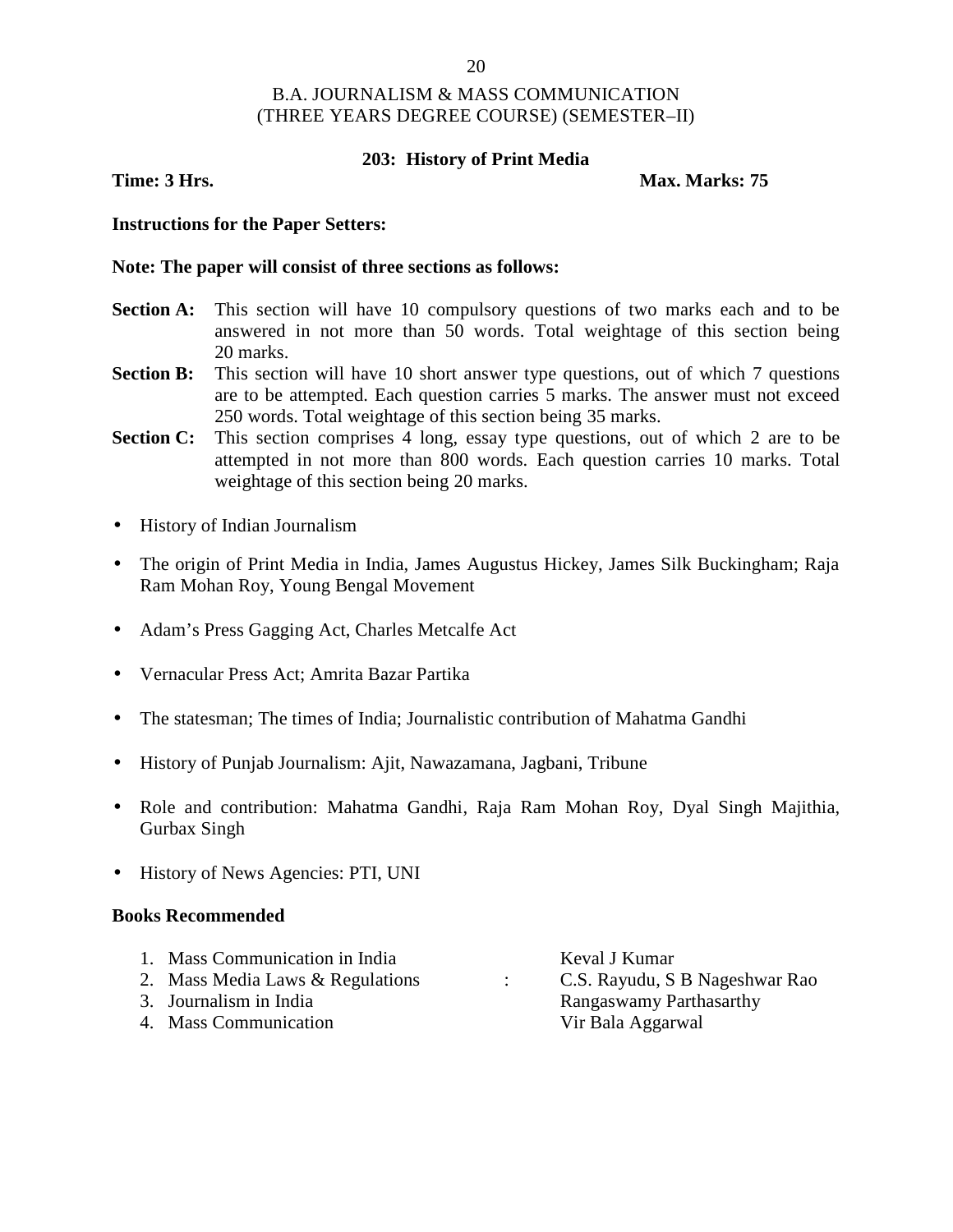# B.A. JOURNALISM & MASS COMMUNICATION
## (THREE YEARS DEGREE COURSE) (SEMESTER–II)

### 203: History of Print Media

**Time: 3 Hrs.** **Max. Marks: 75**

**Instructions for the Paper Setters:**

**Note: The paper will consist of three sections as follows:**

**Section A:** This section will have 10 compulsory questions of two marks each and to be answered in not more than 50 words. Total weightage of this section being 20 marks.

**Section B:** This section will have 10 short answer type questions, out of which 7 questions are to be attempted. Each question carries 5 marks. The answer must not exceed 250 words. Total weightage of this section being 35 marks.

**Section C:** This section comprises 4 long, essay type questions, out of which 2 are to be attempted in not more than 800 words. Each question carries 10 marks. Total weightage of this section being 20 marks.

- History of Indian Journalism
- The origin of Print Media in India, James Augustus Hickey, James Silk Buckingham; Raja Ram Mohan Roy, Young Bengal Movement
- Adam's Press Gagging Act, Charles Metcalfe Act
- Vernacular Press Act; Amrita Bazar Partika
- The statesman; The times of India; Journalistic contribution of Mahatma Gandhi
- History of Punjab Journalism: Ajit, Nawazamana, Jagbani, Tribune
- Role and contribution: Mahatma Gandhi, Raja Ram Mohan Roy, Dyal Singh Majithia, Gurbax Singh
- History of News Agencies: PTI, UNI

**Books Recommended**

1. Mass Communication in India — Keval J Kumar
2. Mass Media Laws & Regulations : C.S. Rayudu, S B Nageshwar Rao
3. Journalism in India — Rangaswamy Parthasarthy
4. Mass Communication — Vir Bala Aggarwal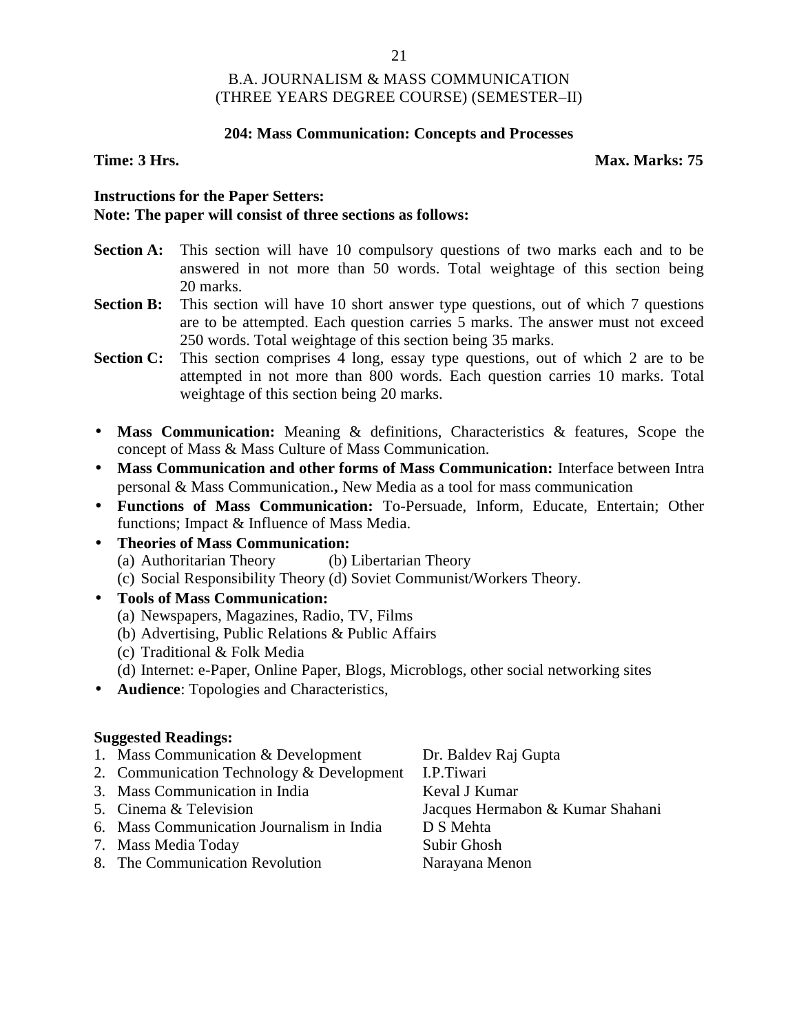# B.A. JOURNALISM & MASS COMMUNICATION
## (THREE YEARS DEGREE COURSE) (SEMESTER–II)

### 204: Mass Communication: Concepts and Processes

**Time: 3 Hrs.** **Max. Marks: 75**

**Instructions for the Paper Setters:**
**Note: The paper will consist of three sections as follows:**

**Section A:** This section will have 10 compulsory questions of two marks each and to be answered in not more than 50 words. Total weightage of this section being 20 marks.

**Section B:** This section will have 10 short answer type questions, out of which 7 questions are to be attempted. Each question carries 5 marks. The answer must not exceed 250 words. Total weightage of this section being 35 marks.

**Section C:** This section comprises 4 long, essay type questions, out of which 2 are to be attempted in not more than 800 words. Each question carries 10 marks. Total weightage of this section being 20 marks.

- **Mass Communication:** Meaning & definitions, Characteristics & features, Scope the concept of Mass & Mass Culture of Mass Communication.
- **Mass Communication and other forms of Mass Communication:** Interface between Intra personal & Mass Communication**.,** New Media as a tool for mass communication
- **Functions of Mass Communication:** To-Persuade, Inform, Educate, Entertain; Other functions; Impact & Influence of Mass Media.
- **Theories of Mass Communication:**
  - (a) Authoritarian Theory (b) Libertarian Theory
  - (c) Social Responsibility Theory (d) Soviet Communist/Workers Theory.
- **Tools of Mass Communication:**
  - (a) Newspapers, Magazines, Radio, TV, Films
  - (b) Advertising, Public Relations & Public Affairs
  - (c) Traditional & Folk Media
  - (d) Internet: e-Paper, Online Paper, Blogs, Microblogs, other social networking sites
- **Audience**: Topologies and Characteristics,

**Suggested Readings:**

1. Mass Communication & Development — Dr. Baldev Raj Gupta
2. Communication Technology & Development — I.P.Tiwari
3. Mass Communication in India — Keval J Kumar
5. Cinema & Television — Jacques Hermabon & Kumar Shahani
6. Mass Communication Journalism in India — D S Mehta
7. Mass Media Today — Subir Ghosh
8. The Communication Revolution — Narayana Menon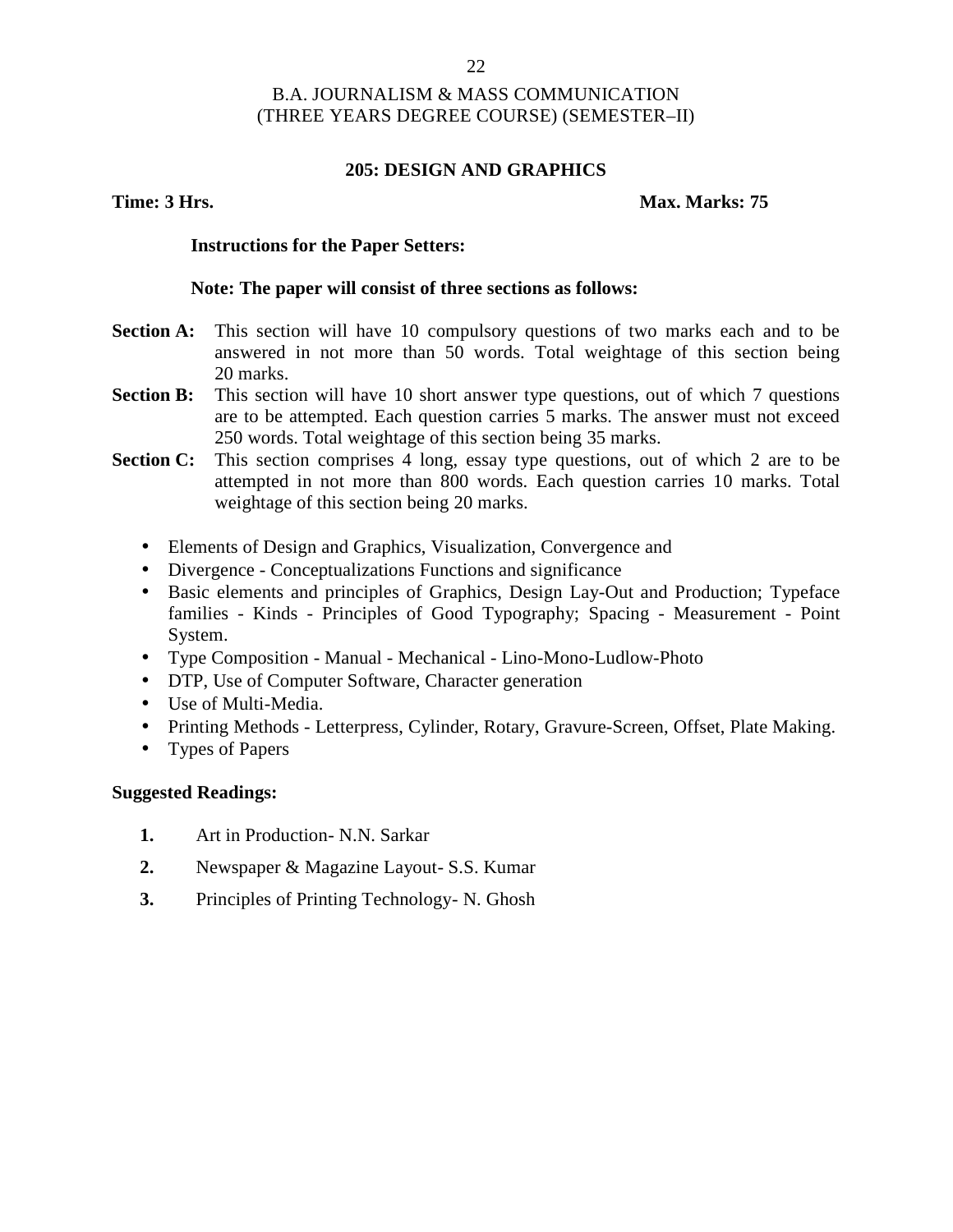B.A. JOURNALISM & MASS COMMUNICATION
(THREE YEARS DEGREE COURSE) (SEMESTER–II)

## 205: DESIGN AND GRAPHICS

**Time: 3 Hrs.** **Max. Marks: 75**

**Instructions for the Paper Setters:**

**Note: The paper will consist of three sections as follows:**

**Section A:** This section will have 10 compulsory questions of two marks each and to be answered in not more than 50 words. Total weightage of this section being 20 marks.

**Section B:** This section will have 10 short answer type questions, out of which 7 questions are to be attempted. Each question carries 5 marks. The answer must not exceed 250 words. Total weightage of this section being 35 marks.

**Section C:** This section comprises 4 long, essay type questions, out of which 2 are to be attempted in not more than 800 words. Each question carries 10 marks. Total weightage of this section being 20 marks.

- Elements of Design and Graphics, Visualization, Convergence and
- Divergence - Conceptualizations Functions and significance
- Basic elements and principles of Graphics, Design Lay-Out and Production; Typeface families - Kinds - Principles of Good Typography; Spacing - Measurement - Point System.
- Type Composition - Manual - Mechanical - Lino-Mono-Ludlow-Photo
- DTP, Use of Computer Software, Character generation
- Use of Multi-Media.
- Printing Methods - Letterpress, Cylinder, Rotary, Gravure-Screen, Offset, Plate Making.
- Types of Papers

**Suggested Readings:**

1. Art in Production- N.N. Sarkar
2. Newspaper & Magazine Layout- S.S. Kumar
3. Principles of Printing Technology- N. Ghosh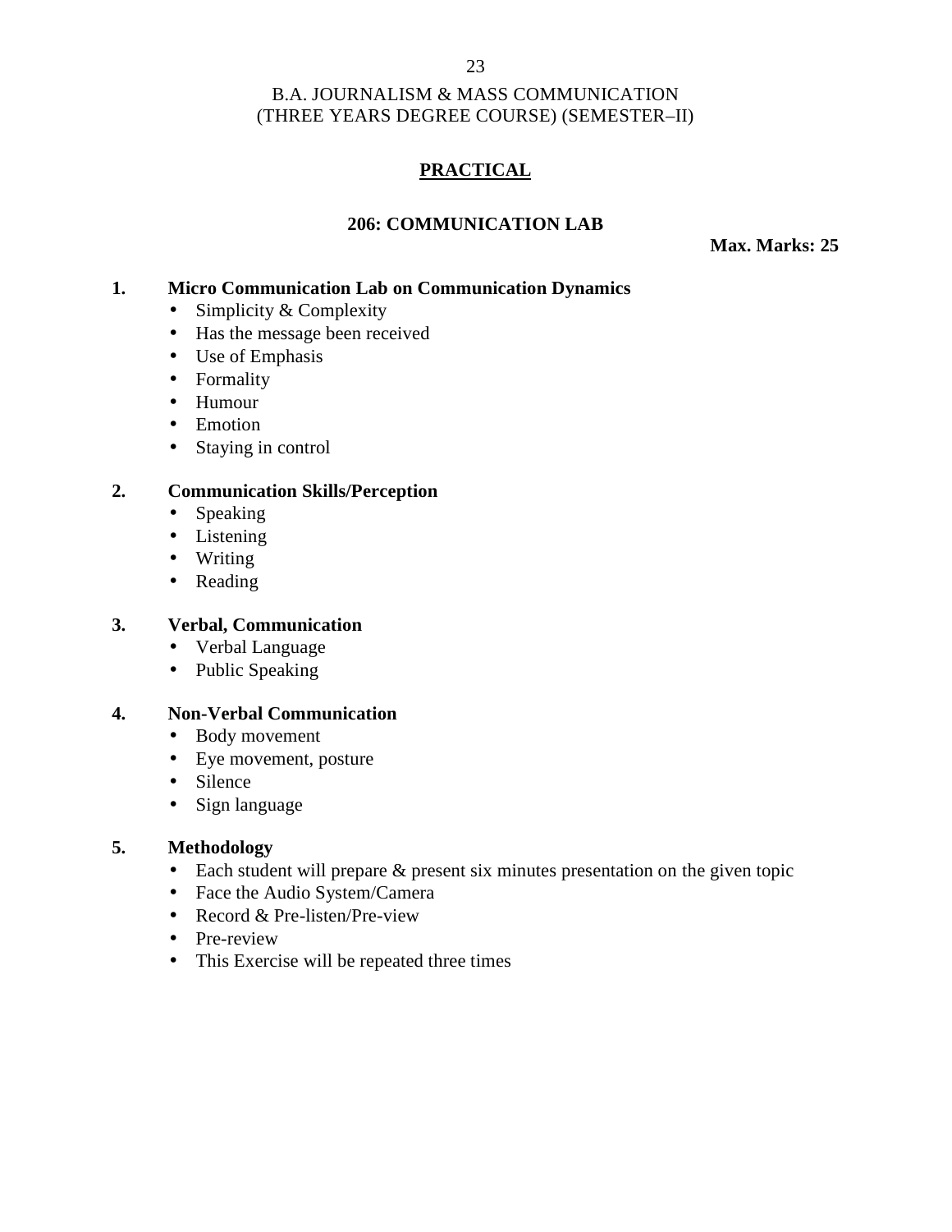B.A. JOURNALISM & MASS COMMUNICATION
(THREE YEARS DEGREE COURSE) (SEMESTER–II)

## PRACTICAL

### 206: COMMUNICATION LAB

**Max. Marks: 25**

**1. Micro Communication Lab on Communication Dynamics**

- Simplicity & Complexity
- Has the message been received
- Use of Emphasis
- Formality
- Humour
- Emotion
- Staying in control

**2. Communication Skills/Perception**

- Speaking
- Listening
- Writing
- Reading

**3. Verbal, Communication**

- Verbal Language
- Public Speaking

**4. Non-Verbal Communication**

- Body movement
- Eye movement, posture
- Silence
- Sign language

**5. Methodology**

- Each student will prepare & present six minutes presentation on the given topic
- Face the Audio System/Camera
- Record & Pre-listen/Pre-view
- Pre-review
- This Exercise will be repeated three times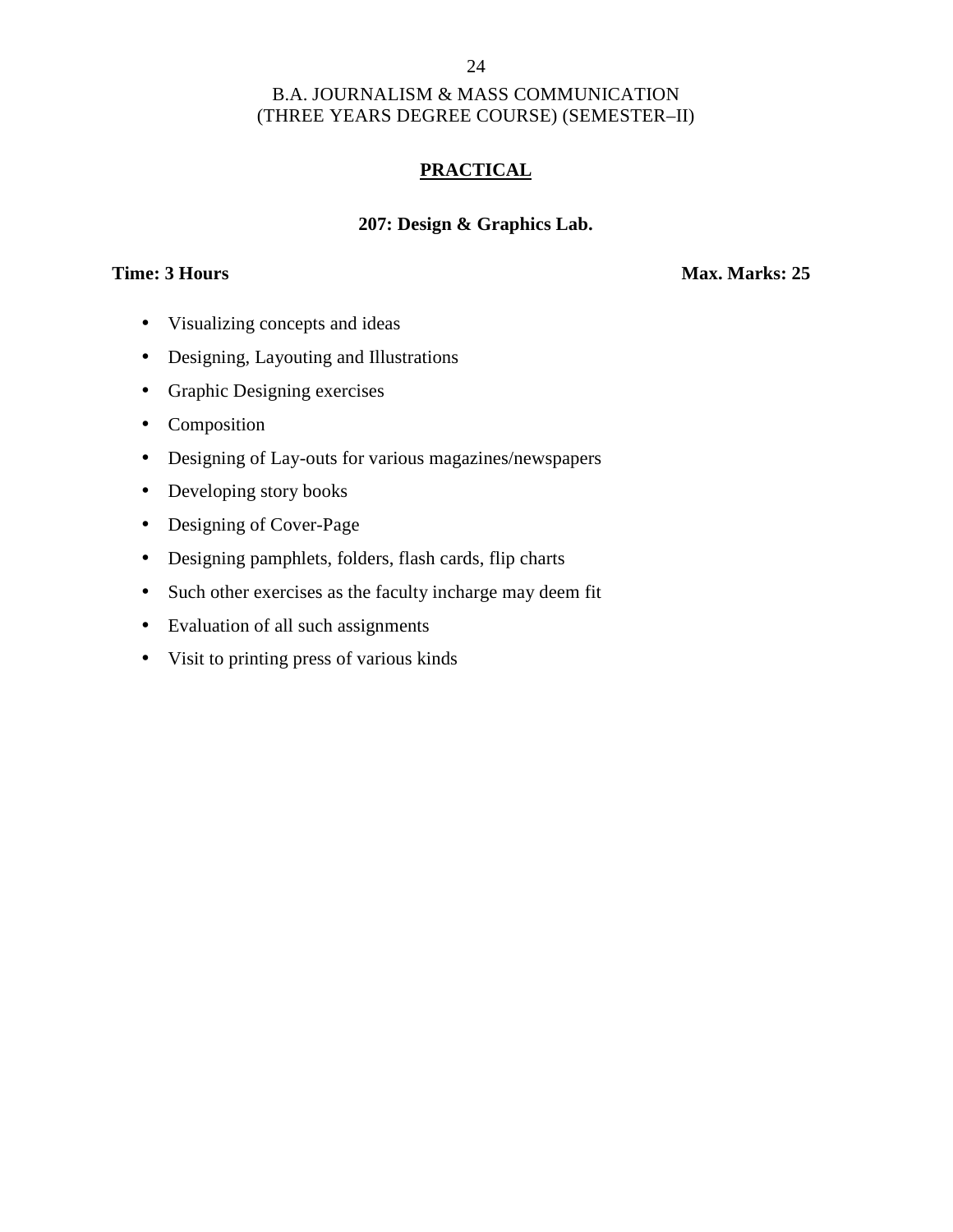B.A. JOURNALISM & MASS COMMUNICATION
(THREE YEARS DEGREE COURSE) (SEMESTER–II)

## PRACTICAL

### 207: Design & Graphics Lab.

**Time: 3 Hours** **Max. Marks: 25**

- Visualizing concepts and ideas
- Designing, Layouting and Illustrations
- Graphic Designing exercises
- Composition
- Designing of Lay-outs for various magazines/newspapers
- Developing story books
- Designing of Cover-Page
- Designing pamphlets, folders, flash cards, flip charts
- Such other exercises as the faculty incharge may deem fit
- Evaluation of all such assignments
- Visit to printing press of various kinds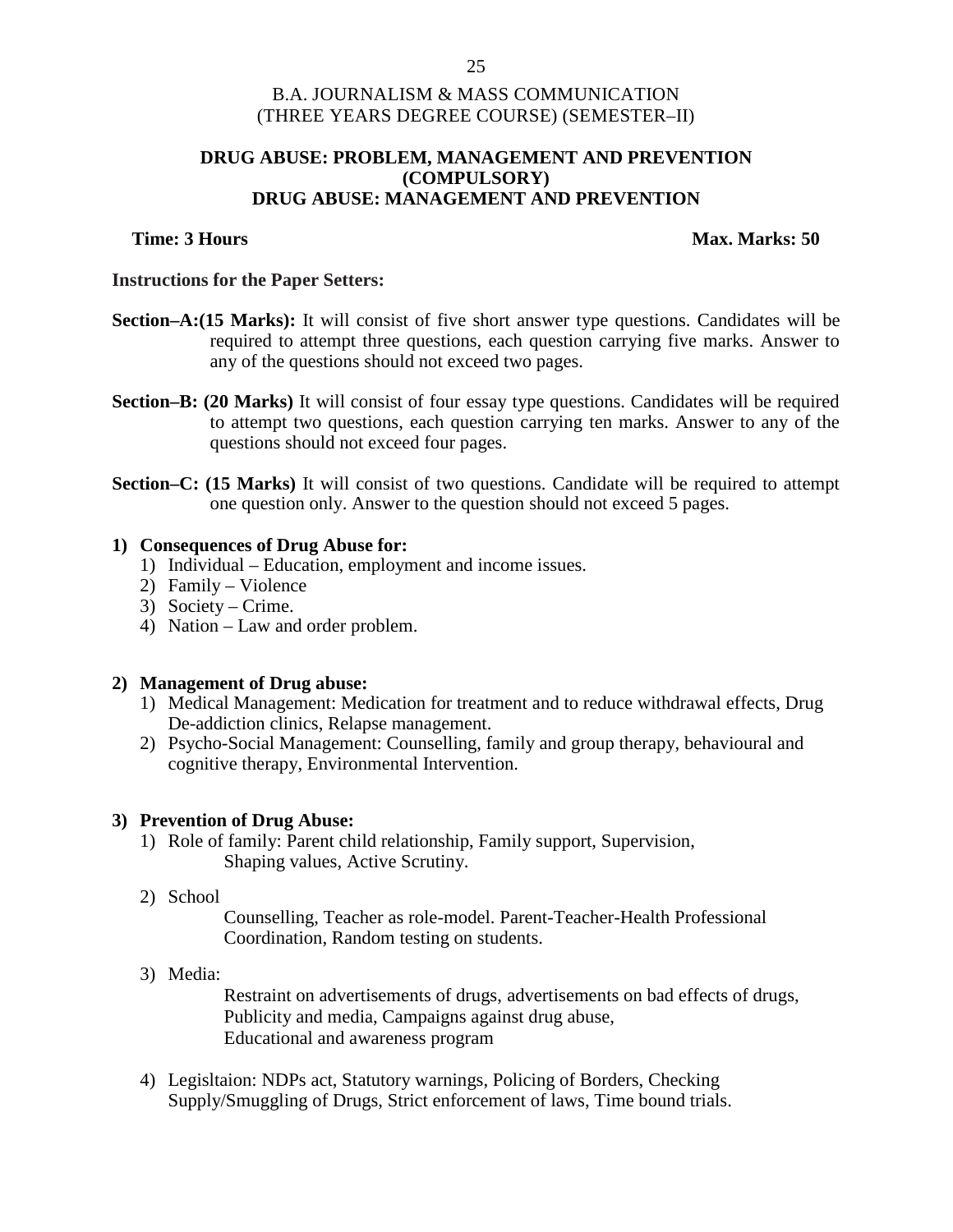B.A. JOURNALISM & MASS COMMUNICATION
(THREE YEARS DEGREE COURSE) (SEMESTER–II)

## DRUG ABUSE: PROBLEM, MANAGEMENT AND PREVENTION (COMPULSORY)

## DRUG ABUSE: MANAGEMENT AND PREVENTION

**Time: 3 Hours** **Max. Marks: 50**

**Instructions for the Paper Setters:**

**Section–A:(15 Marks):** It will consist of five short answer type questions. Candidates will be required to attempt three questions, each question carrying five marks. Answer to any of the questions should not exceed two pages.

**Section–B: (20 Marks)** It will consist of four essay type questions. Candidates will be required to attempt two questions, each question carrying ten marks. Answer to any of the questions should not exceed four pages.

**Section–C: (15 Marks)** It will consist of two questions. Candidate will be required to attempt one question only. Answer to the question should not exceed 5 pages.

**1) Consequences of Drug Abuse for:**

1) Individual – Education, employment and income issues.
2) Family – Violence
3) Society – Crime.
4) Nation – Law and order problem.

**2) Management of Drug abuse:**

1) Medical Management: Medication for treatment and to reduce withdrawal effects, Drug De-addiction clinics, Relapse management.
2) Psycho-Social Management: Counselling, family and group therapy, behavioural and cognitive therapy, Environmental Intervention.

**3) Prevention of Drug Abuse:**

1) Role of family: Parent child relationship, Family support, Supervision, Shaping values, Active Scrutiny.
2) School
   Counselling, Teacher as role-model. Parent-Teacher-Health Professional Coordination, Random testing on students.
3) Media:
   Restraint on advertisements of drugs, advertisements on bad effects of drugs, Publicity and media, Campaigns against drug abuse, Educational and awareness program
4) Legisltaion: NDPs act, Statutory warnings, Policing of Borders, Checking Supply/Smuggling of Drugs, Strict enforcement of laws, Time bound trials.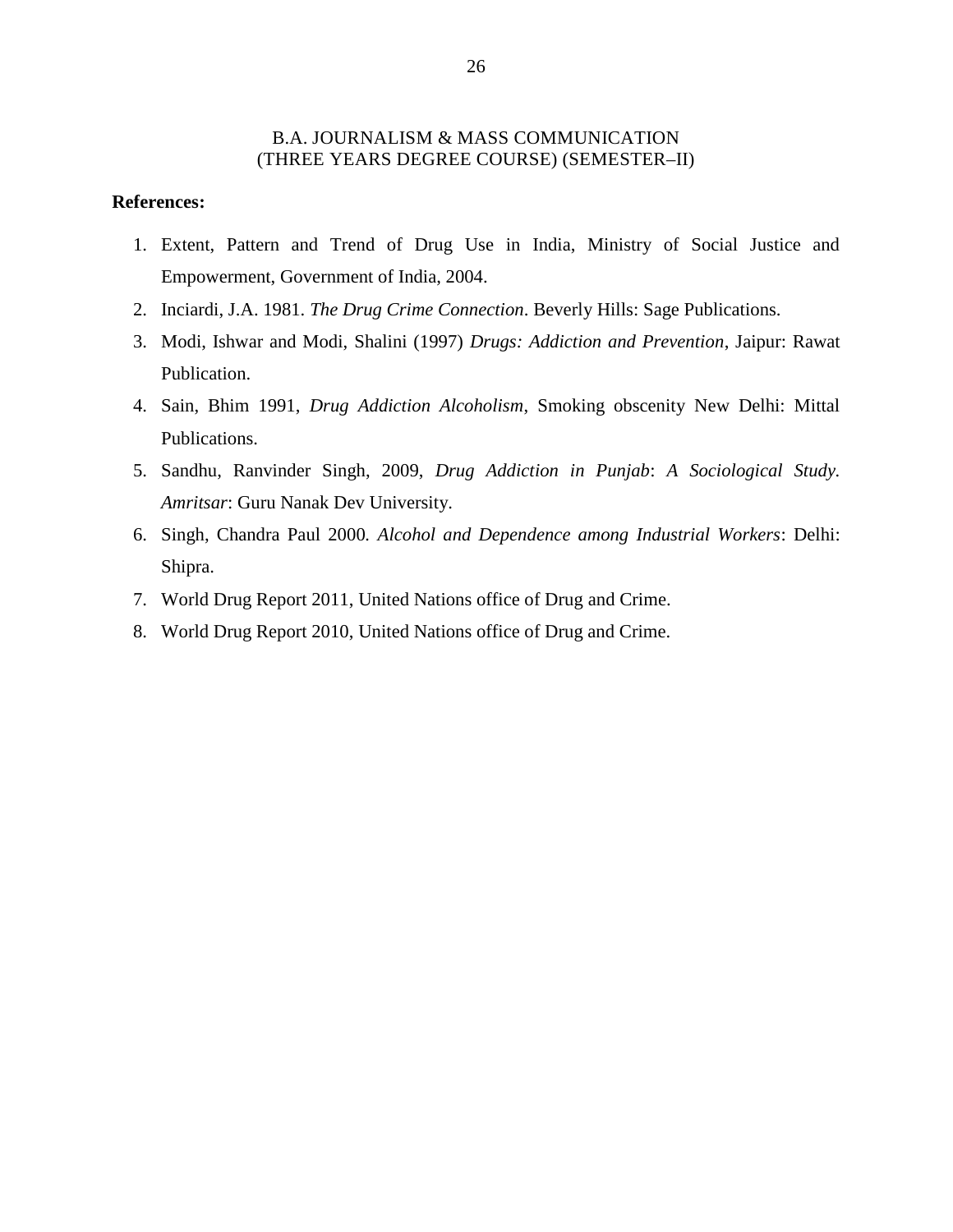B.A. JOURNALISM & MASS COMMUNICATION
(THREE YEARS DEGREE COURSE) (SEMESTER–II)

**References:**

1. Extent, Pattern and Trend of Drug Use in India, Ministry of Social Justice and Empowerment, Government of India, 2004.
2. Inciardi, J.A. 1981. *The Drug Crime Connection*. Beverly Hills: Sage Publications.
3. Modi, Ishwar and Modi, Shalini (1997) *Drugs: Addiction and Prevention*, Jaipur: Rawat Publication.
4. Sain, Bhim 1991, *Drug Addiction Alcoholism*, Smoking obscenity New Delhi: Mittal Publications.
5. Sandhu, Ranvinder Singh, 2009, *Drug Addiction in Punjab*: *A Sociological Study. Amritsar*: Guru Nanak Dev University.
6. Singh, Chandra Paul 2000. *Alcohol and Dependence among Industrial Workers*: Delhi: Shipra.
7. World Drug Report 2011, United Nations office of Drug and Crime.
8. World Drug Report 2010, United Nations office of Drug and Crime.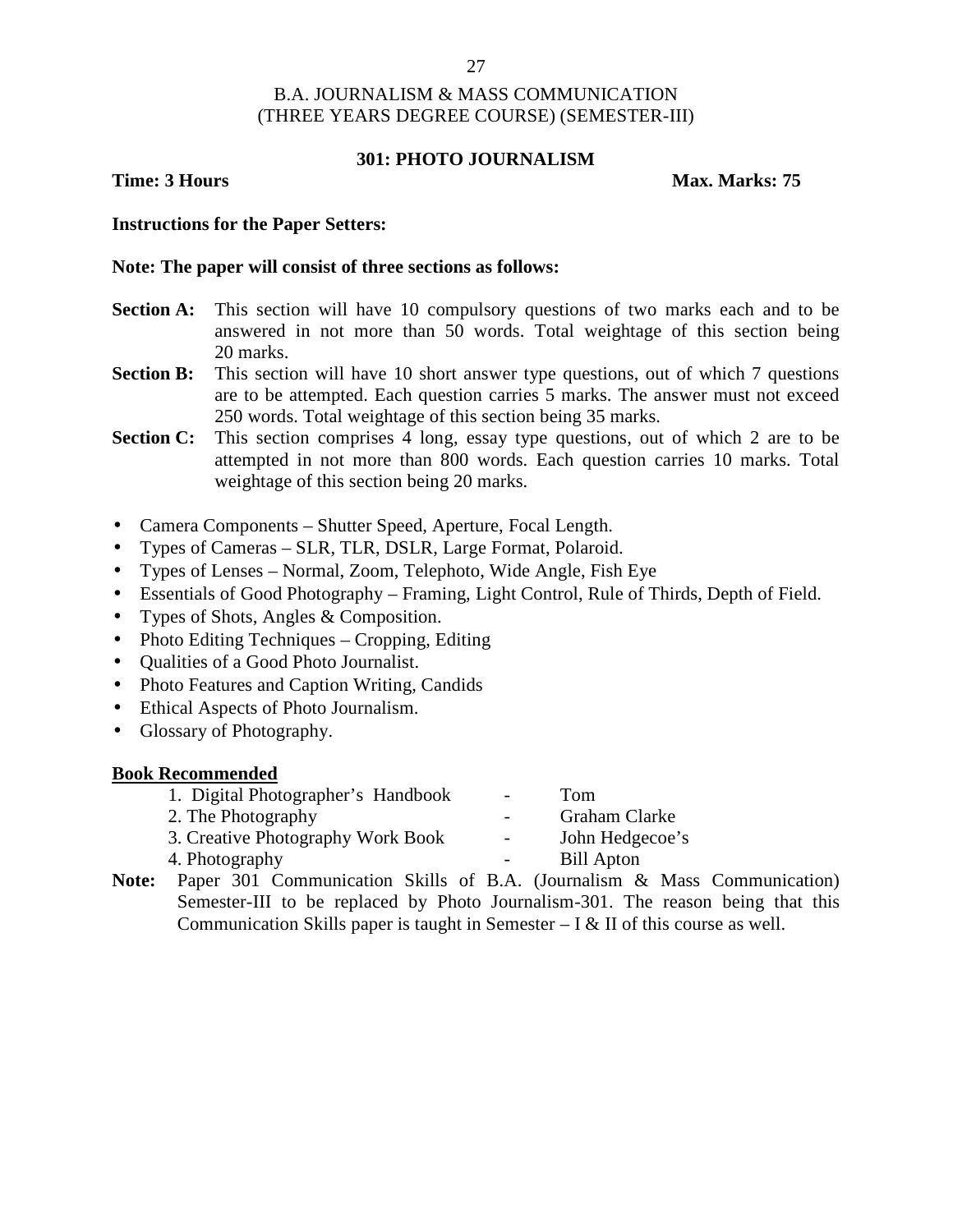B.A. JOURNALISM & MASS COMMUNICATION
(THREE YEARS DEGREE COURSE) (SEMESTER-III)

## 301: PHOTO JOURNALISM

**Time: 3 Hours** **Max. Marks: 75**

**Instructions for the Paper Setters:**

**Note: The paper will consist of three sections as follows:**

**Section A:** This section will have 10 compulsory questions of two marks each and to be answered in not more than 50 words. Total weightage of this section being 20 marks.

**Section B:** This section will have 10 short answer type questions, out of which 7 questions are to be attempted. Each question carries 5 marks. The answer must not exceed 250 words. Total weightage of this section being 35 marks.

**Section C:** This section comprises 4 long, essay type questions, out of which 2 are to be attempted in not more than 800 words. Each question carries 10 marks. Total weightage of this section being 20 marks.

- Camera Components – Shutter Speed, Aperture, Focal Length.
- Types of Cameras – SLR, TLR, DSLR, Large Format, Polaroid.
- Types of Lenses – Normal, Zoom, Telephoto, Wide Angle, Fish Eye
- Essentials of Good Photography – Framing, Light Control, Rule of Thirds, Depth of Field.
- Types of Shots, Angles & Composition.
- Photo Editing Techniques – Cropping, Editing
- Qualities of a Good Photo Journalist.
- Photo Features and Caption Writing, Candids
- Ethical Aspects of Photo Journalism.
- Glossary of Photography.

**Book Recommended**

1. Digital Photographer's Handbook - Tom
2. The Photography - Graham Clarke
3. Creative Photography Work Book - John Hedgecoe's
4. Photography - Bill Apton

**Note:** Paper 301 Communication Skills of B.A. (Journalism & Mass Communication) Semester-III to be replaced by Photo Journalism-301. The reason being that this Communication Skills paper is taught in Semester – I & II of this course as well.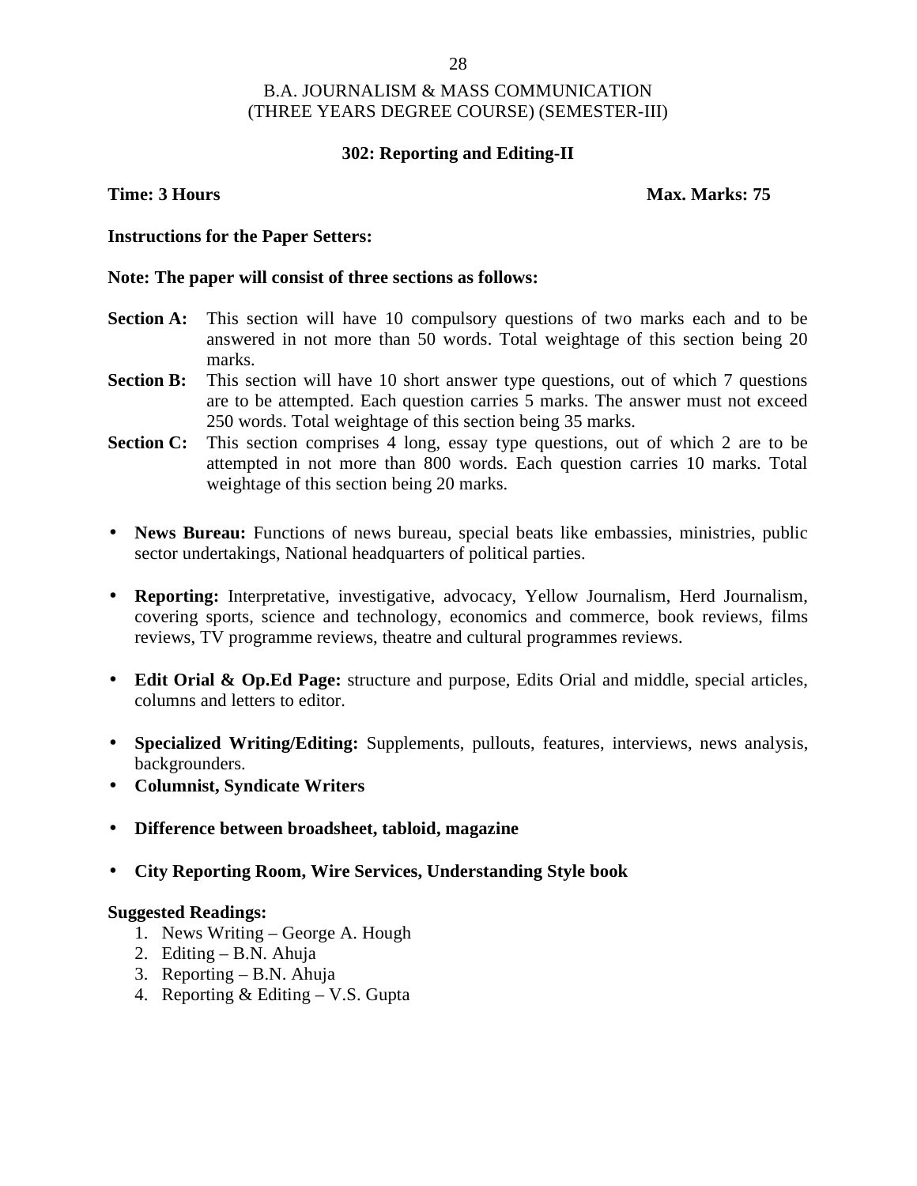B.A. JOURNALISM & MASS COMMUNICATION
(THREE YEARS DEGREE COURSE) (SEMESTER-III)

## 302: Reporting and Editing-II

**Time: 3 Hours** **Max. Marks: 75**

**Instructions for the Paper Setters:**

**Note: The paper will consist of three sections as follows:**

**Section A:** This section will have 10 compulsory questions of two marks each and to be answered in not more than 50 words. Total weightage of this section being 20 marks.

**Section B:** This section will have 10 short answer type questions, out of which 7 questions are to be attempted. Each question carries 5 marks. The answer must not exceed 250 words. Total weightage of this section being 35 marks.

**Section C:** This section comprises 4 long, essay type questions, out of which 2 are to be attempted in not more than 800 words. Each question carries 10 marks. Total weightage of this section being 20 marks.

- **News Bureau:** Functions of news bureau, special beats like embassies, ministries, public sector undertakings, National headquarters of political parties.
- **Reporting:** Interpretative, investigative, advocacy, Yellow Journalism, Herd Journalism, covering sports, science and technology, economics and commerce, book reviews, films reviews, TV programme reviews, theatre and cultural programmes reviews.
- **Edit Orial & Op.Ed Page:** structure and purpose, Edits Orial and middle, special articles, columns and letters to editor.
- **Specialized Writing/Editing:** Supplements, pullouts, features, interviews, news analysis, backgrounders.
- **Columnist, Syndicate Writers**
- **Difference between broadsheet, tabloid, magazine**
- **City Reporting Room, Wire Services, Understanding Style book**

**Suggested Readings:**

1. News Writing – George A. Hough
2. Editing – B.N. Ahuja
3. Reporting – B.N. Ahuja
4. Reporting & Editing – V.S. Gupta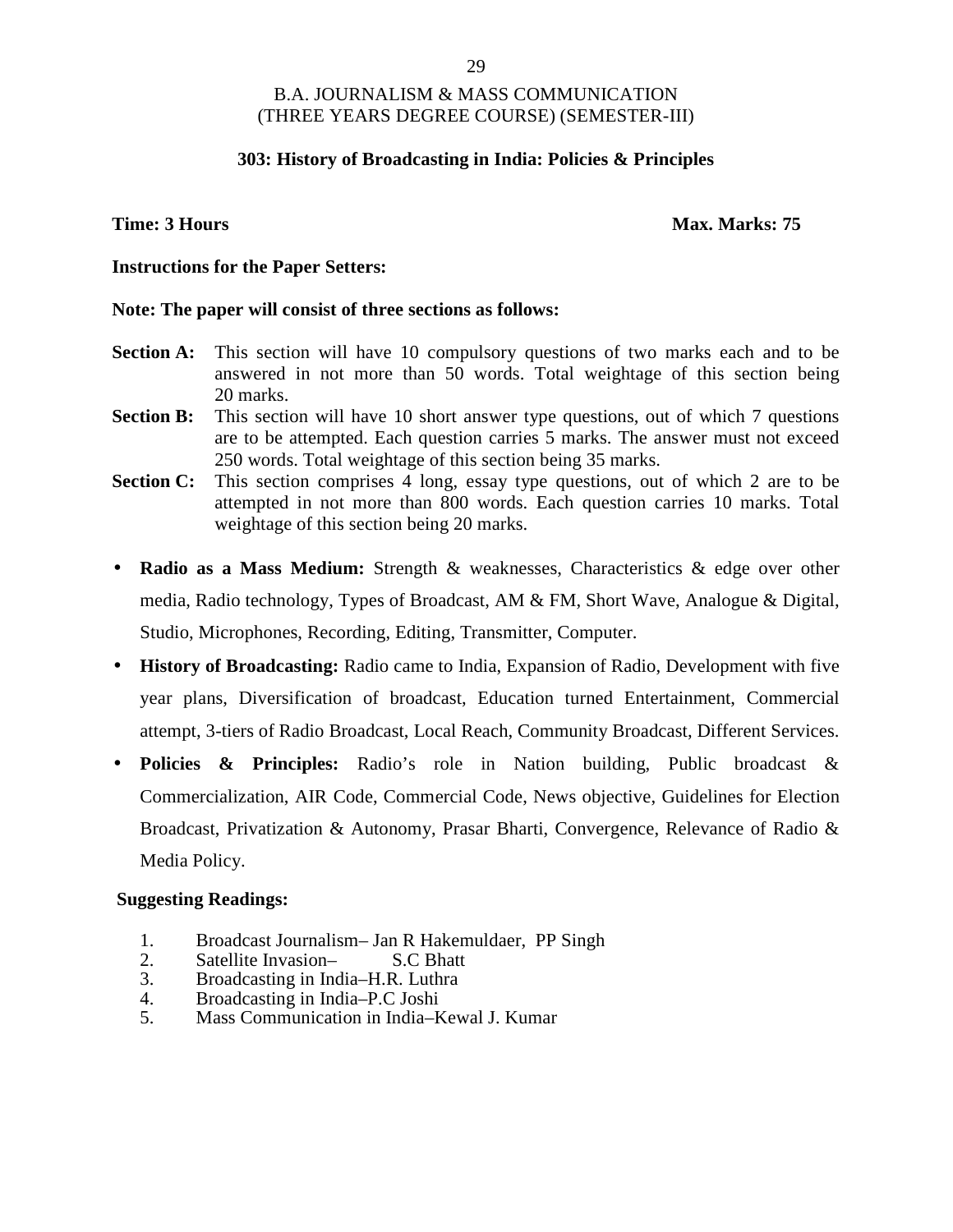B.A. JOURNALISM & MASS COMMUNICATION
(THREE YEARS DEGREE COURSE) (SEMESTER-III)

## 303: History of Broadcasting in India: Policies & Principles

**Time: 3 Hours** **Max. Marks: 75**

**Instructions for the Paper Setters:**

**Note: The paper will consist of three sections as follows:**

**Section A:** This section will have 10 compulsory questions of two marks each and to be answered in not more than 50 words. Total weightage of this section being 20 marks.

**Section B:** This section will have 10 short answer type questions, out of which 7 questions are to be attempted. Each question carries 5 marks. The answer must not exceed 250 words. Total weightage of this section being 35 marks.

**Section C:** This section comprises 4 long, essay type questions, out of which 2 are to be attempted in not more than 800 words. Each question carries 10 marks. Total weightage of this section being 20 marks.

- **Radio as a Mass Medium:** Strength & weaknesses, Characteristics & edge over other media, Radio technology, Types of Broadcast, AM & FM, Short Wave, Analogue & Digital, Studio, Microphones, Recording, Editing, Transmitter, Computer.
- **History of Broadcasting:** Radio came to India, Expansion of Radio, Development with five year plans, Diversification of broadcast, Education turned Entertainment, Commercial attempt, 3-tiers of Radio Broadcast, Local Reach, Community Broadcast, Different Services.
- **Policies & Principles:** Radio's role in Nation building, Public broadcast & Commercialization, AIR Code, Commercial Code, News objective, Guidelines for Election Broadcast, Privatization & Autonomy, Prasar Bharti, Convergence, Relevance of Radio & Media Policy.

**Suggesting Readings:**

1. Broadcast Journalism– Jan R Hakemuldaer, PP Singh
2. Satellite Invasion– S.C Bhatt
3. Broadcasting in India–H.R. Luthra
4. Broadcasting in India–P.C Joshi
5. Mass Communication in India–Kewal J. Kumar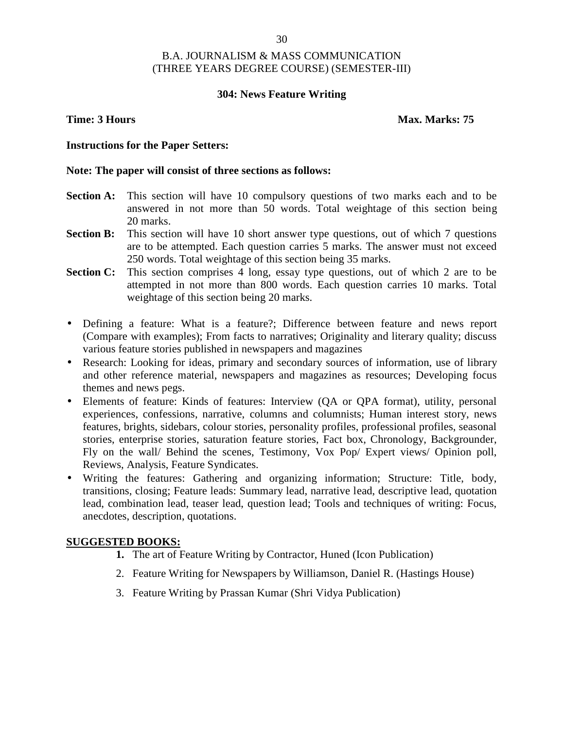# B.A. JOURNALISM & MASS COMMUNICATION
## (THREE YEARS DEGREE COURSE) (SEMESTER-III)

### 304: News Feature Writing

**Time: 3 Hours** **Max. Marks: 75**

**Instructions for the Paper Setters:**

**Note: The paper will consist of three sections as follows:**

**Section A:** This section will have 10 compulsory questions of two marks each and to be answered in not more than 50 words. Total weightage of this section being 20 marks.

**Section B:** This section will have 10 short answer type questions, out of which 7 questions are to be attempted. Each question carries 5 marks. The answer must not exceed 250 words. Total weightage of this section being 35 marks.

**Section C:** This section comprises 4 long, essay type questions, out of which 2 are to be attempted in not more than 800 words. Each question carries 10 marks. Total weightage of this section being 20 marks.

- Defining a feature: What is a feature?; Difference between feature and news report (Compare with examples); From facts to narratives; Originality and literary quality; discuss various feature stories published in newspapers and magazines
- Research: Looking for ideas, primary and secondary sources of information, use of library and other reference material, newspapers and magazines as resources; Developing focus themes and news pegs.
- Elements of feature: Kinds of features: Interview (QA or QPA format), utility, personal experiences, confessions, narrative, columns and columnists; Human interest story, news features, brights, sidebars, colour stories, personality profiles, professional profiles, seasonal stories, enterprise stories, saturation feature stories, Fact box, Chronology, Backgrounder, Fly on the wall/ Behind the scenes, Testimony, Vox Pop/ Expert views/ Opinion poll, Reviews, Analysis, Feature Syndicates.
- Writing the features: Gathering and organizing information; Structure: Title, body, transitions, closing; Feature leads: Summary lead, narrative lead, descriptive lead, quotation lead, combination lead, teaser lead, question lead; Tools and techniques of writing: Focus, anecdotes, description, quotations.

**SUGGESTED BOOKS:**

1. The art of Feature Writing by Contractor, Huned (Icon Publication)
2. Feature Writing for Newspapers by Williamson, Daniel R. (Hastings House)
3. Feature Writing by Prassan Kumar (Shri Vidya Publication)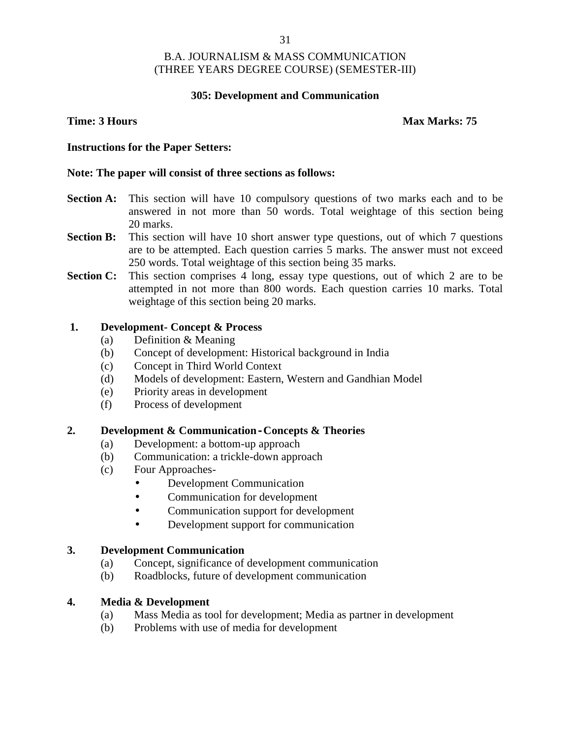# B.A. JOURNALISM & MASS COMMUNICATION
## (THREE YEARS DEGREE COURSE) (SEMESTER-III)

### 305: Development and Communication

**Time: 3 Hours** **Max Marks: 75**

**Instructions for the Paper Setters:**

**Note: The paper will consist of three sections as follows:**

**Section A:** This section will have 10 compulsory questions of two marks each and to be answered in not more than 50 words. Total weightage of this section being 20 marks.

**Section B:** This section will have 10 short answer type questions, out of which 7 questions are to be attempted. Each question carries 5 marks. The answer must not exceed 250 words. Total weightage of this section being 35 marks.

**Section C:** This section comprises 4 long, essay type questions, out of which 2 are to be attempted in not more than 800 words. Each question carries 10 marks. Total weightage of this section being 20 marks.

**1. Development- Concept & Process**

- (a) Definition & Meaning
- (b) Concept of development: Historical background in India
- (c) Concept in Third World Context
- (d) Models of development: Eastern, Western and Gandhian Model
- (e) Priority areas in development
- (f) Process of development

**2. Development & Communication - Concepts & Theories**

- (a) Development: a bottom-up approach
- (b) Communication: a trickle-down approach
- (c) Four Approaches-
  - Development Communication
  - Communication for development
  - Communication support for development
  - Development support for communication

**3. Development Communication**

- (a) Concept, significance of development communication
- (b) Roadblocks, future of development communication

**4. Media & Development**

- (a) Mass Media as tool for development; Media as partner in development
- (b) Problems with use of media for development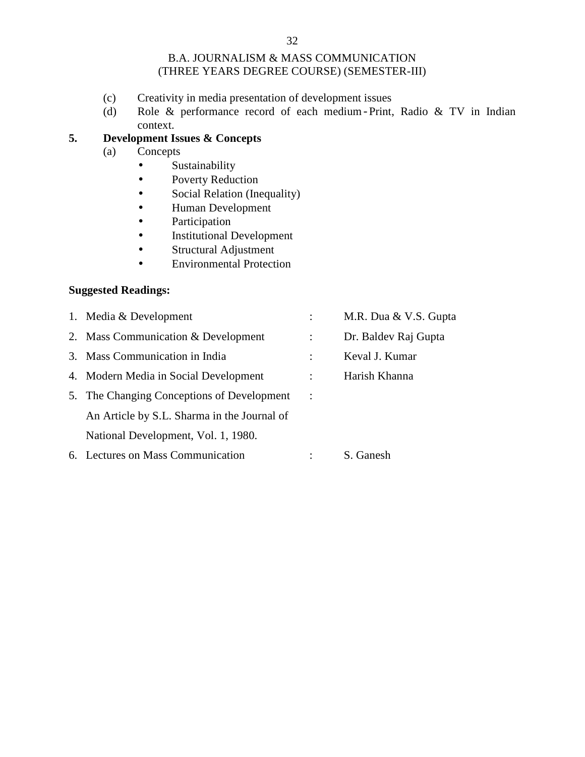B.A. JOURNALISM & MASS COMMUNICATION
(THREE YEARS DEGREE COURSE) (SEMESTER-III)

(c) Creativity in media presentation of development issues

(d) Role & performance record of each medium - Print, Radio & TV in Indian context.

**5. Development Issues & Concepts**

(a) Concepts

- Sustainability
- Poverty Reduction
- Social Relation (Inequality)
- Human Development
- Participation
- Institutional Development
- Structural Adjustment
- Environmental Protection

**Suggested Readings:**

| | | | |
|---|---|---|---|
| 1. | Media & Development | : | M.R. Dua & V.S. Gupta |
| 2. | Mass Communication & Development | : | Dr. Baldev Raj Gupta |
| 3. | Mass Communication in India | : | Keval J. Kumar |
| 4. | Modern Media in Social Development | : | Harish Khanna |
| 5. | The Changing Conceptions of Development An Article by S.L. Sharma in the Journal of National Development, Vol. 1, 1980. | : | |
| 6. | Lectures on Mass Communication | : | S. Ganesh |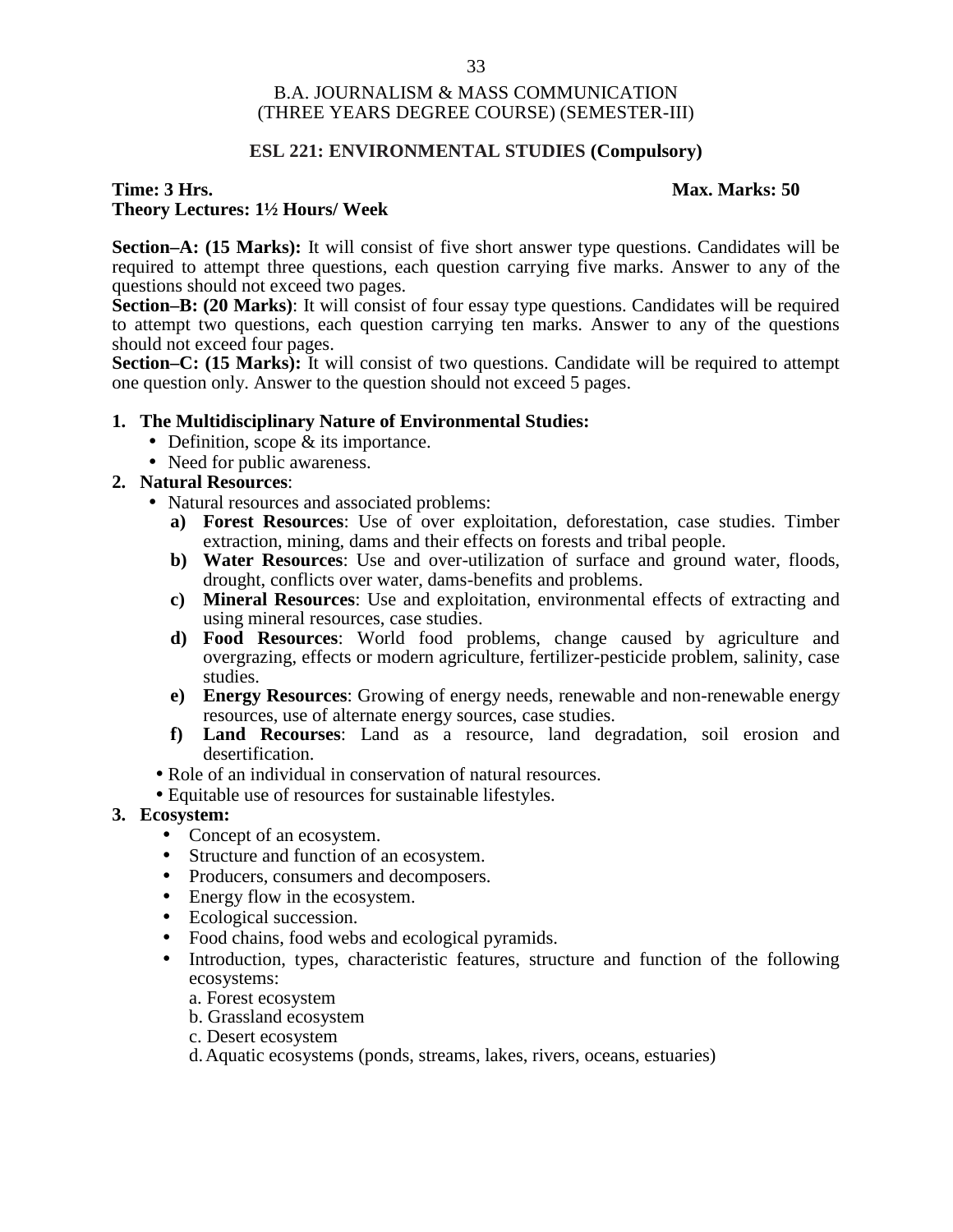B.A. JOURNALISM & MASS COMMUNICATION
(THREE YEARS DEGREE COURSE) (SEMESTER-III)

## ESL 221: ENVIRONMENTAL STUDIES (Compulsory)

**Time: 3 Hrs.** **Max. Marks: 50**
**Theory Lectures: 1½ Hours/ Week**

**Section–A: (15 Marks):** It will consist of five short answer type questions. Candidates will be required to attempt three questions, each question carrying five marks. Answer to any of the questions should not exceed two pages.
**Section–B: (20 Marks)**: It will consist of four essay type questions. Candidates will be required to attempt two questions, each question carrying ten marks. Answer to any of the questions should not exceed four pages.
**Section–C: (15 Marks):** It will consist of two questions. Candidate will be required to attempt one question only. Answer to the question should not exceed 5 pages.

1. **The Multidisciplinary Nature of Environmental Studies:**
   - Definition, scope & its importance.
   - Need for public awareness.
2. **Natural Resources**:
   - Natural resources and associated problems:
     a) **Forest Resources**: Use of over exploitation, deforestation, case studies. Timber extraction, mining, dams and their effects on forests and tribal people.
     b) **Water Resources**: Use and over-utilization of surface and ground water, floods, drought, conflicts over water, dams-benefits and problems.
     c) **Mineral Resources**: Use and exploitation, environmental effects of extracting and using mineral resources, case studies.
     d) **Food Resources**: World food problems, change caused by agriculture and overgrazing, effects or modern agriculture, fertilizer-pesticide problem, salinity, case studies.
     e) **Energy Resources**: Growing of energy needs, renewable and non-renewable energy resources, use of alternate energy sources, case studies.
     f) **Land Recourses**: Land as a resource, land degradation, soil erosion and desertification.
   - Role of an individual in conservation of natural resources.
   - Equitable use of resources for sustainable lifestyles.
3. **Ecosystem:**
   - Concept of an ecosystem.
   - Structure and function of an ecosystem.
   - Producers, consumers and decomposers.
   - Energy flow in the ecosystem.
   - Ecological succession.
   - Food chains, food webs and ecological pyramids.
   - Introduction, types, characteristic features, structure and function of the following ecosystems:
     a. Forest ecosystem
     b. Grassland ecosystem
     c. Desert ecosystem
     d. Aquatic ecosystems (ponds, streams, lakes, rivers, oceans, estuaries)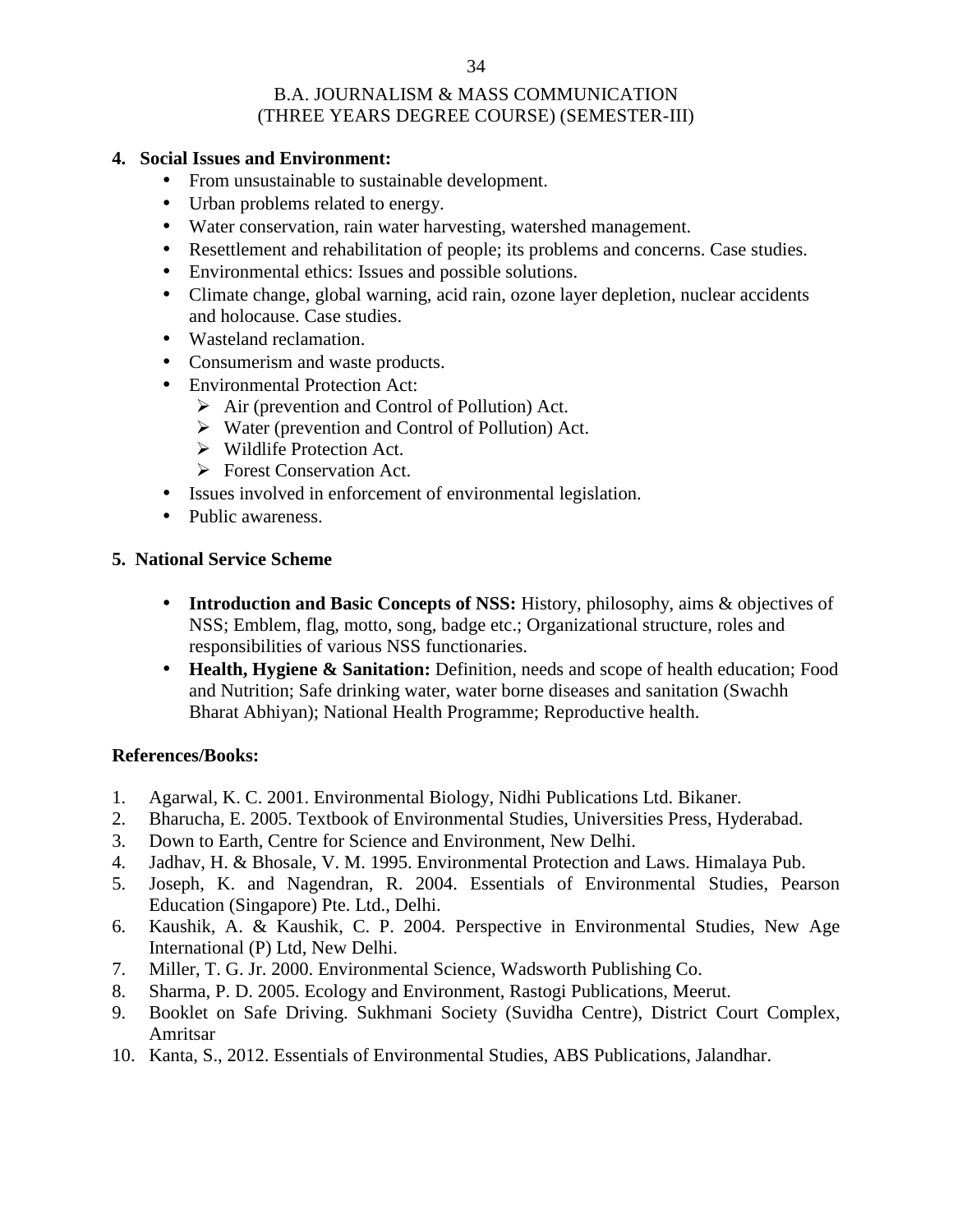# B.A. JOURNALISM & MASS COMMUNICATION
## (THREE YEARS DEGREE COURSE) (SEMESTER-III)

**4. Social Issues and Environment:**

- From unsustainable to sustainable development.
- Urban problems related to energy.
- Water conservation, rain water harvesting, watershed management.
- Resettlement and rehabilitation of people; its problems and concerns. Case studies.
- Environmental ethics: Issues and possible solutions.
- Climate change, global warning, acid rain, ozone layer depletion, nuclear accidents and holocause. Case studies.
- Wasteland reclamation.
- Consumerism and waste products.
- Environmental Protection Act:
  - Air (prevention and Control of Pollution) Act.
  - Water (prevention and Control of Pollution) Act.
  - Wildlife Protection Act.
  - Forest Conservation Act.
- Issues involved in enforcement of environmental legislation.
- Public awareness.

**5. National Service Scheme**

- **Introduction and Basic Concepts of NSS:** History, philosophy, aims & objectives of NSS; Emblem, flag, motto, song, badge etc.; Organizational structure, roles and responsibilities of various NSS functionaries.
- **Health, Hygiene & Sanitation:** Definition, needs and scope of health education; Food and Nutrition; Safe drinking water, water borne diseases and sanitation (Swachh Bharat Abhiyan); National Health Programme; Reproductive health.

**References/Books:**

1. Agarwal, K. C. 2001. Environmental Biology, Nidhi Publications Ltd. Bikaner.
2. Bharucha, E. 2005. Textbook of Environmental Studies, Universities Press, Hyderabad.
3. Down to Earth, Centre for Science and Environment, New Delhi.
4. Jadhav, H. & Bhosale, V. M. 1995. Environmental Protection and Laws. Himalaya Pub.
5. Joseph, K. and Nagendran, R. 2004. Essentials of Environmental Studies, Pearson Education (Singapore) Pte. Ltd., Delhi.
6. Kaushik, A. & Kaushik, C. P. 2004. Perspective in Environmental Studies, New Age International (P) Ltd, New Delhi.
7. Miller, T. G. Jr. 2000. Environmental Science, Wadsworth Publishing Co.
8. Sharma, P. D. 2005. Ecology and Environment, Rastogi Publications, Meerut.
9. Booklet on Safe Driving. Sukhmani Society (Suvidha Centre), District Court Complex, Amritsar
10. Kanta, S., 2012. Essentials of Environmental Studies, ABS Publications, Jalandhar.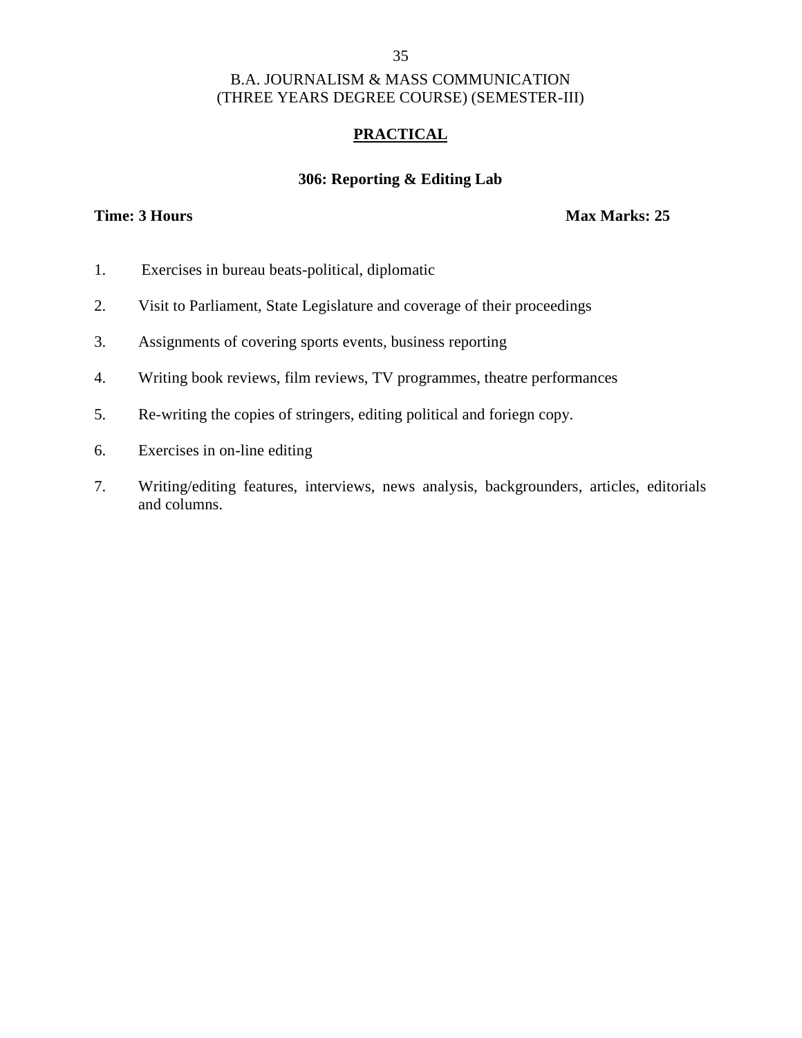B.A. JOURNALISM & MASS COMMUNICATION
(THREE YEARS DEGREE COURSE) (SEMESTER-III)

## PRACTICAL

### 306: Reporting & Editing Lab

**Time: 3 Hours** **Max Marks: 25**

1. Exercises in bureau beats-political, diplomatic
2. Visit to Parliament, State Legislature and coverage of their proceedings
3. Assignments of covering sports events, business reporting
4. Writing book reviews, film reviews, TV programmes, theatre performances
5. Re-writing the copies of stringers, editing political and foriegn copy.
6. Exercises in on-line editing
7. Writing/editing features, interviews, news analysis, backgrounders, articles, editorials and columns.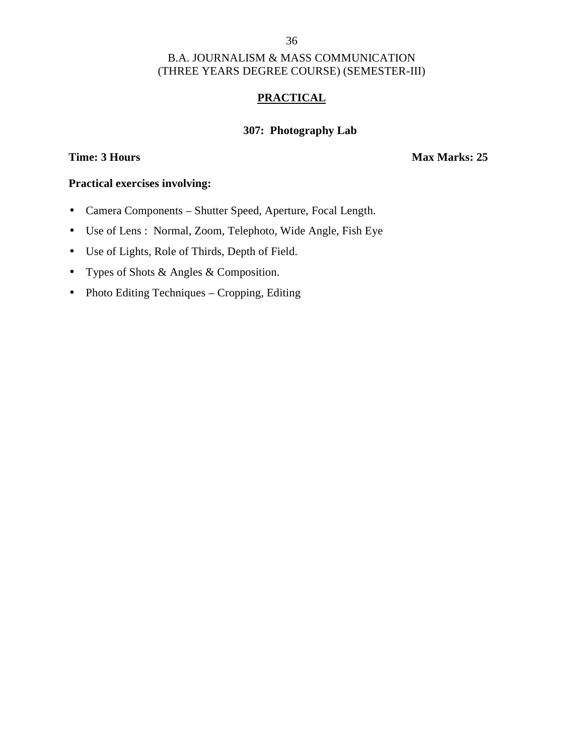B.A. JOURNALISM & MASS COMMUNICATION
(THREE YEARS DEGREE COURSE) (SEMESTER-III)

## PRACTICAL

### 307: Photography Lab

**Time: 3 Hours** **Max Marks: 25**

**Practical exercises involving:**

- Camera Components – Shutter Speed, Aperture, Focal Length.
- Use of Lens : Normal, Zoom, Telephoto, Wide Angle, Fish Eye
- Use of Lights, Role of Thirds, Depth of Field.
- Types of Shots & Angles & Composition.
- Photo Editing Techniques – Cropping, Editing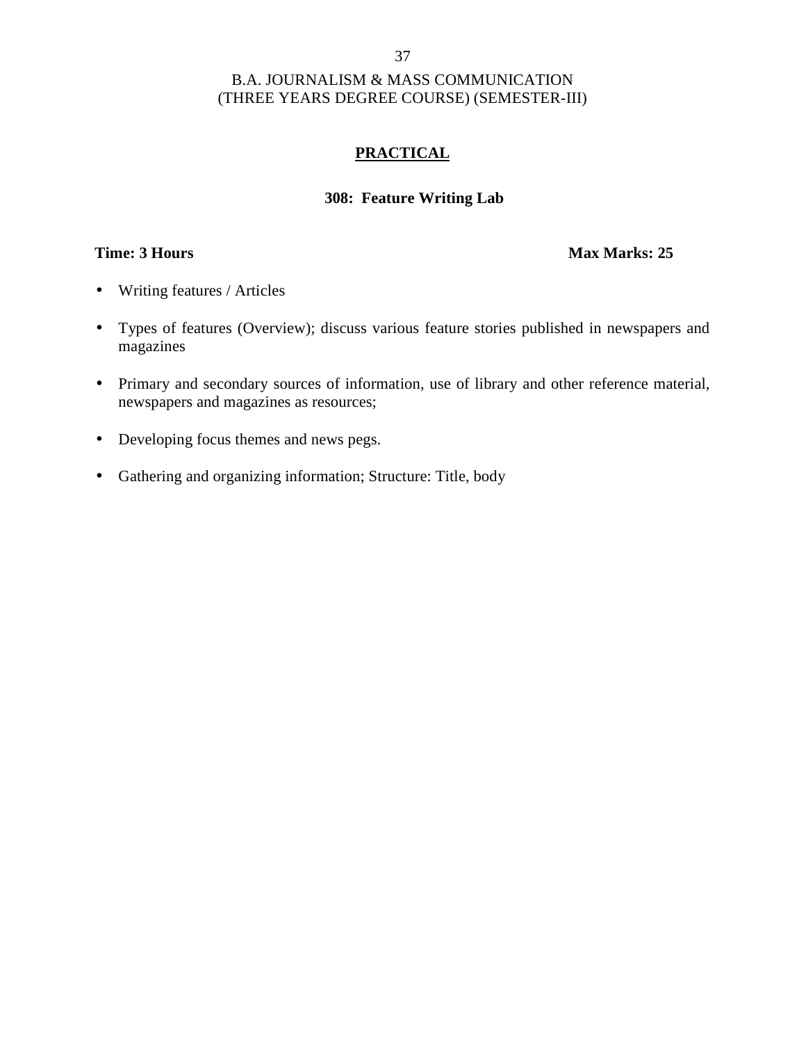B.A. JOURNALISM & MASS COMMUNICATION
(THREE YEARS DEGREE COURSE) (SEMESTER-III)

## PRACTICAL

### 308: Feature Writing Lab

**Time: 3 Hours** **Max Marks: 25**

- Writing features / Articles
- Types of features (Overview); discuss various feature stories published in newspapers and magazines
- Primary and secondary sources of information, use of library and other reference material, newspapers and magazines as resources;
- Developing focus themes and news pegs.
- Gathering and organizing information; Structure: Title, body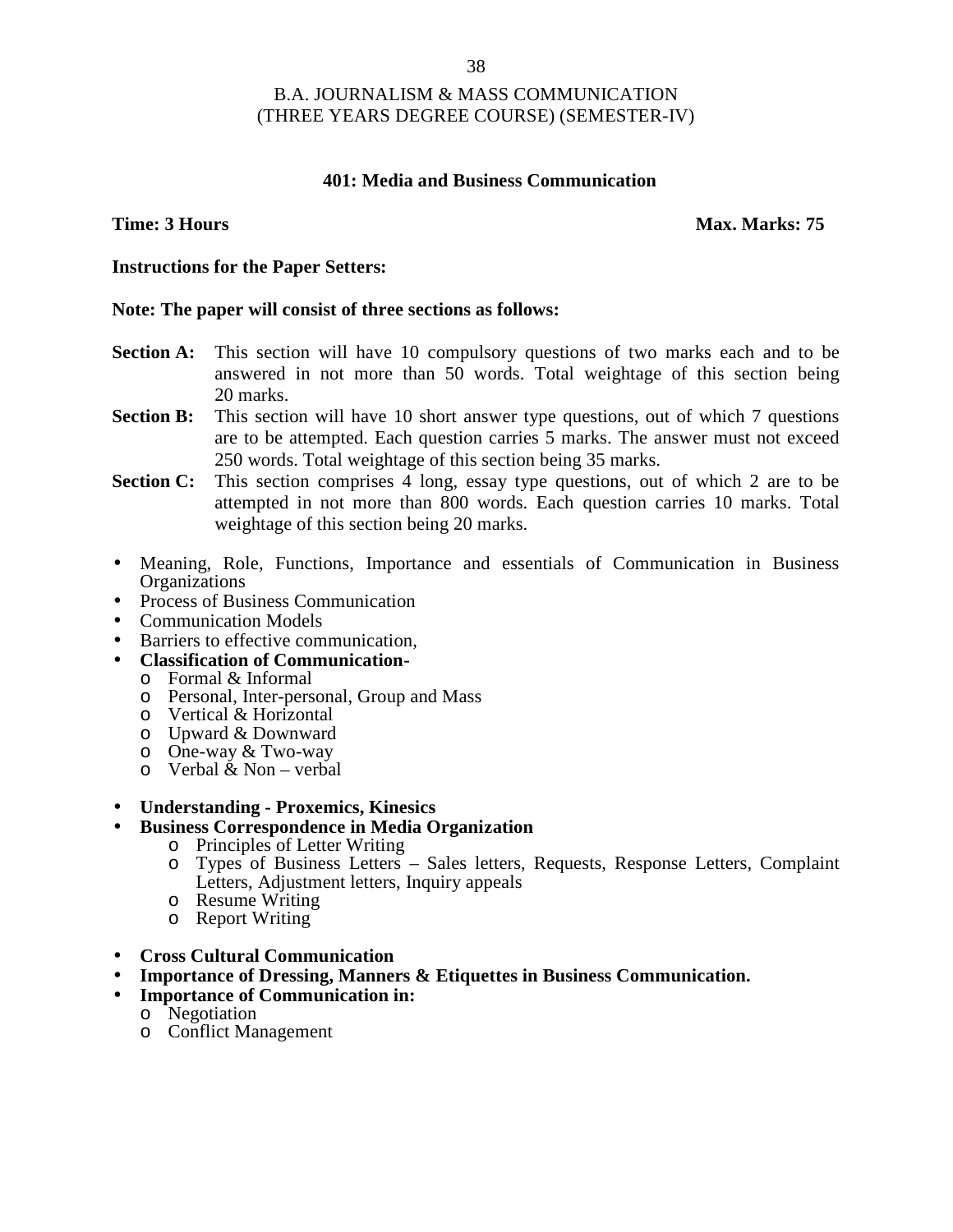# B.A. JOURNALISM & MASS COMMUNICATION
# (THREE YEARS DEGREE COURSE) (SEMESTER-IV)

## 401: Media and Business Communication

**Time: 3 Hours** **Max. Marks: 75**

**Instructions for the Paper Setters:**

**Note: The paper will consist of three sections as follows:**

**Section A:** This section will have 10 compulsory questions of two marks each and to be answered in not more than 50 words. Total weightage of this section being 20 marks.

**Section B:** This section will have 10 short answer type questions, out of which 7 questions are to be attempted. Each question carries 5 marks. The answer must not exceed 250 words. Total weightage of this section being 35 marks.

**Section C:** This section comprises 4 long, essay type questions, out of which 2 are to be attempted in not more than 800 words. Each question carries 10 marks. Total weightage of this section being 20 marks.

- Meaning, Role, Functions, Importance and essentials of Communication in Business Organizations
- Process of Business Communication
- Communication Models
- Barriers to effective communication,
- **Classification of Communication-**
  - Formal & Informal
  - Personal, Inter-personal, Group and Mass
  - Vertical & Horizontal
  - Upward & Downward
  - One-way & Two-way
  - Verbal & Non – verbal

- **Understanding - Proxemics, Kinesics**
- **Business Correspondence in Media Organization**
  - Principles of Letter Writing
  - Types of Business Letters – Sales letters, Requests, Response Letters, Complaint Letters, Adjustment letters, Inquiry appeals
  - Resume Writing
  - Report Writing

- **Cross Cultural Communication**
- **Importance of Dressing, Manners & Etiquettes in Business Communication.**
- **Importance of Communication in:**
  - Negotiation
  - Conflict Management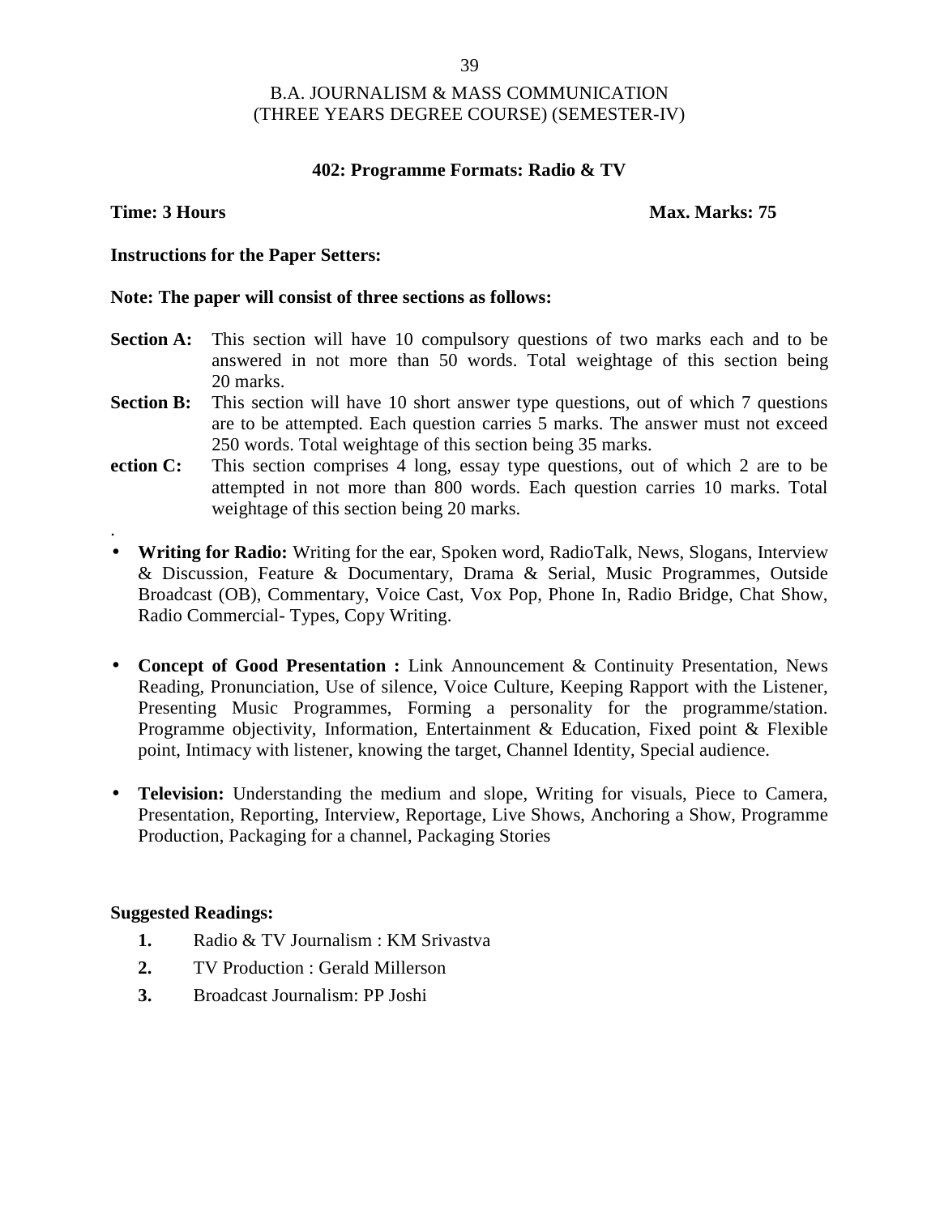B.A. JOURNALISM & MASS COMMUNICATION
(THREE YEARS DEGREE COURSE) (SEMESTER-IV)

## 402: Programme Formats: Radio & TV

**Time: 3 Hours** **Max. Marks: 75**

**Instructions for the Paper Setters:**

**Note: The paper will consist of three sections as follows:**

**Section A:** This section will have 10 compulsory questions of two marks each and to be answered in not more than 50 words. Total weightage of this section being 20 marks.

**Section B:** This section will have 10 short answer type questions, out of which 7 questions are to be attempted. Each question carries 5 marks. The answer must not exceed 250 words. Total weightage of this section being 35 marks.

**ection C:** This section comprises 4 long, essay type questions, out of which 2 are to be attempted in not more than 800 words. Each question carries 10 marks. Total weightage of this section being 20 marks.

.

- **Writing for Radio:** Writing for the ear, Spoken word, RadioTalk, News, Slogans, Interview & Discussion, Feature & Documentary, Drama & Serial, Music Programmes, Outside Broadcast (OB), Commentary, Voice Cast, Vox Pop, Phone In, Radio Bridge, Chat Show, Radio Commercial- Types, Copy Writing.

- **Concept of Good Presentation :** Link Announcement & Continuity Presentation, News Reading, Pronunciation, Use of silence, Voice Culture, Keeping Rapport with the Listener, Presenting Music Programmes, Forming a personality for the programme/station. Programme objectivity, Information, Entertainment & Education, Fixed point & Flexible point, Intimacy with listener, knowing the target, Channel Identity, Special audience.

- **Television:** Understanding the medium and slope, Writing for visuals, Piece to Camera, Presentation, Reporting, Interview, Reportage, Live Shows, Anchoring a Show, Programme Production, Packaging for a channel, Packaging Stories

**Suggested Readings:**

1. Radio & TV Journalism : KM Srivastva
2. TV Production : Gerald Millerson
3. Broadcast Journalism: PP Joshi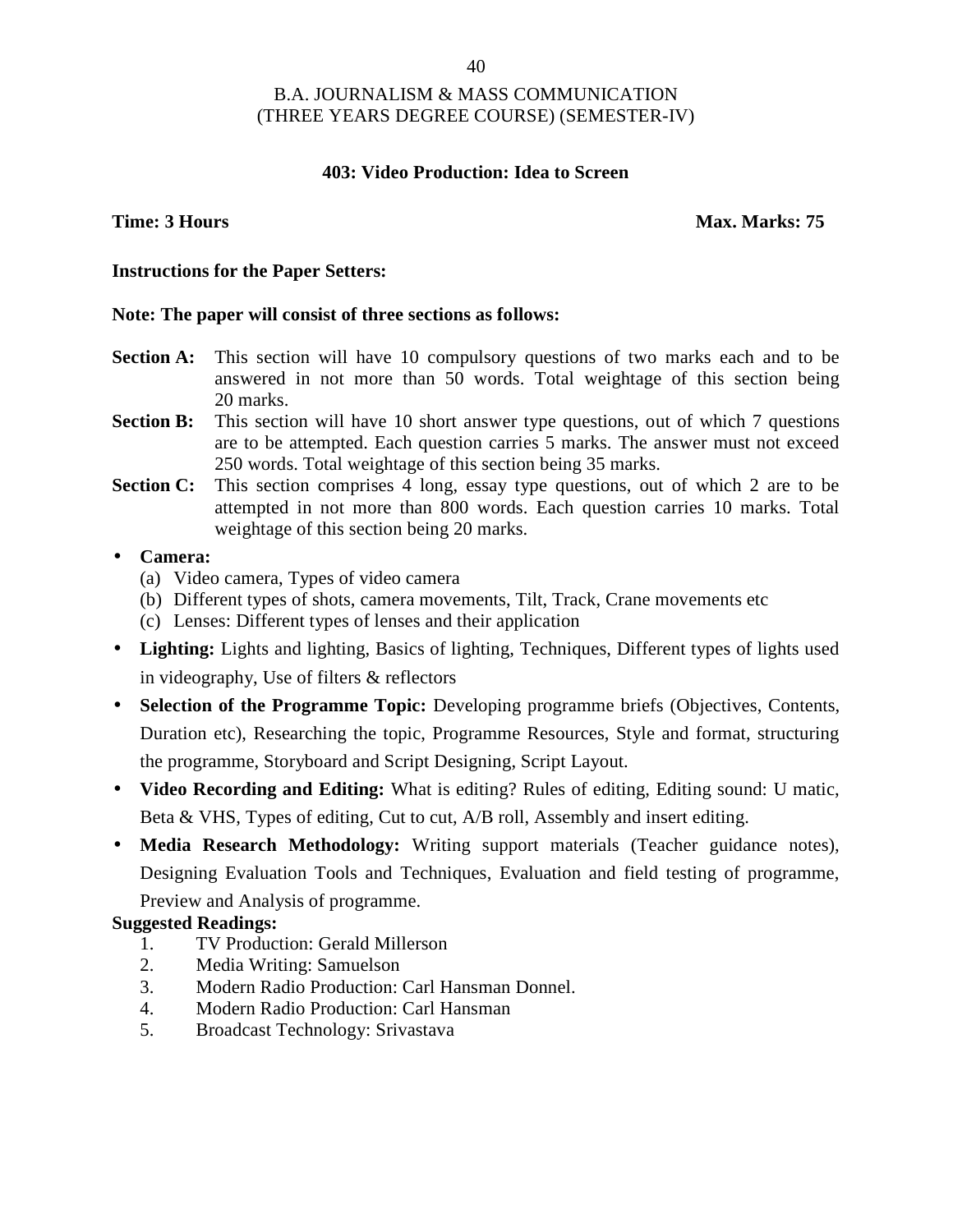B.A. JOURNALISM & MASS COMMUNICATION
(THREE YEARS DEGREE COURSE) (SEMESTER-IV)

## 403: Video Production: Idea to Screen

**Time: 3 Hours** **Max. Marks: 75**

**Instructions for the Paper Setters:**

**Note: The paper will consist of three sections as follows:**

**Section A:** This section will have 10 compulsory questions of two marks each and to be answered in not more than 50 words. Total weightage of this section being 20 marks.

**Section B:** This section will have 10 short answer type questions, out of which 7 questions are to be attempted. Each question carries 5 marks. The answer must not exceed 250 words. Total weightage of this section being 35 marks.

**Section C:** This section comprises 4 long, essay type questions, out of which 2 are to be attempted in not more than 800 words. Each question carries 10 marks. Total weightage of this section being 20 marks.

- **Camera:**
  - (a) Video camera, Types of video camera
  - (b) Different types of shots, camera movements, Tilt, Track, Crane movements etc
  - (c) Lenses: Different types of lenses and their application
- **Lighting:** Lights and lighting, Basics of lighting, Techniques, Different types of lights used in videography, Use of filters & reflectors
- **Selection of the Programme Topic:** Developing programme briefs (Objectives, Contents, Duration etc), Researching the topic, Programme Resources, Style and format, structuring the programme, Storyboard and Script Designing, Script Layout.
- **Video Recording and Editing:** What is editing? Rules of editing, Editing sound: U matic, Beta & VHS, Types of editing, Cut to cut, A/B roll, Assembly and insert editing.
- **Media Research Methodology:** Writing support materials (Teacher guidance notes), Designing Evaluation Tools and Techniques, Evaluation and field testing of programme, Preview and Analysis of programme.

**Suggested Readings:**

1. TV Production: Gerald Millerson
2. Media Writing: Samuelson
3. Modern Radio Production: Carl Hansman Donnel.
4. Modern Radio Production: Carl Hansman
5. Broadcast Technology: Srivastava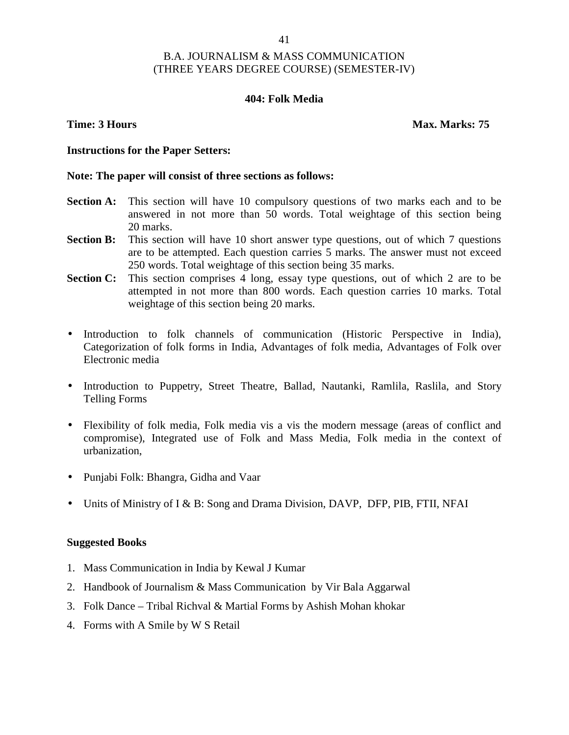B.A. JOURNALISM & MASS COMMUNICATION
(THREE YEARS DEGREE COURSE) (SEMESTER-IV)

## 404: Folk Media

**Time: 3 Hours** **Max. Marks: 75**

**Instructions for the Paper Setters:**

**Note: The paper will consist of three sections as follows:**

**Section A:** This section will have 10 compulsory questions of two marks each and to be answered in not more than 50 words. Total weightage of this section being 20 marks.

**Section B:** This section will have 10 short answer type questions, out of which 7 questions are to be attempted. Each question carries 5 marks. The answer must not exceed 250 words. Total weightage of this section being 35 marks.

**Section C:** This section comprises 4 long, essay type questions, out of which 2 are to be attempted in not more than 800 words. Each question carries 10 marks. Total weightage of this section being 20 marks.

- Introduction to folk channels of communication (Historic Perspective in India), Categorization of folk forms in India, Advantages of folk media, Advantages of Folk over Electronic media
- Introduction to Puppetry, Street Theatre, Ballad, Nautanki, Ramlila, Raslila, and Story Telling Forms
- Flexibility of folk media, Folk media vis a vis the modern message (areas of conflict and compromise), Integrated use of Folk and Mass Media, Folk media in the context of urbanization,
- Punjabi Folk: Bhangra, Gidha and Vaar
- Units of Ministry of I & B: Song and Drama Division, DAVP, DFP, PIB, FTII, NFAI

**Suggested Books**

1. Mass Communication in India by Kewal J Kumar
2. Handbook of Journalism & Mass Communication by Vir Bala Aggarwal
3. Folk Dance – Tribal Richval & Martial Forms by Ashish Mohan khokar
4. Forms with A Smile by W S Retail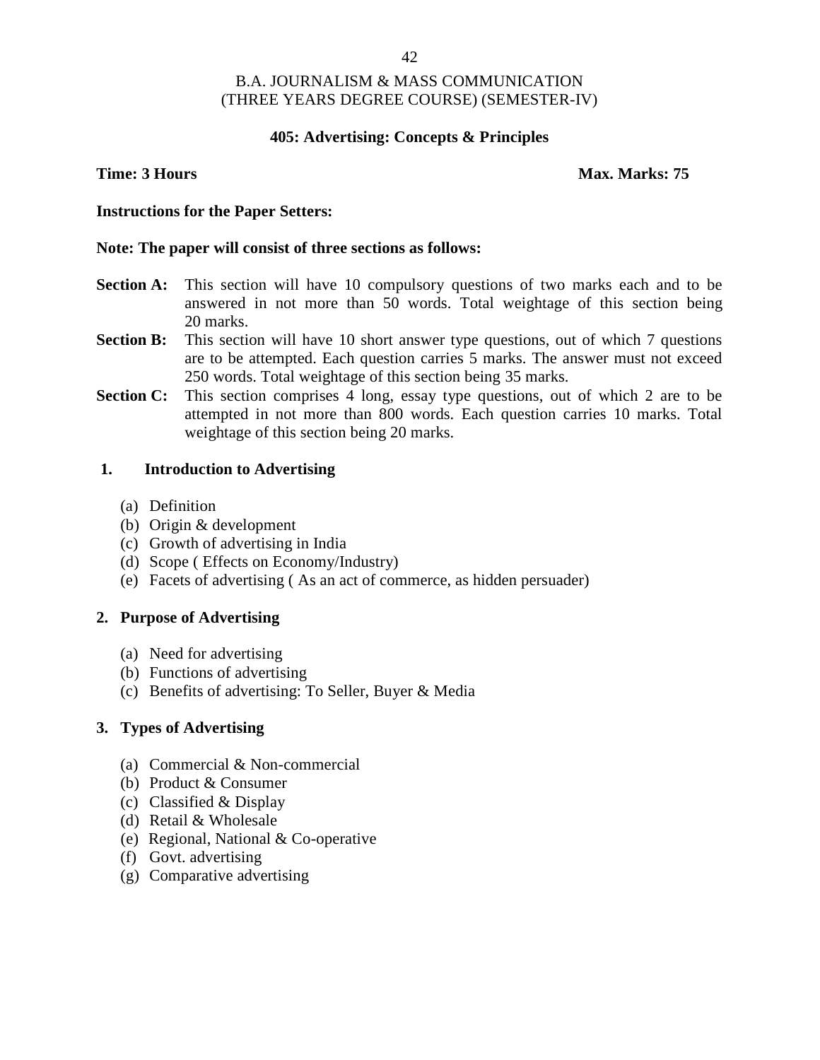# B.A. JOURNALISM & MASS COMMUNICATION
## (THREE YEARS DEGREE COURSE) (SEMESTER-IV)

### 405: Advertising: Concepts & Principles

**Time: 3 Hours** **Max. Marks: 75**

**Instructions for the Paper Setters:**

**Note: The paper will consist of three sections as follows:**

**Section A:** This section will have 10 compulsory questions of two marks each and to be answered in not more than 50 words. Total weightage of this section being 20 marks.

**Section B:** This section will have 10 short answer type questions, out of which 7 questions are to be attempted. Each question carries 5 marks. The answer must not exceed 250 words. Total weightage of this section being 35 marks.

**Section C:** This section comprises 4 long, essay type questions, out of which 2 are to be attempted in not more than 800 words. Each question carries 10 marks. Total weightage of this section being 20 marks.

**1. Introduction to Advertising**

(a) Definition
(b) Origin & development
(c) Growth of advertising in India
(d) Scope ( Effects on Economy/Industry)
(e) Facets of advertising ( As an act of commerce, as hidden persuader)

**2. Purpose of Advertising**

(a) Need for advertising
(b) Functions of advertising
(c) Benefits of advertising: To Seller, Buyer & Media

**3. Types of Advertising**

(a) Commercial & Non-commercial
(b) Product & Consumer
(c) Classified & Display
(d) Retail & Wholesale
(e) Regional, National & Co-operative
(f) Govt. advertising
(g) Comparative advertising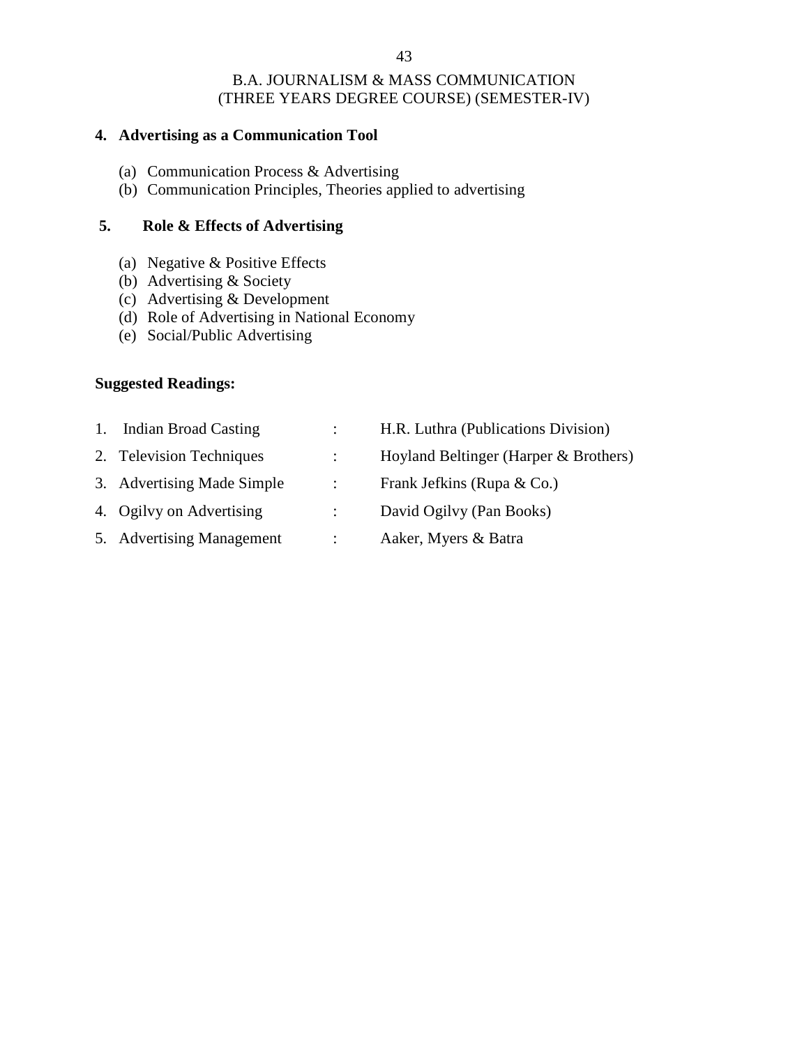B.A. JOURNALISM & MASS COMMUNICATION
(THREE YEARS DEGREE COURSE) (SEMESTER-IV)

**4. Advertising as a Communication Tool**

(a) Communication Process & Advertising
(b) Communication Principles, Theories applied to advertising

**5. Role & Effects of Advertising**

(a) Negative & Positive Effects
(b) Advertising & Society
(c) Advertising & Development
(d) Role of Advertising in National Economy
(e) Social/Public Advertising

**Suggested Readings:**

| | | |
|---|---|---|
| 1. Indian Broad Casting | : | H.R. Luthra (Publications Division) |
| 2. Television Techniques | : | Hoyland Beltinger (Harper & Brothers) |
| 3. Advertising Made Simple | : | Frank Jefkins (Rupa & Co.) |
| 4. Ogilvy on Advertising | : | David Ogilvy (Pan Books) |
| 5. Advertising Management | : | Aaker, Myers & Batra |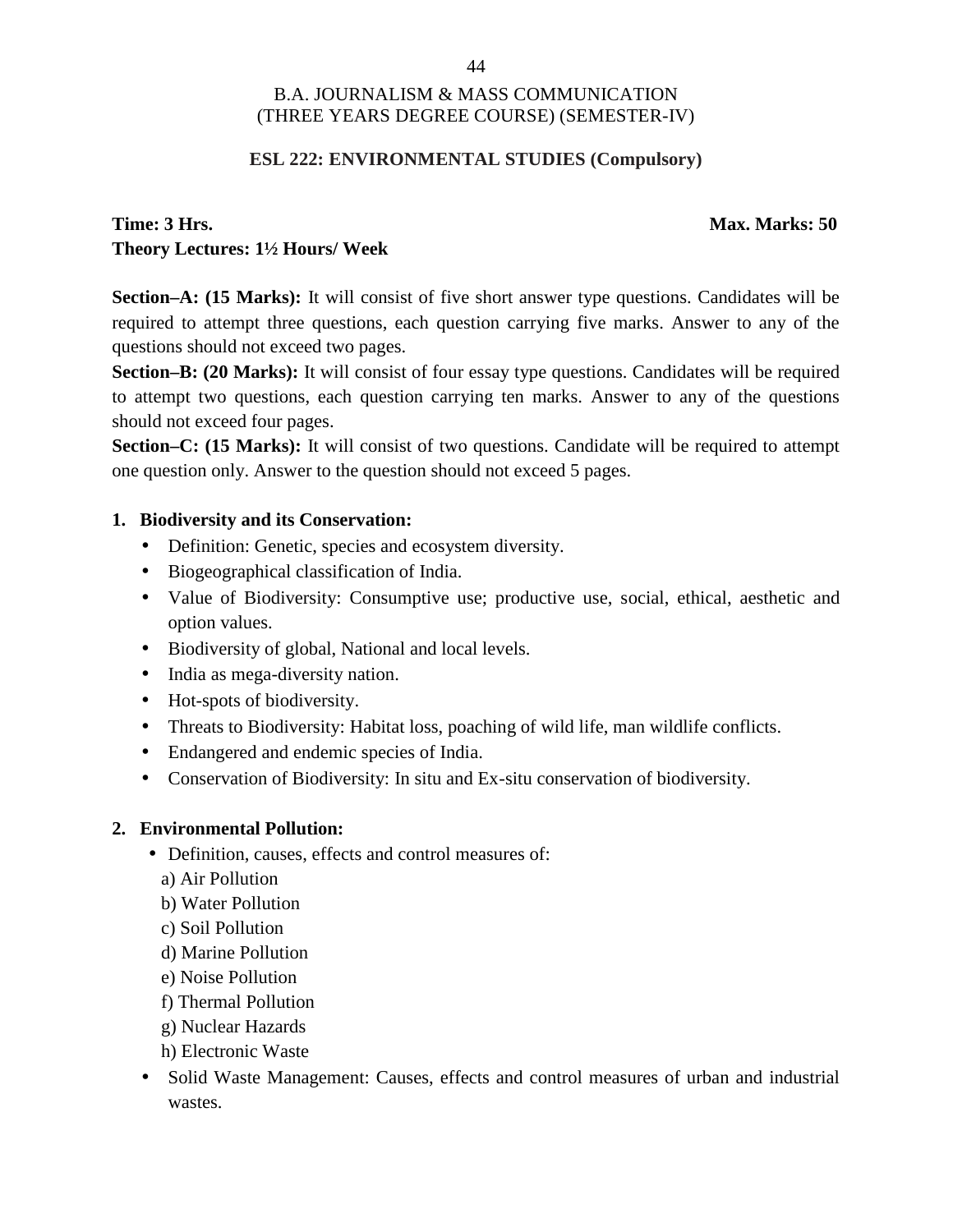B.A. JOURNALISM & MASS COMMUNICATION
(THREE YEARS DEGREE COURSE) (SEMESTER-IV)

**ESL 222: ENVIRONMENTAL STUDIES (Compulsory)**

**Time: 3 Hrs.** **Max. Marks: 50**
**Theory Lectures: 1½ Hours/ Week**

**Section–A: (15 Marks):** It will consist of five short answer type questions. Candidates will be required to attempt three questions, each question carrying five marks. Answer to any of the questions should not exceed two pages.
**Section–B: (20 Marks):** It will consist of four essay type questions. Candidates will be required to attempt two questions, each question carrying ten marks. Answer to any of the questions should not exceed four pages.
**Section–C: (15 Marks):** It will consist of two questions. Candidate will be required to attempt one question only. Answer to the question should not exceed 5 pages.

1. **Biodiversity and its Conservation:**
   - Definition: Genetic, species and ecosystem diversity.
   - Biogeographical classification of India.
   - Value of Biodiversity: Consumptive use; productive use, social, ethical, aesthetic and option values.
   - Biodiversity of global, National and local levels.
   - India as mega-diversity nation.
   - Hot-spots of biodiversity.
   - Threats to Biodiversity: Habitat loss, poaching of wild life, man wildlife conflicts.
   - Endangered and endemic species of India.
   - Conservation of Biodiversity: In situ and Ex-situ conservation of biodiversity.

2. **Environmental Pollution:**
   - Definition, causes, effects and control measures of:
     a) Air Pollution
     b) Water Pollution
     c) Soil Pollution
     d) Marine Pollution
     e) Noise Pollution
     f) Thermal Pollution
     g) Nuclear Hazards
     h) Electronic Waste
   - Solid Waste Management: Causes, effects and control measures of urban and industrial wastes.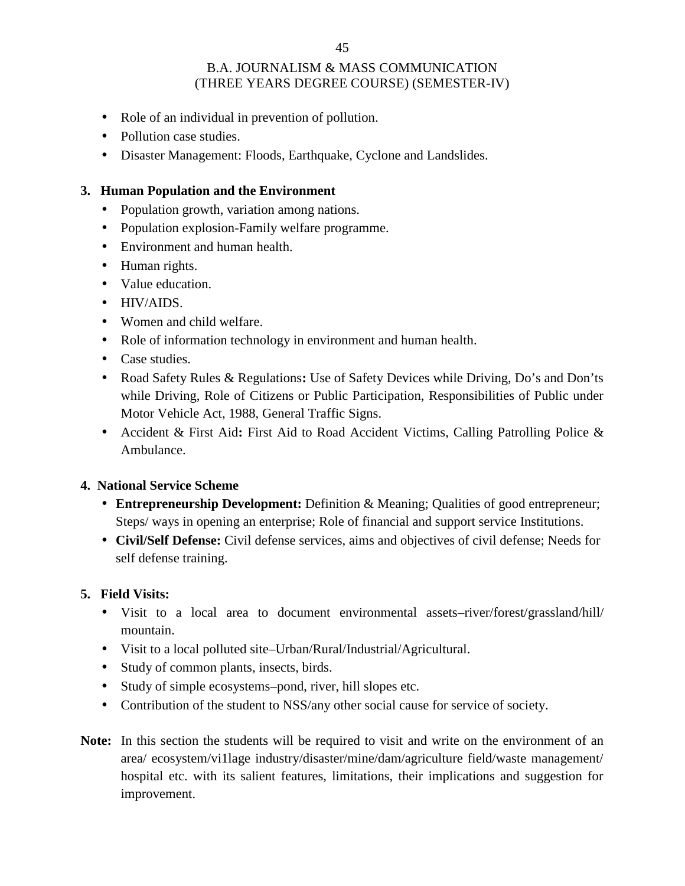- Role of an individual in prevention of pollution.
- Pollution case studies.
- Disaster Management: Floods, Earthquake, Cyclone and Landslides.

**3. Human Population and the Environment**

- Population growth, variation among nations.
- Population explosion-Family welfare programme.
- Environment and human health.
- Human rights.
- Value education.
- HIV/AIDS.
- Women and child welfare.
- Role of information technology in environment and human health.
- Case studies.
- Road Safety Rules & Regulations**:** Use of Safety Devices while Driving, Do's and Don'ts while Driving, Role of Citizens or Public Participation, Responsibilities of Public under Motor Vehicle Act, 1988, General Traffic Signs.
- Accident & First Aid**:** First Aid to Road Accident Victims, Calling Patrolling Police & Ambulance.

**4. National Service Scheme**

- **Entrepreneurship Development:** Definition & Meaning; Qualities of good entrepreneur; Steps/ ways in opening an enterprise; Role of financial and support service Institutions.
- **Civil/Self Defense:** Civil defense services, aims and objectives of civil defense; Needs for self defense training.

**5. Field Visits:**

- Visit to a local area to document environmental assets–river/forest/grassland/hill/ mountain.
- Visit to a local polluted site–Urban/Rural/Industrial/Agricultural.
- Study of common plants, insects, birds.
- Study of simple ecosystems–pond, river, hill slopes etc.
- Contribution of the student to NSS/any other social cause for service of society.

**Note:** In this section the students will be required to visit and write on the environment of an area/ ecosystem/vi1lage industry/disaster/mine/dam/agriculture field/waste management/ hospital etc. with its salient features, limitations, their implications and suggestion for improvement.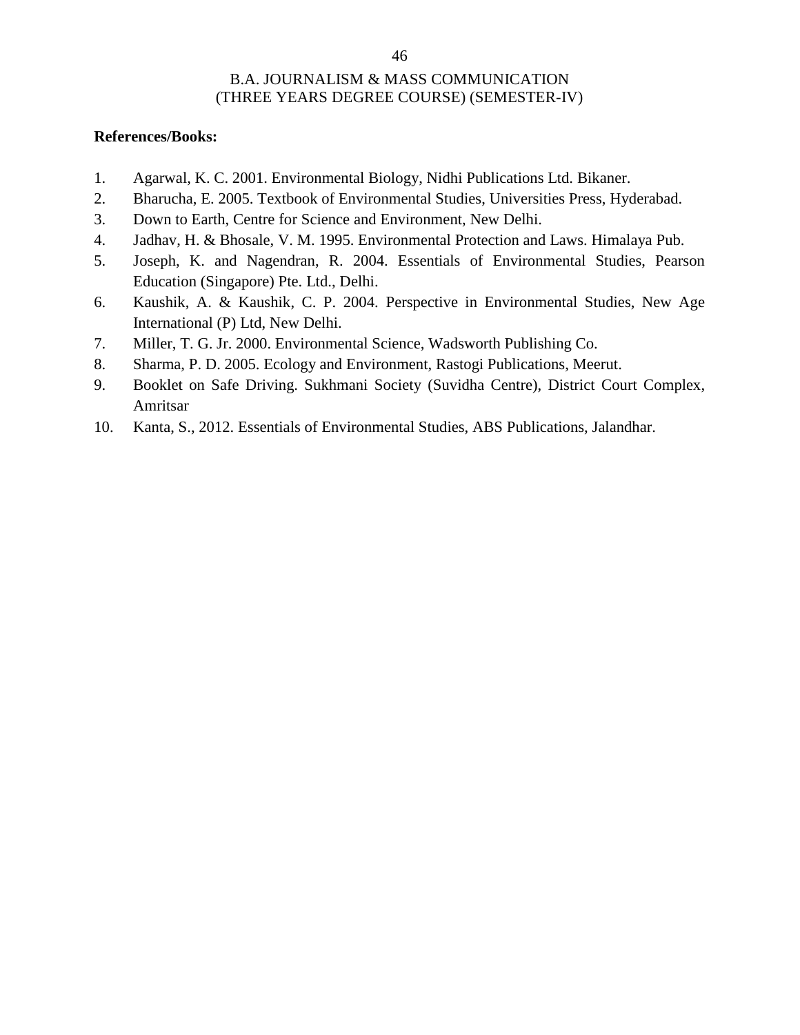**References/Books:**

1. Agarwal, K. C. 2001. Environmental Biology, Nidhi Publications Ltd. Bikaner.
2. Bharucha, E. 2005. Textbook of Environmental Studies, Universities Press, Hyderabad.
3. Down to Earth, Centre for Science and Environment, New Delhi.
4. Jadhav, H. & Bhosale, V. M. 1995. Environmental Protection and Laws. Himalaya Pub.
5. Joseph, K. and Nagendran, R. 2004. Essentials of Environmental Studies, Pearson Education (Singapore) Pte. Ltd., Delhi.
6. Kaushik, A. & Kaushik, C. P. 2004. Perspective in Environmental Studies, New Age International (P) Ltd, New Delhi.
7. Miller, T. G. Jr. 2000. Environmental Science, Wadsworth Publishing Co.
8. Sharma, P. D. 2005. Ecology and Environment, Rastogi Publications, Meerut.
9. Booklet on Safe Driving. Sukhmani Society (Suvidha Centre), District Court Complex, Amritsar
10. Kanta, S., 2012. Essentials of Environmental Studies, ABS Publications, Jalandhar.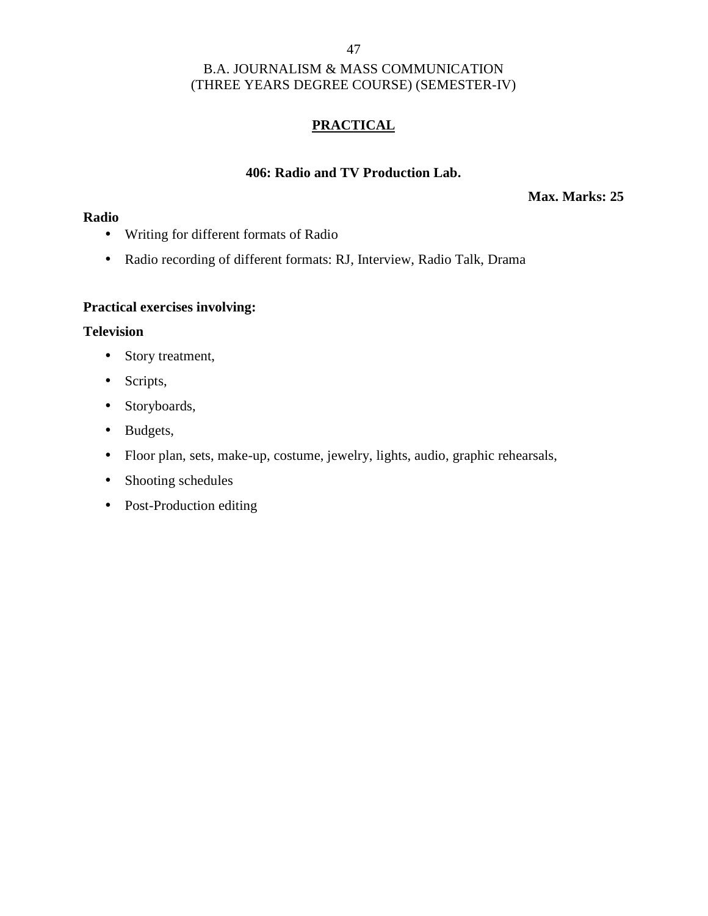B.A. JOURNALISM & MASS COMMUNICATION
(THREE YEARS DEGREE COURSE) (SEMESTER-IV)

## PRACTICAL

### 406: Radio and TV Production Lab.

**Max. Marks: 25**

**Radio**

- Writing for different formats of Radio
- Radio recording of different formats: RJ, Interview, Radio Talk, Drama

**Practical exercises involving:**

**Television**

- Story treatment,
- Scripts,
- Storyboards,
- Budgets,
- Floor plan, sets, make-up, costume, jewelry, lights, audio, graphic rehearsals,
- Shooting schedules
- Post-Production editing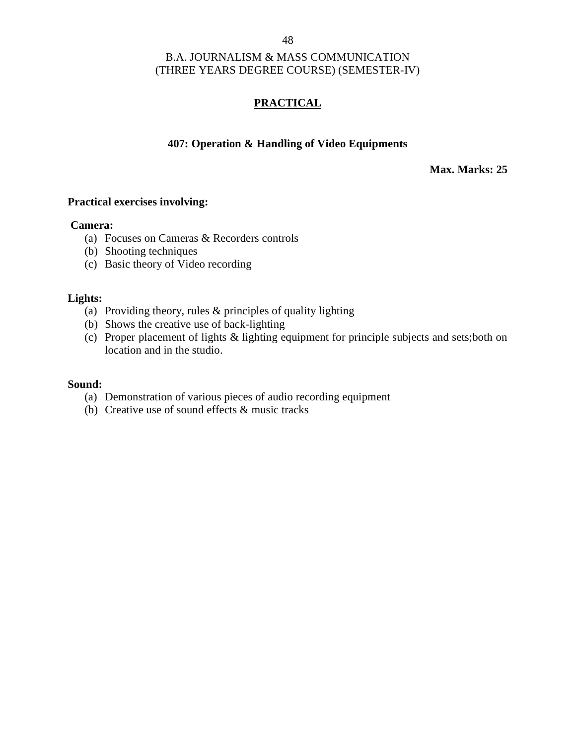B.A. JOURNALISM & MASS COMMUNICATION
(THREE YEARS DEGREE COURSE) (SEMESTER-IV)

## PRACTICAL

### 407: Operation & Handling of Video Equipments

**Max. Marks: 25**

**Practical exercises involving:**

**Camera:**

(a) Focuses on Cameras & Recorders controls
(b) Shooting techniques
(c) Basic theory of Video recording

**Lights:**

(a) Providing theory, rules & principles of quality lighting
(b) Shows the creative use of back-lighting
(c) Proper placement of lights & lighting equipment for principle subjects and sets;both on location and in the studio.

**Sound:**

(a) Demonstration of various pieces of audio recording equipment
(b) Creative use of sound effects & music tracks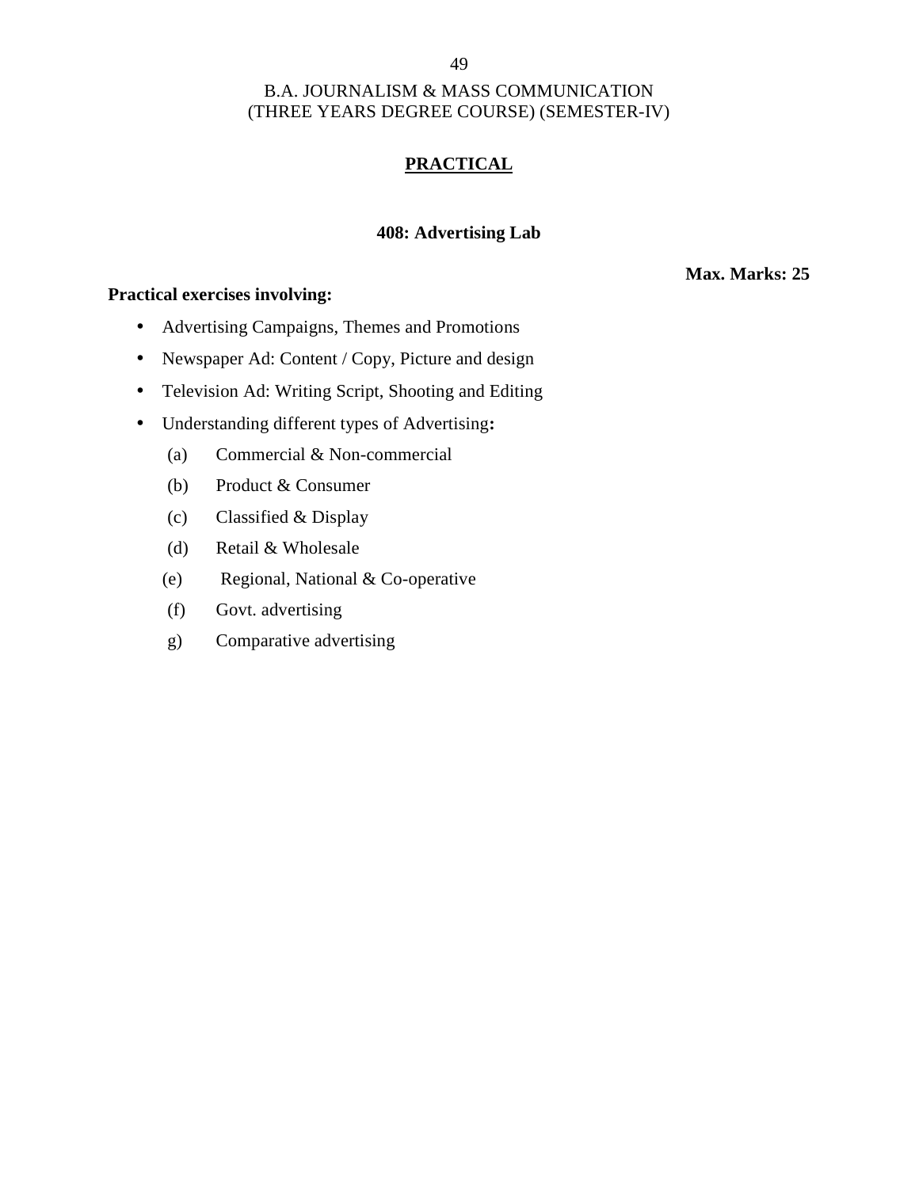B.A. JOURNALISM & MASS COMMUNICATION
(THREE YEARS DEGREE COURSE) (SEMESTER-IV)

## PRACTICAL

### 408: Advertising Lab

**Max. Marks: 25**

**Practical exercises involving:**

- Advertising Campaigns, Themes and Promotions
- Newspaper Ad: Content / Copy, Picture and design
- Television Ad: Writing Script, Shooting and Editing
- Understanding different types of Advertising**:**
  - (a) Commercial & Non-commercial
  - (b) Product & Consumer
  - (c) Classified & Display
  - (d) Retail & Wholesale
  - (e) Regional, National & Co-operative
  - (f) Govt. advertising
  - g) Comparative advertising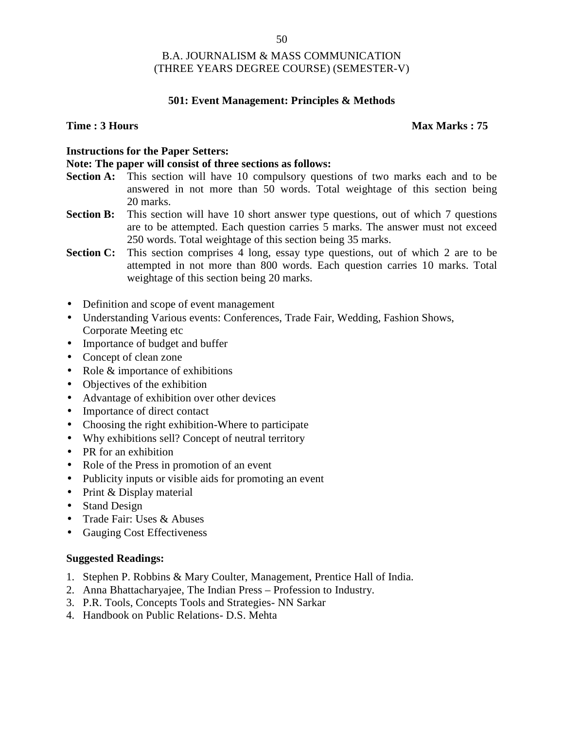B.A. JOURNALISM & MASS COMMUNICATION
(THREE YEARS DEGREE COURSE) (SEMESTER-V)

## 501: Event Management: Principles & Methods

**Time : 3 Hours** **Max Marks : 75**

**Instructions for the Paper Setters:**

**Note: The paper will consist of three sections as follows:**

**Section A:** This section will have 10 compulsory questions of two marks each and to be answered in not more than 50 words. Total weightage of this section being 20 marks.

**Section B:** This section will have 10 short answer type questions, out of which 7 questions are to be attempted. Each question carries 5 marks. The answer must not exceed 250 words. Total weightage of this section being 35 marks.

**Section C:** This section comprises 4 long, essay type questions, out of which 2 are to be attempted in not more than 800 words. Each question carries 10 marks. Total weightage of this section being 20 marks.

- Definition and scope of event management
- Understanding Various events: Conferences, Trade Fair, Wedding, Fashion Shows, Corporate Meeting etc
- Importance of budget and buffer
- Concept of clean zone
- Role & importance of exhibitions
- Objectives of the exhibition
- Advantage of exhibition over other devices
- Importance of direct contact
- Choosing the right exhibition-Where to participate
- Why exhibitions sell? Concept of neutral territory
- PR for an exhibition
- Role of the Press in promotion of an event
- Publicity inputs or visible aids for promoting an event
- Print & Display material
- Stand Design
- Trade Fair: Uses & Abuses
- Gauging Cost Effectiveness

**Suggested Readings:**

1. Stephen P. Robbins & Mary Coulter, Management, Prentice Hall of India.
2. Anna Bhattacharyajee, The Indian Press – Profession to Industry.
3. P.R. Tools, Concepts Tools and Strategies- NN Sarkar
4. Handbook on Public Relations- D.S. Mehta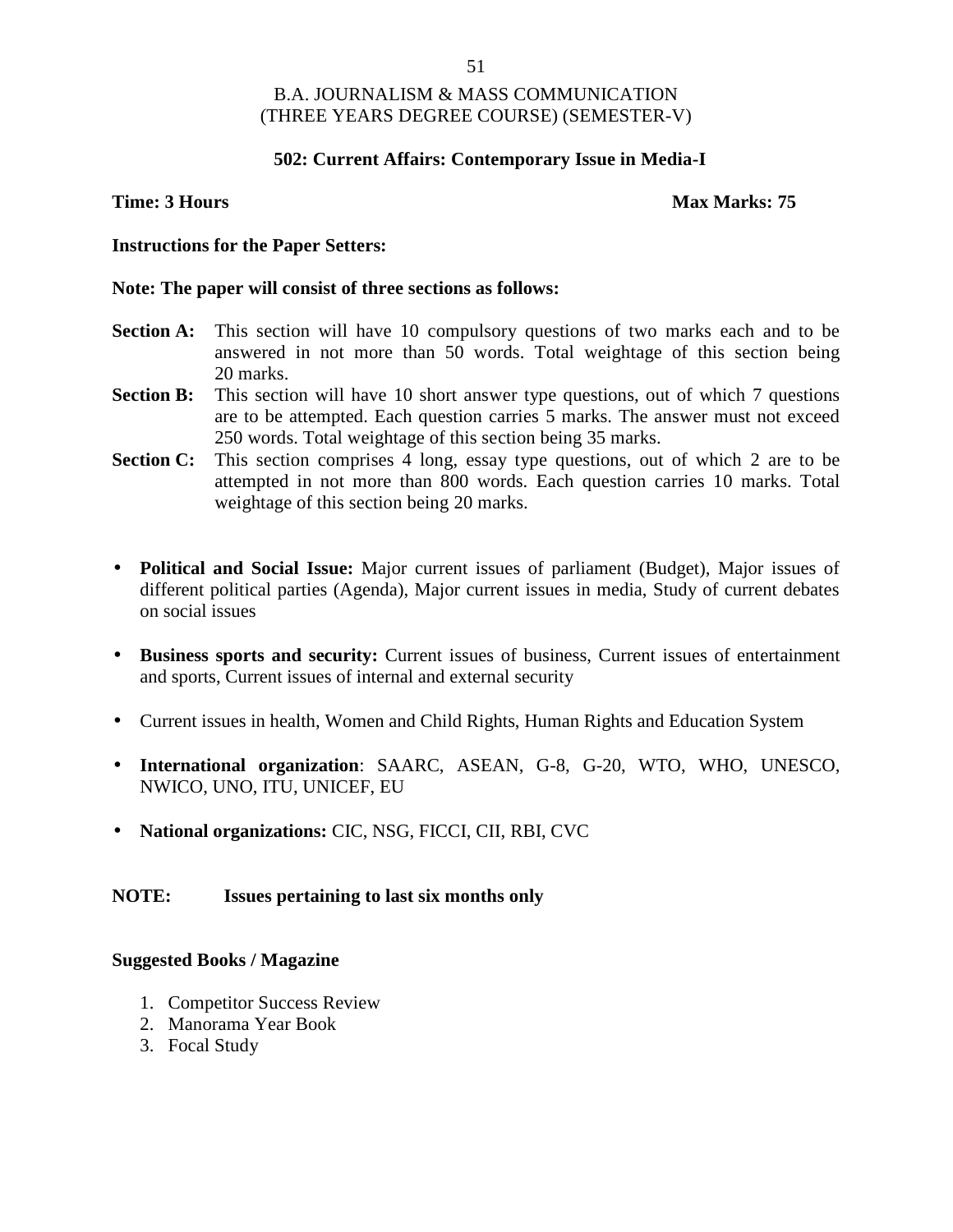# B.A. JOURNALISM & MASS COMMUNICATION
## (THREE YEARS DEGREE COURSE) (SEMESTER-V)

### 502: Current Affairs: Contemporary Issue in Media-I

**Time: 3 Hours** **Max Marks: 75**

**Instructions for the Paper Setters:**

**Note: The paper will consist of three sections as follows:**

**Section A:** This section will have 10 compulsory questions of two marks each and to be answered in not more than 50 words. Total weightage of this section being 20 marks.

**Section B:** This section will have 10 short answer type questions, out of which 7 questions are to be attempted. Each question carries 5 marks. The answer must not exceed 250 words. Total weightage of this section being 35 marks.

**Section C:** This section comprises 4 long, essay type questions, out of which 2 are to be attempted in not more than 800 words. Each question carries 10 marks. Total weightage of this section being 20 marks.

- **Political and Social Issue:** Major current issues of parliament (Budget), Major issues of different political parties (Agenda), Major current issues in media, Study of current debates on social issues

- **Business sports and security:** Current issues of business, Current issues of entertainment and sports, Current issues of internal and external security

- Current issues in health, Women and Child Rights, Human Rights and Education System

- **International organization**: SAARC, ASEAN, G-8, G-20, WTO, WHO, UNESCO, NWICO, UNO, ITU, UNICEF, EU

- **National organizations:** CIC, NSG, FICCI, CII, RBI, CVC

**NOTE: Issues pertaining to last six months only**

**Suggested Books / Magazine**

1. Competitor Success Review
2. Manorama Year Book
3. Focal Study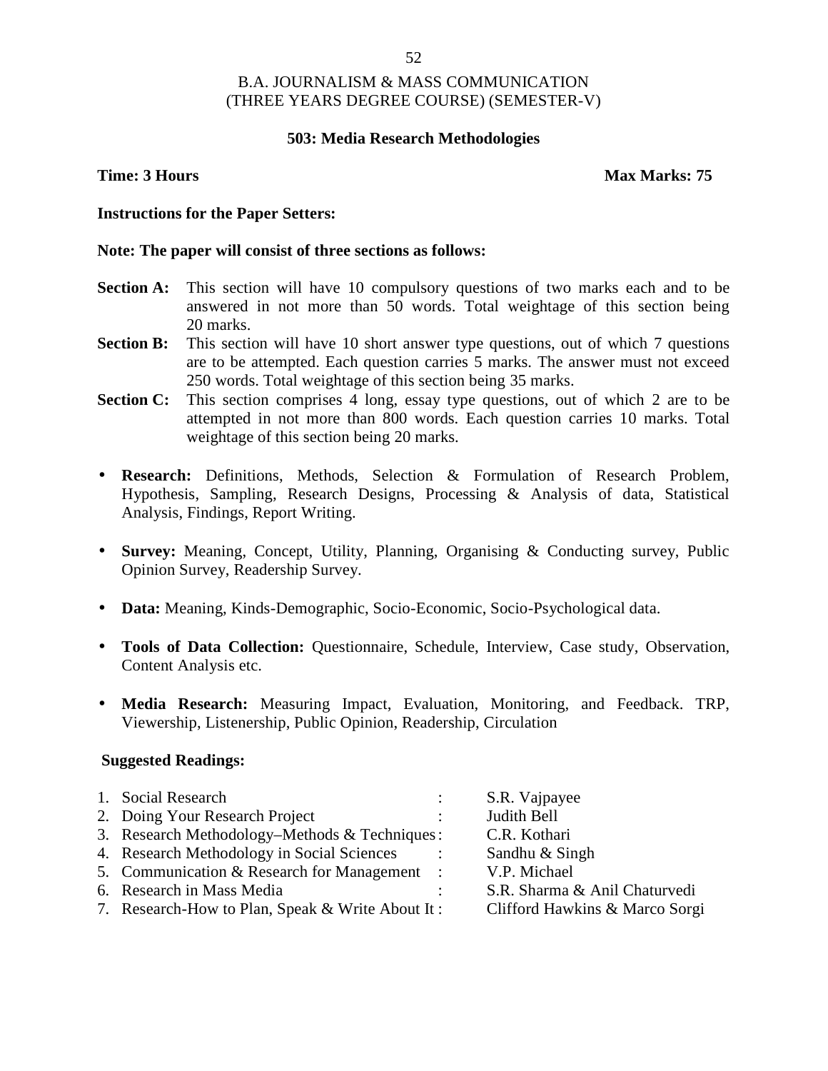# B.A. JOURNALISM & MASS COMMUNICATION
## (THREE YEARS DEGREE COURSE) (SEMESTER-V)

### 503: Media Research Methodologies

**Time: 3 Hours** **Max Marks: 75**

**Instructions for the Paper Setters:**

**Note: The paper will consist of three sections as follows:**

**Section A:** This section will have 10 compulsory questions of two marks each and to be answered in not more than 50 words. Total weightage of this section being 20 marks.

**Section B:** This section will have 10 short answer type questions, out of which 7 questions are to be attempted. Each question carries 5 marks. The answer must not exceed 250 words. Total weightage of this section being 35 marks.

**Section C:** This section comprises 4 long, essay type questions, out of which 2 are to be attempted in not more than 800 words. Each question carries 10 marks. Total weightage of this section being 20 marks.

- **Research:** Definitions, Methods, Selection & Formulation of Research Problem, Hypothesis, Sampling, Research Designs, Processing & Analysis of data, Statistical Analysis, Findings, Report Writing.

- **Survey:** Meaning, Concept, Utility, Planning, Organising & Conducting survey, Public Opinion Survey, Readership Survey.

- **Data:** Meaning, Kinds-Demographic, Socio-Economic, Socio-Psychological data.

- **Tools of Data Collection:** Questionnaire, Schedule, Interview, Case study, Observation, Content Analysis etc.

- **Media Research:** Measuring Impact, Evaluation, Monitoring, and Feedback. TRP, Viewership, Listenership, Public Opinion, Readership, Circulation

**Suggested Readings:**

1. Social Research : S.R. Vajpayee
2. Doing Your Research Project : Judith Bell
3. Research Methodology–Methods & Techniques : C.R. Kothari
4. Research Methodology in Social Sciences : Sandhu & Singh
5. Communication & Research for Management : V.P. Michael
6. Research in Mass Media : S.R. Sharma & Anil Chaturvedi
7. Research-How to Plan, Speak & Write About It : Clifford Hawkins & Marco Sorgi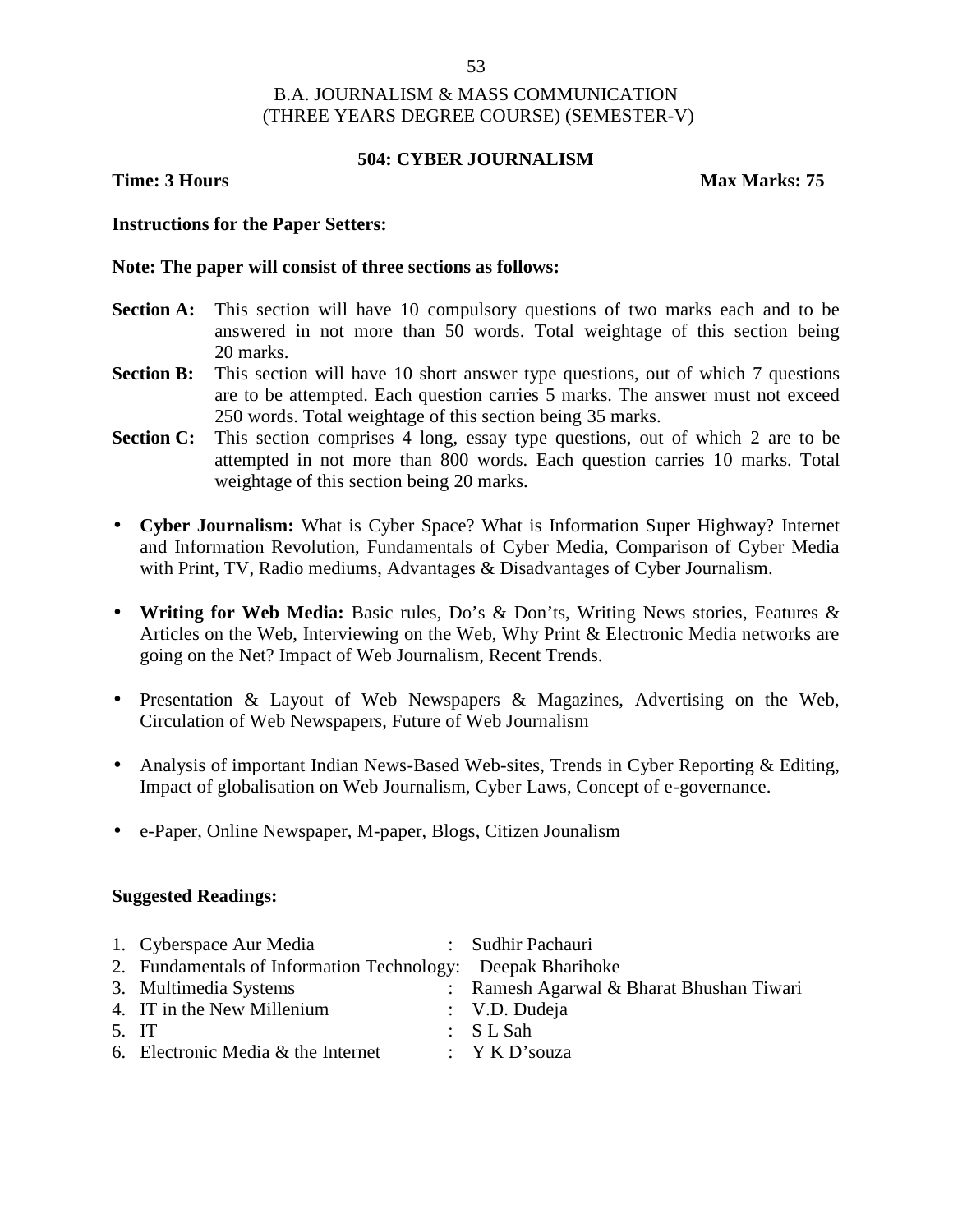# B.A. JOURNALISM & MASS COMMUNICATION
## (THREE YEARS DEGREE COURSE) (SEMESTER-V)

### 504: CYBER JOURNALISM

**Time: 3 Hours** **Max Marks: 75**

**Instructions for the Paper Setters:**

**Note: The paper will consist of three sections as follows:**

**Section A:** This section will have 10 compulsory questions of two marks each and to be answered in not more than 50 words. Total weightage of this section being 20 marks.

**Section B:** This section will have 10 short answer type questions, out of which 7 questions are to be attempted. Each question carries 5 marks. The answer must not exceed 250 words. Total weightage of this section being 35 marks.

**Section C:** This section comprises 4 long, essay type questions, out of which 2 are to be attempted in not more than 800 words. Each question carries 10 marks. Total weightage of this section being 20 marks.

- **Cyber Journalism:** What is Cyber Space? What is Information Super Highway? Internet and Information Revolution, Fundamentals of Cyber Media, Comparison of Cyber Media with Print, TV, Radio mediums, Advantages & Disadvantages of Cyber Journalism.

- **Writing for Web Media:** Basic rules, Do's & Don'ts, Writing News stories, Features & Articles on the Web, Interviewing on the Web, Why Print & Electronic Media networks are going on the Net? Impact of Web Journalism, Recent Trends.

- Presentation & Layout of Web Newspapers & Magazines, Advertising on the Web, Circulation of Web Newspapers, Future of Web Journalism

- Analysis of important Indian News-Based Web-sites, Trends in Cyber Reporting & Editing, Impact of globalisation on Web Journalism, Cyber Laws, Concept of e-governance.

- e-Paper, Online Newspaper, M-paper, Blogs, Citizen Jounalism

**Suggested Readings:**

1. Cyberspace Aur Media : Sudhir Pachauri
2. Fundamentals of Information Technology: Deepak Bharihoke
3. Multimedia Systems : Ramesh Agarwal & Bharat Bhushan Tiwari
4. IT in the New Millenium : V.D. Dudeja
5. IT : S L Sah
6. Electronic Media & the Internet : Y K D'souza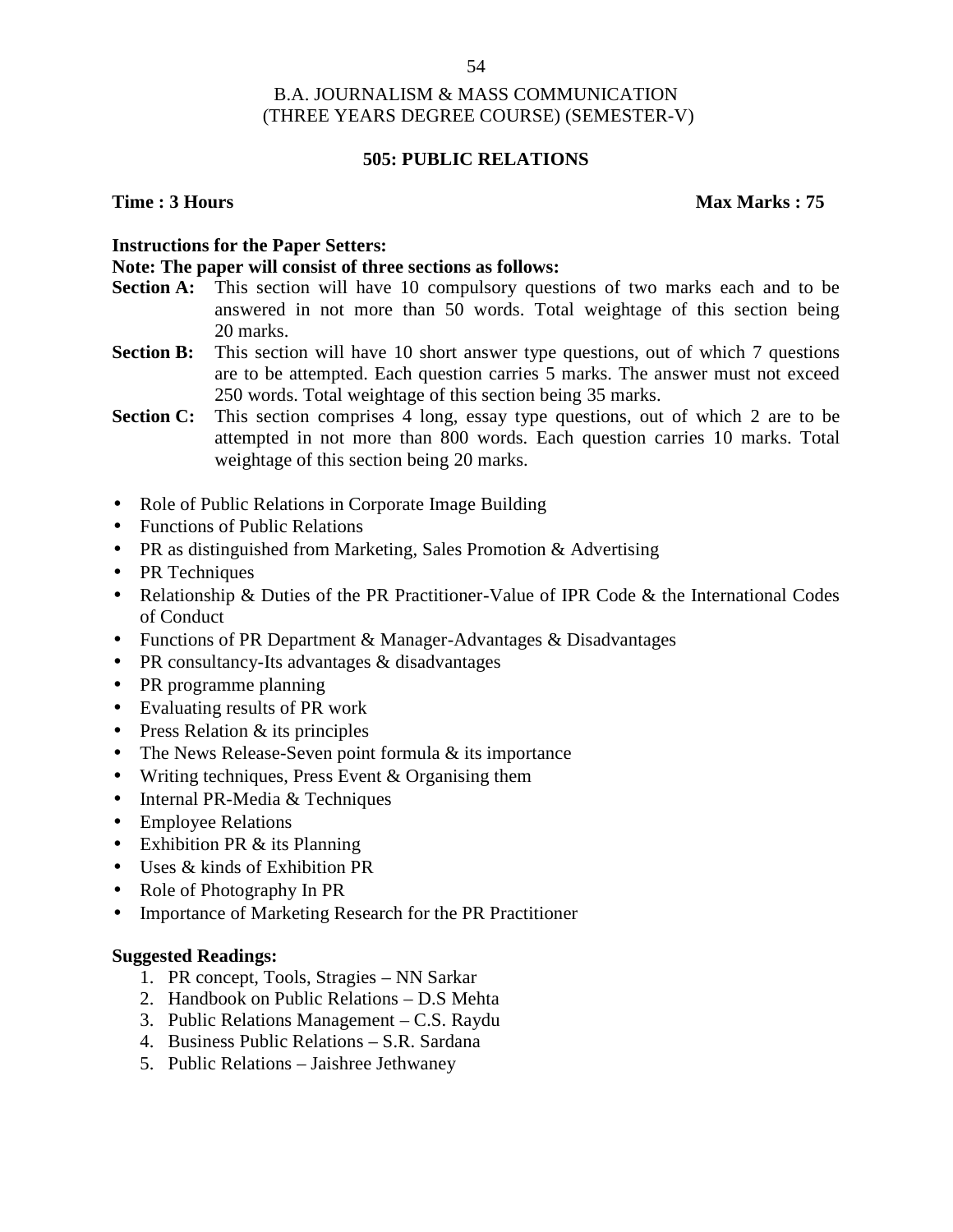B.A. JOURNALISM & MASS COMMUNICATION
(THREE YEARS DEGREE COURSE) (SEMESTER-V)

## 505: PUBLIC RELATIONS

**Time : 3 Hours** **Max Marks : 75**

**Instructions for the Paper Setters:**

**Note: The paper will consist of three sections as follows:**

**Section A:** This section will have 10 compulsory questions of two marks each and to be answered in not more than 50 words. Total weightage of this section being 20 marks.

**Section B:** This section will have 10 short answer type questions, out of which 7 questions are to be attempted. Each question carries 5 marks. The answer must not exceed 250 words. Total weightage of this section being 35 marks.

**Section C:** This section comprises 4 long, essay type questions, out of which 2 are to be attempted in not more than 800 words. Each question carries 10 marks. Total weightage of this section being 20 marks.

- Role of Public Relations in Corporate Image Building
- Functions of Public Relations
- PR as distinguished from Marketing, Sales Promotion & Advertising
- PR Techniques
- Relationship & Duties of the PR Practitioner-Value of IPR Code & the International Codes of Conduct
- Functions of PR Department & Manager-Advantages & Disadvantages
- PR consultancy-Its advantages & disadvantages
- PR programme planning
- Evaluating results of PR work
- Press Relation & its principles
- The News Release-Seven point formula & its importance
- Writing techniques, Press Event & Organising them
- Internal PR-Media & Techniques
- Employee Relations
- Exhibition PR & its Planning
- Uses & kinds of Exhibition PR
- Role of Photography In PR
- Importance of Marketing Research for the PR Practitioner

**Suggested Readings:**

1. PR concept, Tools, Stragies – NN Sarkar
2. Handbook on Public Relations – D.S Mehta
3. Public Relations Management – C.S. Raydu
4. Business Public Relations – S.R. Sardana
5. Public Relations – Jaishree Jethwaney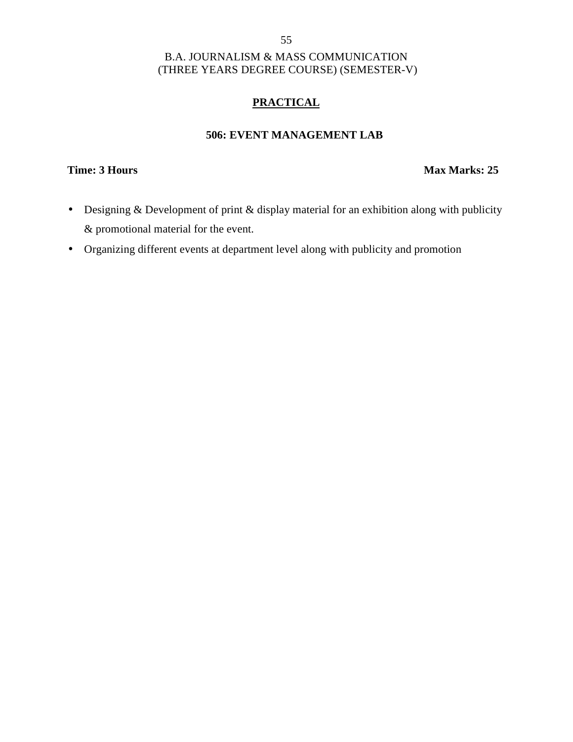B.A. JOURNALISM & MASS COMMUNICATION
(THREE YEARS DEGREE COURSE) (SEMESTER-V)

## PRACTICAL

### 506: EVENT MANAGEMENT LAB

**Time: 3 Hours** **Max Marks: 25**

- Designing & Development of print & display material for an exhibition along with publicity & promotional material for the event.
- Organizing different events at department level along with publicity and promotion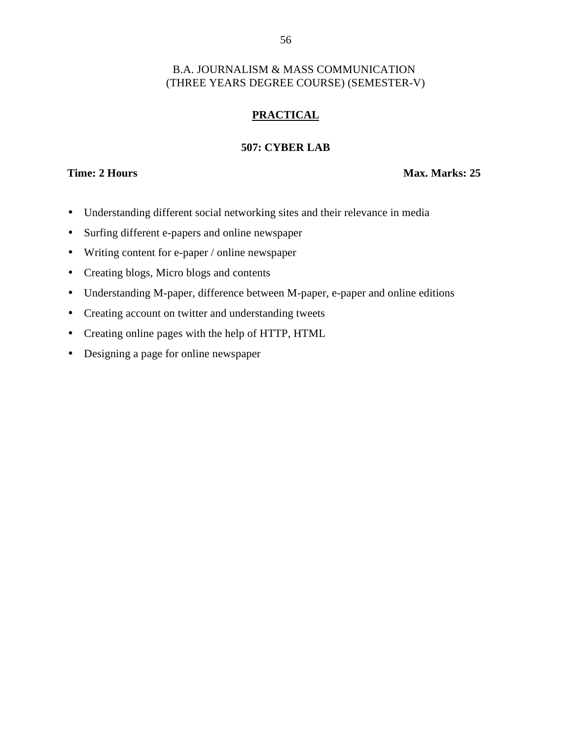B.A. JOURNALISM & MASS COMMUNICATION
(THREE YEARS DEGREE COURSE) (SEMESTER-V)

## PRACTICAL

### 507: CYBER LAB

**Time: 2 Hours** **Max. Marks: 25**

- Understanding different social networking sites and their relevance in media
- Surfing different e-papers and online newspaper
- Writing content for e-paper / online newspaper
- Creating blogs, Micro blogs and contents
- Understanding M-paper, difference between M-paper, e-paper and online editions
- Creating account on twitter and understanding tweets
- Creating online pages with the help of HTTP, HTML
- Designing a page for online newspaper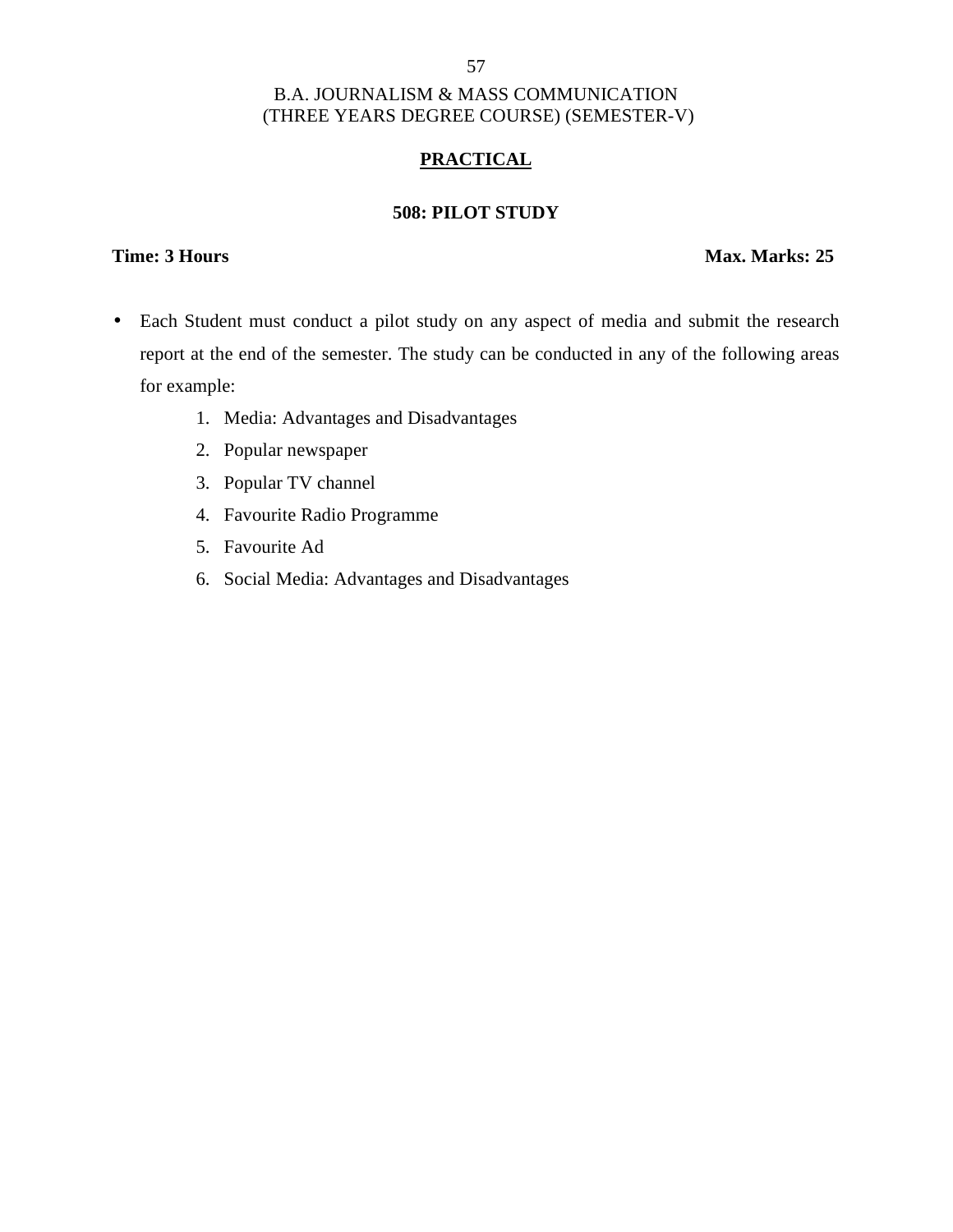B.A. JOURNALISM & MASS COMMUNICATION
(THREE YEARS DEGREE COURSE) (SEMESTER-V)

## PRACTICAL

### 508: PILOT STUDY

**Time: 3 Hours** **Max. Marks: 25**

- Each Student must conduct a pilot study on any aspect of media and submit the research report at the end of the semester. The study can be conducted in any of the following areas for example:
    1. Media: Advantages and Disadvantages
    2. Popular newspaper
    3. Popular TV channel
    4. Favourite Radio Programme
    5. Favourite Ad
    6. Social Media: Advantages and Disadvantages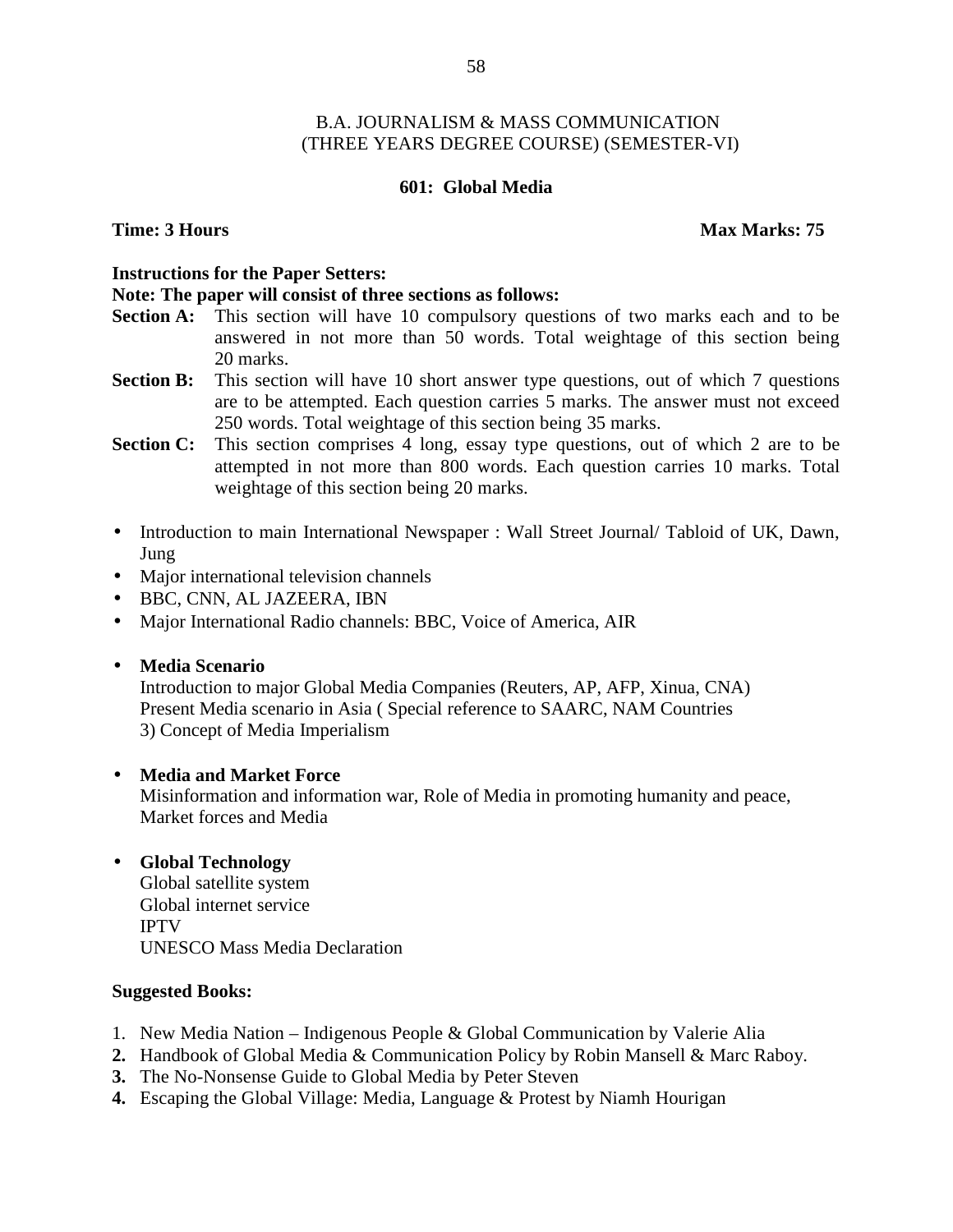B.A. JOURNALISM & MASS COMMUNICATION
(THREE YEARS DEGREE COURSE) (SEMESTER-VI)

## 601: Global Media

**Time: 3 Hours** **Max Marks: 75**

**Instructions for the Paper Setters:**

**Note: The paper will consist of three sections as follows:**

**Section A:** This section will have 10 compulsory questions of two marks each and to be answered in not more than 50 words. Total weightage of this section being 20 marks.

**Section B:** This section will have 10 short answer type questions, out of which 7 questions are to be attempted. Each question carries 5 marks. The answer must not exceed 250 words. Total weightage of this section being 35 marks.

**Section C:** This section comprises 4 long, essay type questions, out of which 2 are to be attempted in not more than 800 words. Each question carries 10 marks. Total weightage of this section being 20 marks.

- Introduction to main International Newspaper : Wall Street Journal/ Tabloid of UK, Dawn, Jung
- Major international television channels
- BBC, CNN, AL JAZEERA, IBN
- Major International Radio channels: BBC, Voice of America, AIR

- **Media Scenario**
  Introduction to major Global Media Companies (Reuters, AP, AFP, Xinua, CNA)
  Present Media scenario in Asia ( Special reference to SAARC, NAM Countries
  3) Concept of Media Imperialism

- **Media and Market Force**
  Misinformation and information war, Role of Media in promoting humanity and peace, Market forces and Media

- **Global Technology**
  Global satellite system
  Global internet service
  IPTV
  UNESCO Mass Media Declaration

**Suggested Books:**

1. New Media Nation – Indigenous People & Global Communication by Valerie Alia
2. Handbook of Global Media & Communication Policy by Robin Mansell & Marc Raboy.
3. The No-Nonsense Guide to Global Media by Peter Steven
4. Escaping the Global Village: Media, Language & Protest by Niamh Hourigan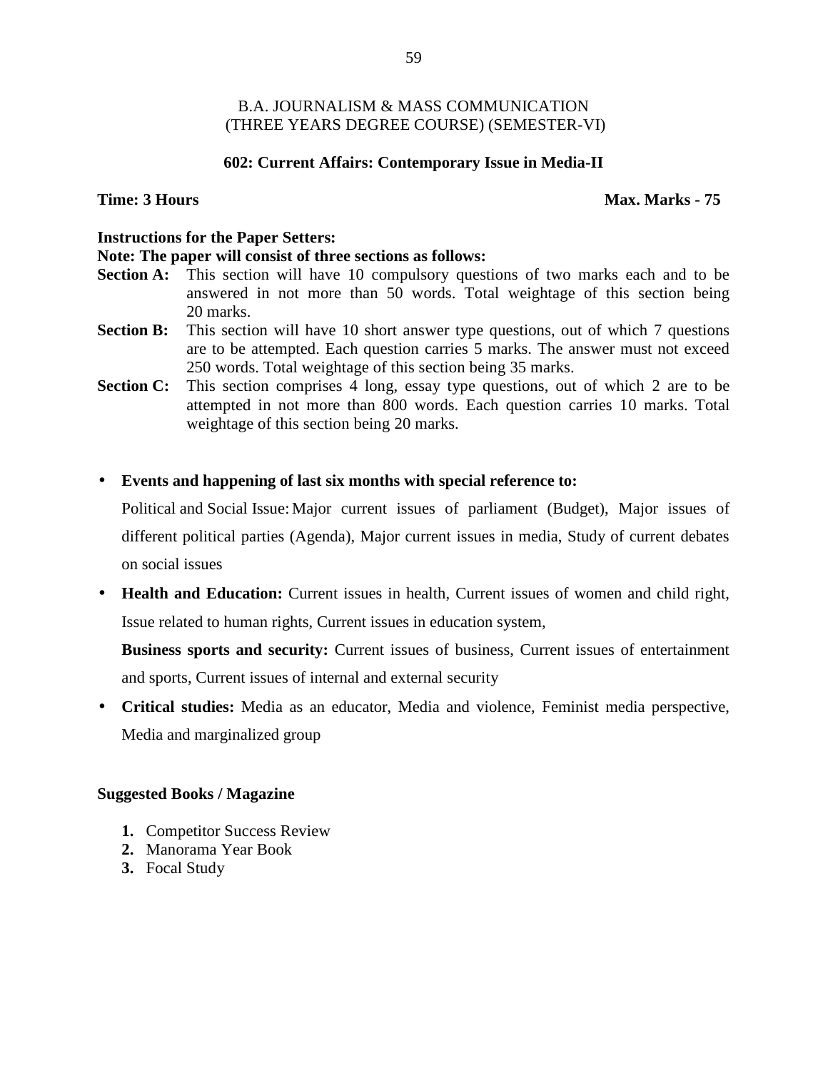B.A. JOURNALISM & MASS COMMUNICATION
(THREE YEARS DEGREE COURSE) (SEMESTER-VI)

**602: Current Affairs: Contemporary Issue in Media-II**

**Time: 3 Hours** **Max. Marks - 75**

**Instructions for the Paper Setters:**

**Note: The paper will consist of three sections as follows:**

**Section A:** This section will have 10 compulsory questions of two marks each and to be answered in not more than 50 words. Total weightage of this section being 20 marks.

**Section B:** This section will have 10 short answer type questions, out of which 7 questions are to be attempted. Each question carries 5 marks. The answer must not exceed 250 words. Total weightage of this section being 35 marks.

**Section C:** This section comprises 4 long, essay type questions, out of which 2 are to be attempted in not more than 800 words. Each question carries 10 marks. Total weightage of this section being 20 marks.

- **Events and happening of last six months with special reference to:**

  Political and Social Issue: Major current issues of parliament (Budget), Major issues of different political parties (Agenda), Major current issues in media, Study of current debates on social issues

- **Health and Education:** Current issues in health, Current issues of women and child right, Issue related to human rights, Current issues in education system,

  **Business sports and security:** Current issues of business, Current issues of entertainment and sports, Current issues of internal and external security

- **Critical studies:** Media as an educator, Media and violence, Feminist media perspective, Media and marginalized group

**Suggested Books / Magazine**

1. Competitor Success Review
2. Manorama Year Book
3. Focal Study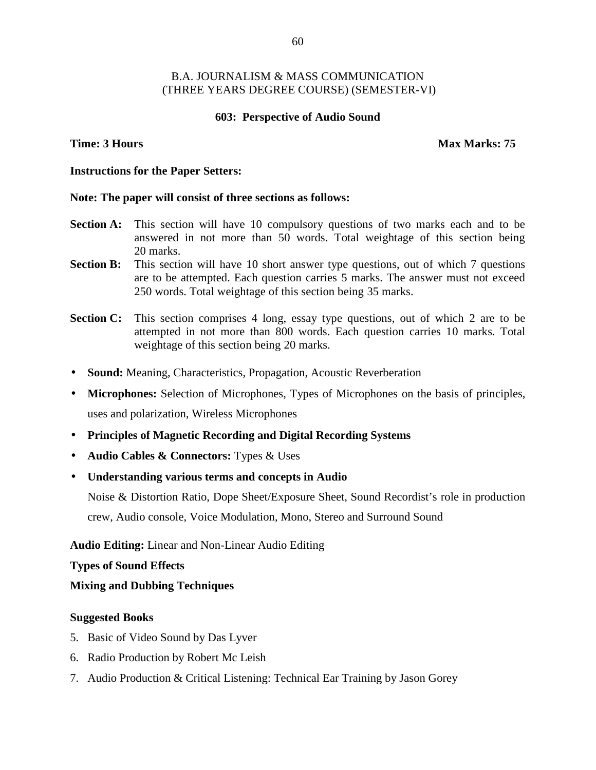## B.A. JOURNALISM & MASS COMMUNICATION
## (THREE YEARS DEGREE COURSE) (SEMESTER-VI)

### 603: Perspective of Audio Sound

**Time: 3 Hours** **Max Marks: 75**

**Instructions for the Paper Setters:**

**Note: The paper will consist of three sections as follows:**

**Section A:** This section will have 10 compulsory questions of two marks each and to be answered in not more than 50 words. Total weightage of this section being 20 marks.

**Section B:** This section will have 10 short answer type questions, out of which 7 questions are to be attempted. Each question carries 5 marks. The answer must not exceed 250 words. Total weightage of this section being 35 marks.

**Section C:** This section comprises 4 long, essay type questions, out of which 2 are to be attempted in not more than 800 words. Each question carries 10 marks. Total weightage of this section being 20 marks.

- **Sound:** Meaning, Characteristics, Propagation, Acoustic Reverberation
- **Microphones:** Selection of Microphones, Types of Microphones on the basis of principles, uses and polarization, Wireless Microphones
- **Principles of Magnetic Recording and Digital Recording Systems**
- **Audio Cables & Connectors:** Types & Uses
- **Understanding various terms and concepts in Audio**

  Noise & Distortion Ratio, Dope Sheet/Exposure Sheet, Sound Recordist's role in production crew, Audio console, Voice Modulation, Mono, Stereo and Surround Sound

**Audio Editing:** Linear and Non-Linear Audio Editing

**Types of Sound Effects**

**Mixing and Dubbing Techniques**

**Suggested Books**

5. Basic of Video Sound by Das Lyver
6. Radio Production by Robert Mc Leish
7. Audio Production & Critical Listening: Technical Ear Training by Jason Gorey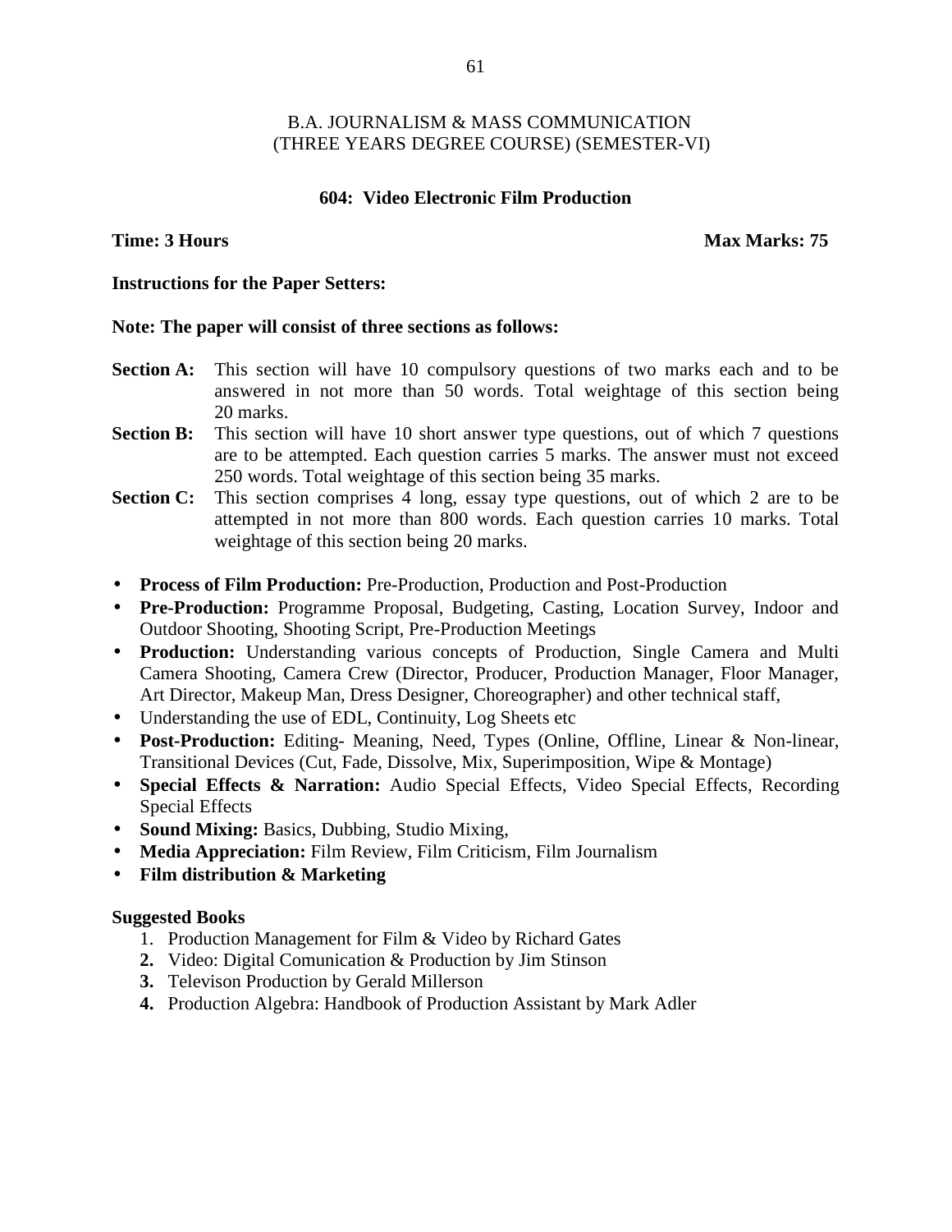B.A. JOURNALISM & MASS COMMUNICATION
(THREE YEARS DEGREE COURSE) (SEMESTER-VI)

**604: Video Electronic Film Production**

**Time: 3 Hours** **Max Marks: 75**

**Instructions for the Paper Setters:**

**Note: The paper will consist of three sections as follows:**

**Section A:** This section will have 10 compulsory questions of two marks each and to be answered in not more than 50 words. Total weightage of this section being 20 marks.

**Section B:** This section will have 10 short answer type questions, out of which 7 questions are to be attempted. Each question carries 5 marks. The answer must not exceed 250 words. Total weightage of this section being 35 marks.

**Section C:** This section comprises 4 long, essay type questions, out of which 2 are to be attempted in not more than 800 words. Each question carries 10 marks. Total weightage of this section being 20 marks.

- **Process of Film Production:** Pre-Production, Production and Post-Production
- **Pre-Production:** Programme Proposal, Budgeting, Casting, Location Survey, Indoor and Outdoor Shooting, Shooting Script, Pre-Production Meetings
- **Production:** Understanding various concepts of Production, Single Camera and Multi Camera Shooting, Camera Crew (Director, Producer, Production Manager, Floor Manager, Art Director, Makeup Man, Dress Designer, Choreographer) and other technical staff,
- Understanding the use of EDL, Continuity, Log Sheets etc
- **Post-Production:** Editing- Meaning, Need, Types (Online, Offline, Linear & Non-linear, Transitional Devices (Cut, Fade, Dissolve, Mix, Superimposition, Wipe & Montage)
- **Special Effects & Narration:** Audio Special Effects, Video Special Effects, Recording Special Effects
- **Sound Mixing:** Basics, Dubbing, Studio Mixing,
- **Media Appreciation:** Film Review, Film Criticism, Film Journalism
- **Film distribution & Marketing**

**Suggested Books**

1. Production Management for Film & Video by Richard Gates
2. Video: Digital Comunication & Production by Jim Stinson
3. Televison Production by Gerald Millerson
4. Production Algebra: Handbook of Production Assistant by Mark Adler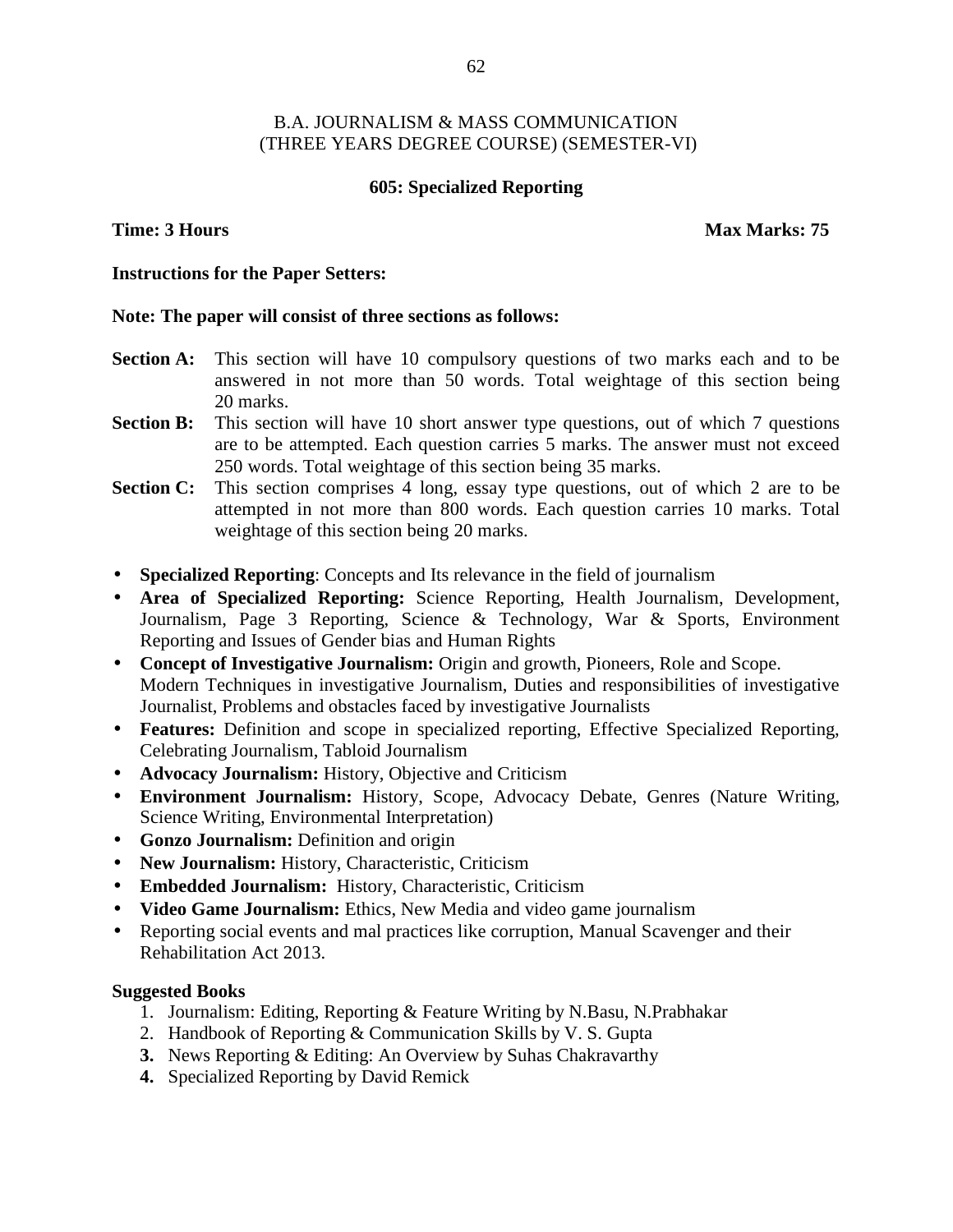# B.A. JOURNALISM & MASS COMMUNICATION
## (THREE YEARS DEGREE COURSE) (SEMESTER-VI)

### 605: Specialized Reporting

**Time: 3 Hours** **Max Marks: 75**

**Instructions for the Paper Setters:**

**Note: The paper will consist of three sections as follows:**

**Section A:** This section will have 10 compulsory questions of two marks each and to be answered in not more than 50 words. Total weightage of this section being 20 marks.

**Section B:** This section will have 10 short answer type questions, out of which 7 questions are to be attempted. Each question carries 5 marks. The answer must not exceed 250 words. Total weightage of this section being 35 marks.

**Section C:** This section comprises 4 long, essay type questions, out of which 2 are to be attempted in not more than 800 words. Each question carries 10 marks. Total weightage of this section being 20 marks.

- **Specialized Reporting**: Concepts and Its relevance in the field of journalism
- **Area of Specialized Reporting:** Science Reporting, Health Journalism, Development, Journalism, Page 3 Reporting, Science & Technology, War & Sports, Environment Reporting and Issues of Gender bias and Human Rights
- **Concept of Investigative Journalism:** Origin and growth, Pioneers, Role and Scope. Modern Techniques in investigative Journalism, Duties and responsibilities of investigative Journalist, Problems and obstacles faced by investigative Journalists
- **Features:** Definition and scope in specialized reporting, Effective Specialized Reporting, Celebrating Journalism, Tabloid Journalism
- **Advocacy Journalism:** History, Objective and Criticism
- **Environment Journalism:** History, Scope, Advocacy Debate, Genres (Nature Writing, Science Writing, Environmental Interpretation)
- **Gonzo Journalism:** Definition and origin
- **New Journalism:** History, Characteristic, Criticism
- **Embedded Journalism:** History, Characteristic, Criticism
- **Video Game Journalism:** Ethics, New Media and video game journalism
- Reporting social events and mal practices like corruption, Manual Scavenger and their Rehabilitation Act 2013.

**Suggested Books**

1. Journalism: Editing, Reporting & Feature Writing by N.Basu, N.Prabhakar
2. Handbook of Reporting & Communication Skills by V. S. Gupta
3. News Reporting & Editing: An Overview by Suhas Chakravarthy
4. Specialized Reporting by David Remick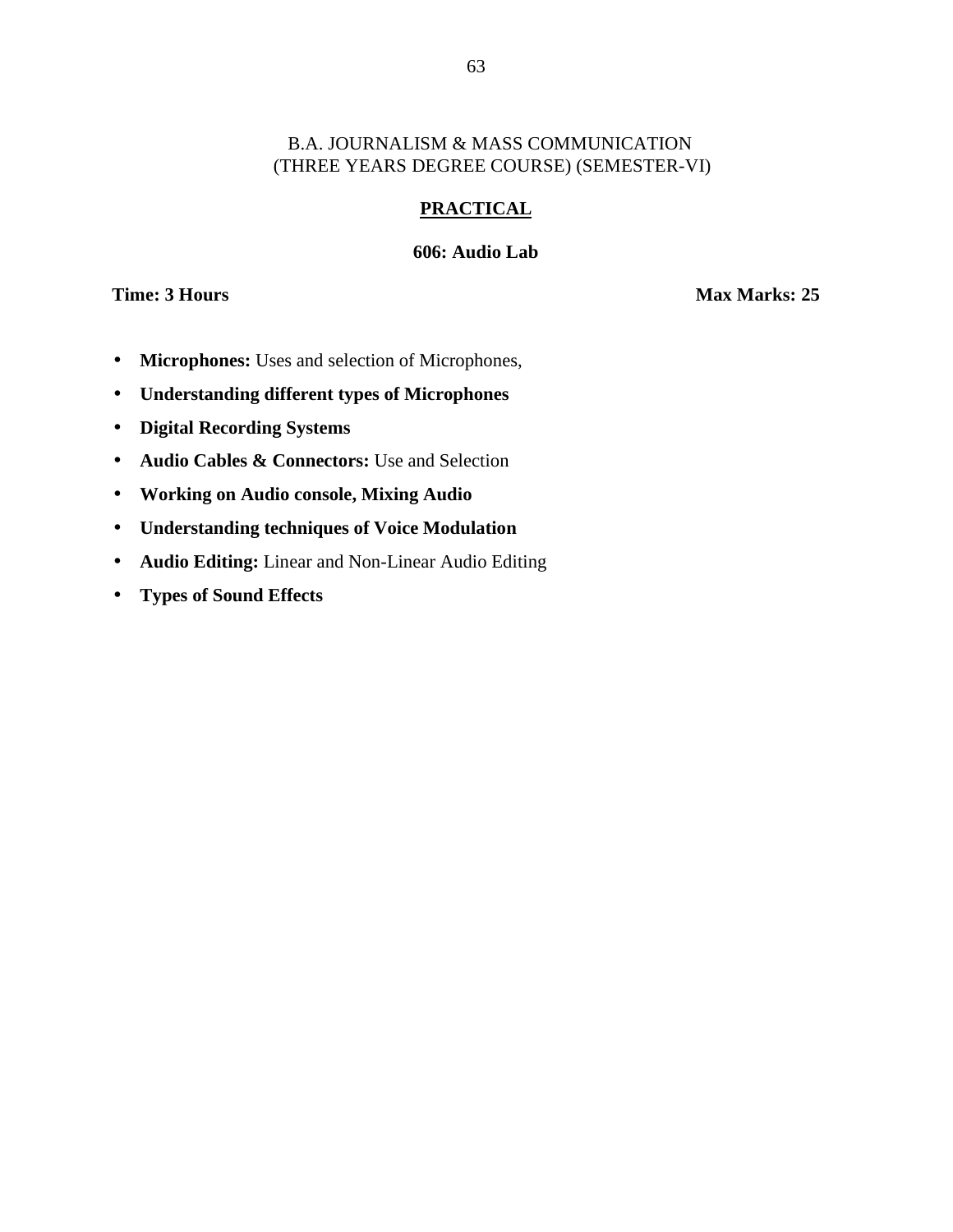B.A. JOURNALISM & MASS COMMUNICATION
(THREE YEARS DEGREE COURSE) (SEMESTER-VI)

## PRACTICAL

### 606: Audio Lab

**Time: 3 Hours** **Max Marks: 25**

- **Microphones:** Uses and selection of Microphones,
- **Understanding different types of Microphones**
- **Digital Recording Systems**
- **Audio Cables & Connectors:** Use and Selection
- **Working on Audio console, Mixing Audio**
- **Understanding techniques of Voice Modulation**
- **Audio Editing:** Linear and Non-Linear Audio Editing
- **Types of Sound Effects**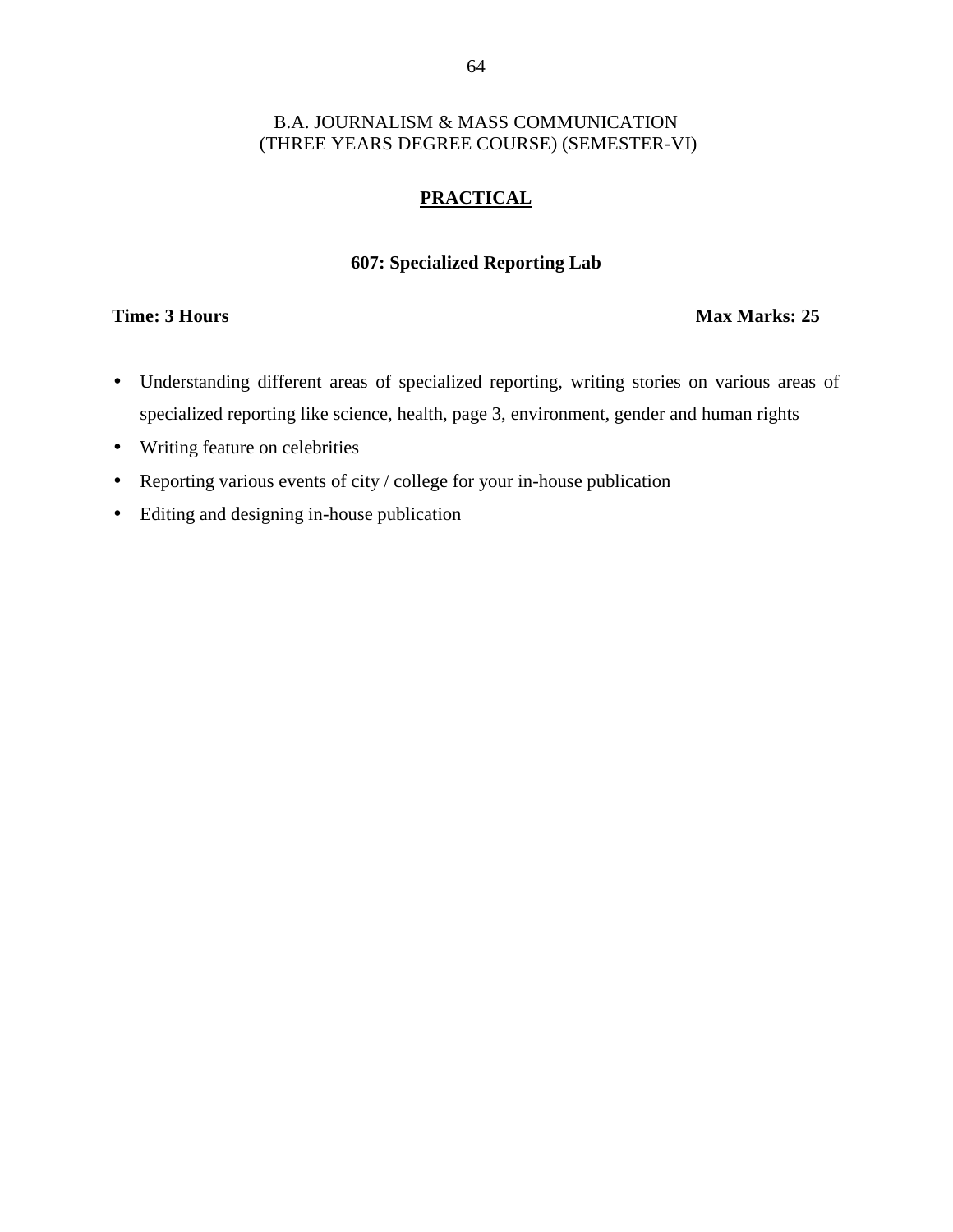B.A. JOURNALISM & MASS COMMUNICATION
(THREE YEARS DEGREE COURSE) (SEMESTER-VI)

## PRACTICAL

### 607: Specialized Reporting Lab

**Time: 3 Hours** **Max Marks: 25**

- Understanding different areas of specialized reporting, writing stories on various areas of specialized reporting like science, health, page 3, environment, gender and human rights
- Writing feature on celebrities
- Reporting various events of city / college for your in-house publication
- Editing and designing in-house publication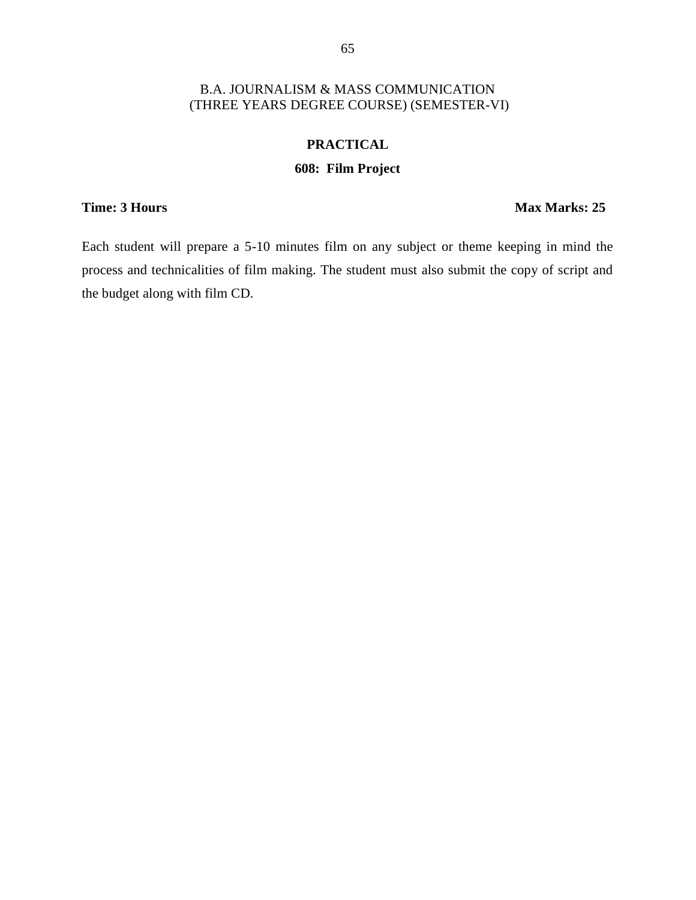B.A. JOURNALISM & MASS COMMUNICATION
(THREE YEARS DEGREE COURSE) (SEMESTER-VI)

## PRACTICAL

### 608: Film Project

**Time: 3 Hours** **Max Marks: 25**

Each student will prepare a 5-10 minutes film on any subject or theme keeping in mind the process and technicalities of film making. The student must also submit the copy of script and the budget along with film CD.